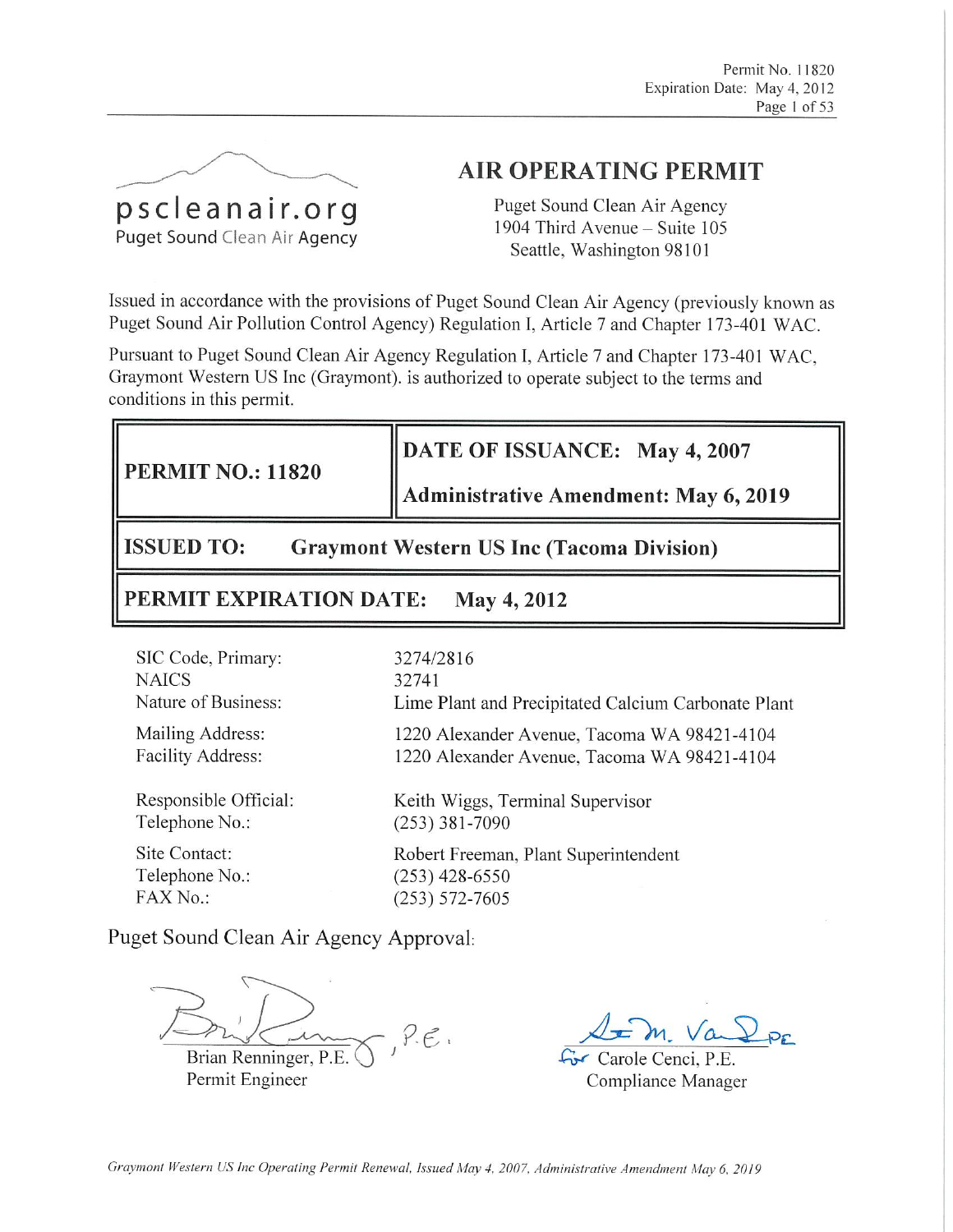# AIR OPERATING PERMIT

pscleanair.org
Puget Sound Clean Air Agency

Puget Sound Clean Air Agency
1904 Third Avenue – Suite 105
Seattle, Washington 98101

Issued in accordance with the provisions of Puget Sound Clean Air Agency (previously known as Puget Sound Air Pollution Control Agency) Regulation I, Article 7 and Chapter 173-401 WAC.

Pursuant to Puget Sound Clean Air Agency Regulation I, Article 7 and Chapter 173-401 WAC, Graymont Western US Inc (Graymont). is authorized to operate subject to the terms and conditions in this permit.

| **PERMIT NO.: 11820** | **DATE OF ISSUANCE: May 4, 2007**<br>**Administrative Amendment: May 6, 2019** |
|---|---|
| **ISSUED TO:** | **Graymont Western US Inc (Tacoma Division)** |
| **PERMIT EXPIRATION DATE:** | **May 4, 2012** |

| | |
|---|---|
| SIC Code, Primary: | 3274/2816 |
| NAICS | 32741 |
| Nature of Business: | Lime Plant and Precipitated Calcium Carbonate Plant |
| Mailing Address: | 1220 Alexander Avenue, Tacoma WA 98421-4104 |
| Facility Address: | 1220 Alexander Avenue, Tacoma WA 98421-4104 |
| Responsible Official: | Keith Wiggs, Terminal Supervisor |
| Telephone No.: | (253) 381-7090 |
| Site Contact: | Robert Freeman, Plant Superintendent |
| Telephone No.: | (253) 428-6550 |
| FAX No.: | (253) 572-7605 |

Puget Sound Clean Air Agency Approval:

Brian Renninger, P.E.
Permit Engineer

for Carole Cenci, P.E.
Compliance Manager

*Graymont Western US Inc Operating Permit Renewal, Issued May 4, 2007, Administrative Amendment May 6, 2019*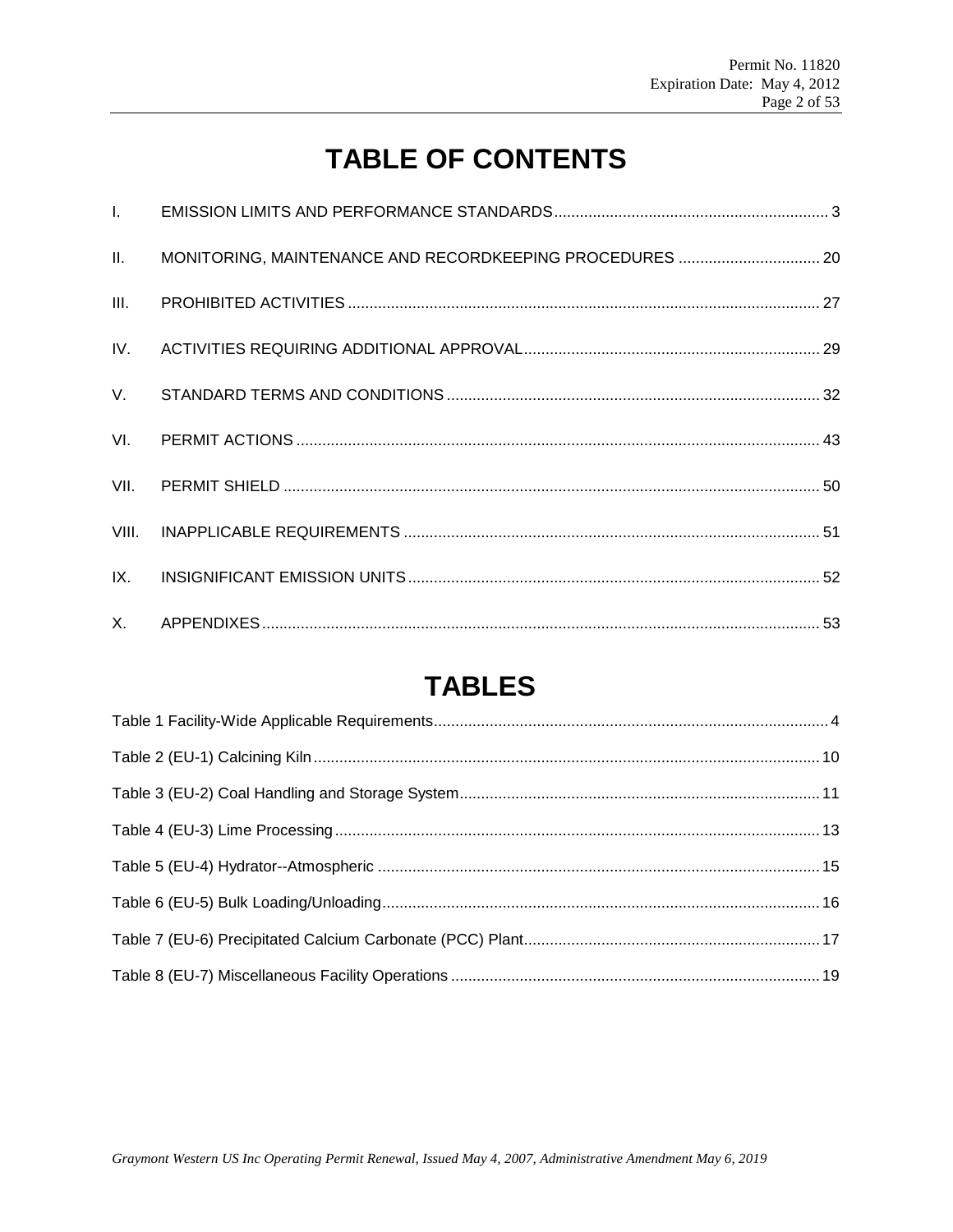# TABLE OF CONTENTS

| | | |
|---|---|---|
| I. | EMISSION LIMITS AND PERFORMANCE STANDARDS | 3 |
| II. | MONITORING, MAINTENANCE AND RECORDKEEPING PROCEDURES | 20 |
| III. | PROHIBITED ACTIVITIES | 27 |
| IV. | ACTIVITIES REQUIRING ADDITIONAL APPROVAL | 29 |
| V. | STANDARD TERMS AND CONDITIONS | 32 |
| VI. | PERMIT ACTIONS | 43 |
| VII. | PERMIT SHIELD | 50 |
| VIII. | INAPPLICABLE REQUIREMENTS | 51 |
| IX. | INSIGNIFICANT EMISSION UNITS | 52 |
| X. | APPENDIXES | 53 |

# TABLES

| | |
|---|---|
| Table 1 Facility-Wide Applicable Requirements | 4 |
| Table 2 (EU-1) Calcining Kiln | 10 |
| Table 3 (EU-2) Coal Handling and Storage System | 11 |
| Table 4 (EU-3) Lime Processing | 13 |
| Table 5 (EU-4) Hydrator--Atmospheric | 15 |
| Table 6 (EU-5) Bulk Loading/Unloading | 16 |
| Table 7 (EU-6) Precipitated Calcium Carbonate (PCC) Plant | 17 |
| Table 8 (EU-7) Miscellaneous Facility Operations | 19 |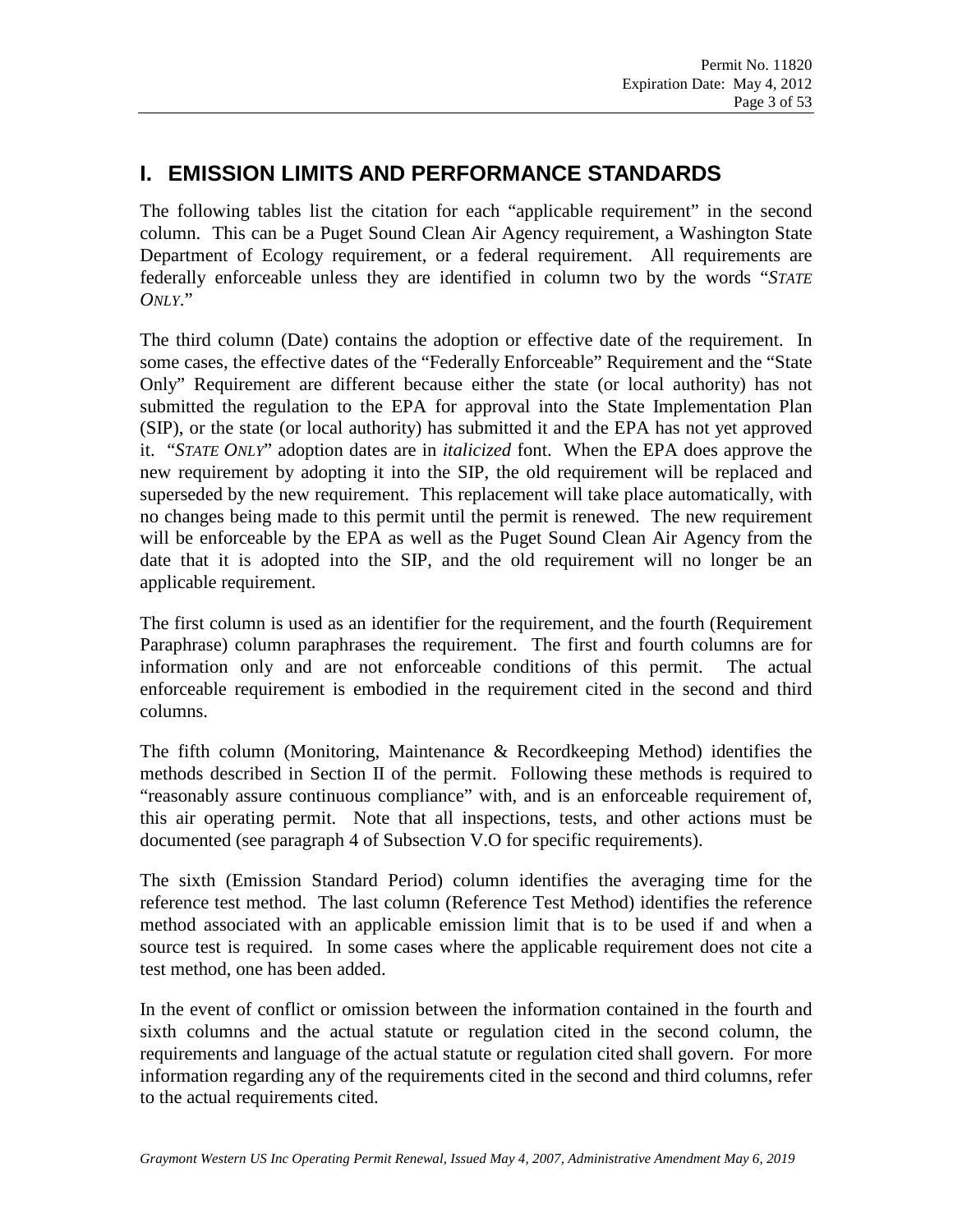## I. EMISSION LIMITS AND PERFORMANCE STANDARDS

The following tables list the citation for each "applicable requirement" in the second column. This can be a Puget Sound Clean Air Agency requirement, a Washington State Department of Ecology requirement, or a federal requirement. All requirements are federally enforceable unless they are identified in column two by the words "*STATE ONLY*."

The third column (Date) contains the adoption or effective date of the requirement. In some cases, the effective dates of the "Federally Enforceable" Requirement and the "State Only" Requirement are different because either the state (or local authority) has not submitted the regulation to the EPA for approval into the State Implementation Plan (SIP), or the state (or local authority) has submitted it and the EPA has not yet approved it. "*STATE ONLY*" adoption dates are in *italicized* font. When the EPA does approve the new requirement by adopting it into the SIP, the old requirement will be replaced and superseded by the new requirement. This replacement will take place automatically, with no changes being made to this permit until the permit is renewed. The new requirement will be enforceable by the EPA as well as the Puget Sound Clean Air Agency from the date that it is adopted into the SIP, and the old requirement will no longer be an applicable requirement.

The first column is used as an identifier for the requirement, and the fourth (Requirement Paraphrase) column paraphrases the requirement. The first and fourth columns are for information only and are not enforceable conditions of this permit. The actual enforceable requirement is embodied in the requirement cited in the second and third columns.

The fifth column (Monitoring, Maintenance & Recordkeeping Method) identifies the methods described in Section II of the permit. Following these methods is required to "reasonably assure continuous compliance" with, and is an enforceable requirement of, this air operating permit. Note that all inspections, tests, and other actions must be documented (see paragraph 4 of Subsection V.O for specific requirements).

The sixth (Emission Standard Period) column identifies the averaging time for the reference test method. The last column (Reference Test Method) identifies the reference method associated with an applicable emission limit that is to be used if and when a source test is required. In some cases where the applicable requirement does not cite a test method, one has been added.

In the event of conflict or omission between the information contained in the fourth and sixth columns and the actual statute or regulation cited in the second column, the requirements and language of the actual statute or regulation cited shall govern. For more information regarding any of the requirements cited in the second and third columns, refer to the actual requirements cited.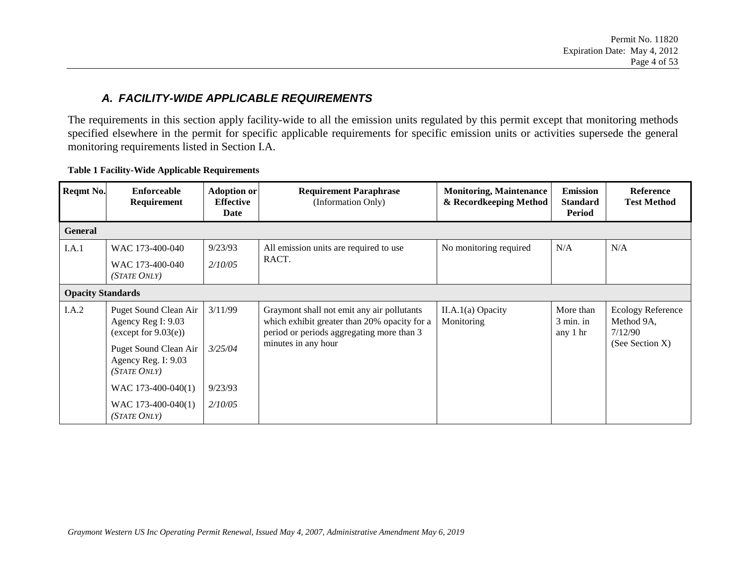### *A. FACILITY-WIDE APPLICABLE REQUIREMENTS*

The requirements in this section apply facility-wide to all the emission units regulated by this permit except that monitoring methods specified elsewhere in the permit for specific applicable requirements for specific emission units or activities supersede the general monitoring requirements listed in Section I.A.

**Table 1 Facility-Wide Applicable Requirements**

| Reqmt No. | Enforceable Requirement | Adoption or Effective Date | Requirement Paraphrase (Information Only) | Monitoring, Maintenance & Recordkeeping Method | Emission Standard Period | Reference Test Method |
|---|---|---|---|---|---|---|
| **General** | | | | | | |
| I.A.1 | WAC 173-400-040<br>WAC 173-400-040 *(STATE ONLY)* | 9/23/93<br>*2/10/05* | All emission units are required to use RACT. | No monitoring required | N/A | N/A |
| **Opacity Standards** | | | | | | |
| I.A.2 | Puget Sound Clean Air Agency Reg I: 9.03 (except for 9.03(e))<br>Puget Sound Clean Air Agency Reg. I: 9.03 *(STATE ONLY)*<br>WAC 173-400-040(1)<br>WAC 173-400-040(1) *(STATE ONLY)* | 3/11/99<br>*3/25/04*<br>9/23/93<br>*2/10/05* | Graymont shall not emit any air pollutants which exhibit greater than 20% opacity for a period or periods aggregating more than 3 minutes in any hour | II.A.1(a) Opacity Monitoring | More than 3 min. in any 1 hr | Ecology Reference Method 9A, 7/12/90 (See Section X) |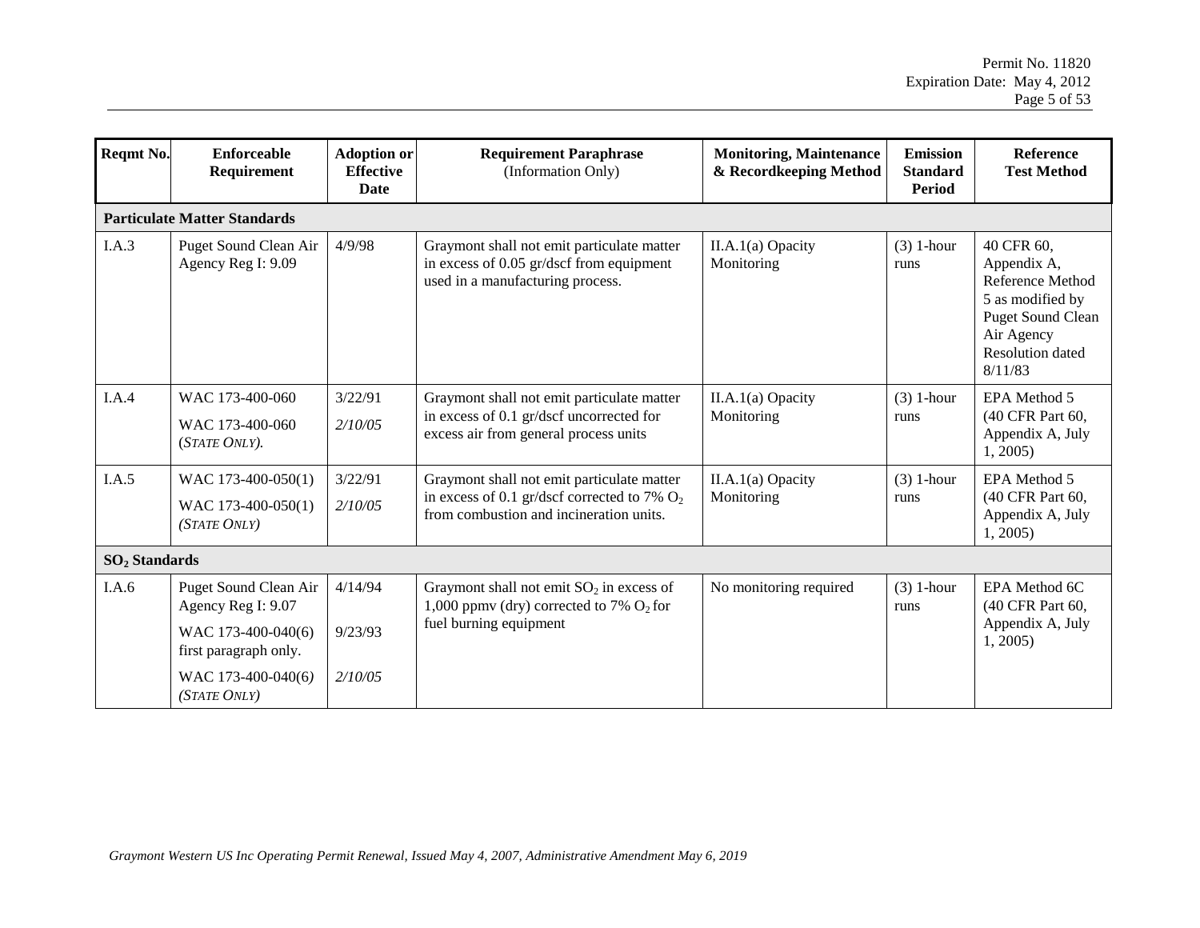| Reqmt No. | Enforceable Requirement | Adoption or Effective Date | Requirement Paraphrase (Information Only) | Monitoring, Maintenance & Recordkeeping Method | Emission Standard Period | Reference Test Method |
|---|---|---|---|---|---|---|
| **Particulate Matter Standards** | | | | | | |
| I.A.3 | Puget Sound Clean Air Agency Reg I: 9.09 | 4/9/98 | Graymont shall not emit particulate matter in excess of 0.05 gr/dscf from equipment used in a manufacturing process. | II.A.1(a) Opacity Monitoring | (3) 1-hour runs | 40 CFR 60, Appendix A, Reference Method 5 as modified by Puget Sound Clean Air Agency Resolution dated 8/11/83 |
| I.A.4 | WAC 173-400-060<br>WAC 173-400-060 (*STATE ONLY).* | 3/22/91<br>*2/10/05* | Graymont shall not emit particulate matter in excess of 0.1 gr/dscf uncorrected for excess air from general process units | II.A.1(a) Opacity Monitoring | (3) 1-hour runs | EPA Method 5 (40 CFR Part 60, Appendix A, July 1, 2005) |
| I.A.5 | WAC 173-400-050(1)<br>WAC 173-400-050(1) *(STATE ONLY)* | 3/22/91<br>*2/10/05* | Graymont shall not emit particulate matter in excess of 0.1 gr/dscf corrected to 7% $O_2$ from combustion and incineration units. | II.A.1(a) Opacity Monitoring | (3) 1-hour runs | EPA Method 5 (40 CFR Part 60, Appendix A, July 1, 2005) |
| **$SO_2$ Standards** | | | | | | |
| I.A.6 | Puget Sound Clean Air Agency Reg I: 9.07<br>WAC 173-400-040(6) first paragraph only.<br>WAC 173-400-040(6) *(STATE ONLY)* | 4/14/94<br>9/23/93<br>*2/10/05* | Graymont shall not emit $SO_2$ in excess of 1,000 ppmv (dry) corrected to 7% $O_2$ for fuel burning equipment | No monitoring required | (3) 1-hour runs | EPA Method 6C (40 CFR Part 60, Appendix A, July 1, 2005) |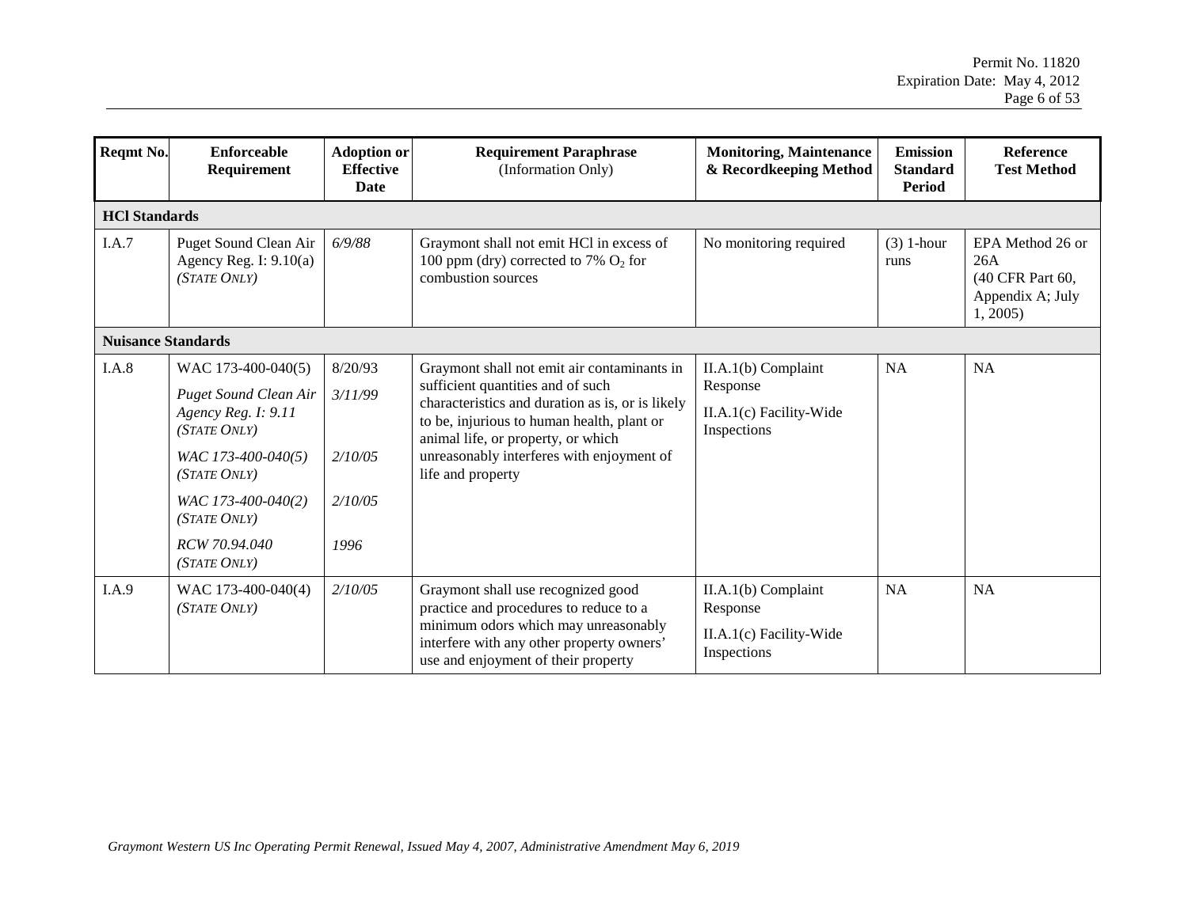| Reqmt No. | Enforceable Requirement | Adoption or Effective Date | Requirement Paraphrase (Information Only) | Monitoring, Maintenance & Recordkeeping Method | Emission Standard Period | Reference Test Method |
|---|---|---|---|---|---|---|
| **HCl Standards** | | | | | | |
| I.A.7 | Puget Sound Clean Air Agency Reg. I: 9.10(a) *(STATE ONLY)* | *6/9/88* | Graymont shall not emit HCl in excess of 100 ppm (dry) corrected to 7% $O_2$ for combustion sources | No monitoring required | (3) 1-hour runs | EPA Method 26 or 26A (40 CFR Part 60, Appendix A; July 1, 2005) |
| **Nuisance Standards** | | | | | | |
| I.A.8 | WAC 173-400-040(5)<br>*Puget Sound Clean Air Agency Reg. I: 9.11 (STATE ONLY)*<br>*WAC 173-400-040(5) (STATE ONLY)*<br>*WAC 173-400-040(2) (STATE ONLY)*<br>*RCW 70.94.040 (STATE ONLY)* | 8/20/93<br>*3/11/99*<br>*2/10/05*<br>*2/10/05*<br>*1996* | Graymont shall not emit air contaminants in sufficient quantities and of such characteristics and duration as is, or is likely to be, injurious to human health, plant or animal life, or property, or which unreasonably interferes with enjoyment of life and property | II.A.1(b) Complaint Response<br>II.A.1(c) Facility-Wide Inspections | NA | NA |
| I.A.9 | WAC 173-400-040(4) *(STATE ONLY)* | *2/10/05* | Graymont shall use recognized good practice and procedures to reduce to a minimum odors which may unreasonably interfere with any other property owners' use and enjoyment of their property | II.A.1(b) Complaint Response<br>II.A.1(c) Facility-Wide Inspections | NA | NA |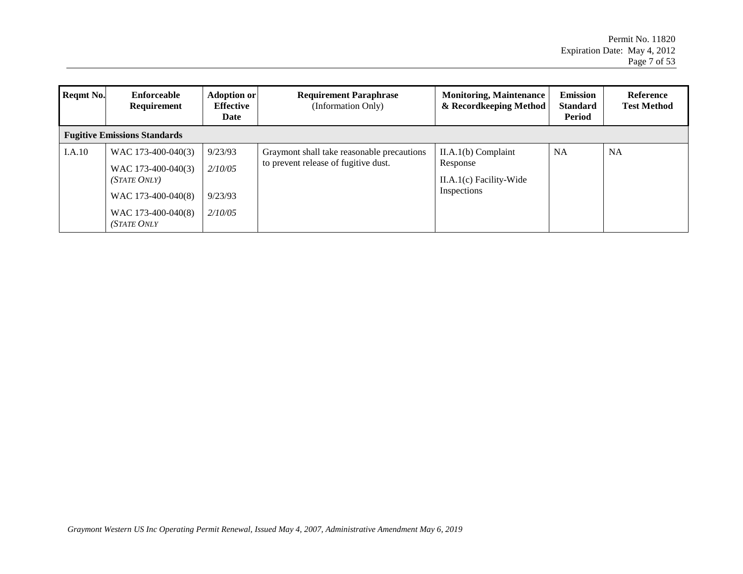| Reqmt No. | Enforceable Requirement | Adoption or Effective Date | Requirement Paraphrase (Information Only) | Monitoring, Maintenance & Recordkeeping Method | Emission Standard Period | Reference Test Method |
|---|---|---|---|---|---|---|
| **Fugitive Emissions Standards** | | | | | | |
| I.A.10 | WAC 173-400-040(3)<br>WAC 173-400-040(3) *(STATE ONLY)*<br>WAC 173-400-040(8)<br>WAC 173-400-040(8) *(STATE ONLY* | 9/23/93<br>*2/10/05*<br>9/23/93<br>*2/10/05* | Graymont shall take reasonable precautions to prevent release of fugitive dust. | II.A.1(b) Complaint Response<br>II.A.1(c) Facility-Wide Inspections | NA | NA |

*Graymont Western US Inc Operating Permit Renewal, Issued May 4, 2007, Administrative Amendment May 6, 2019*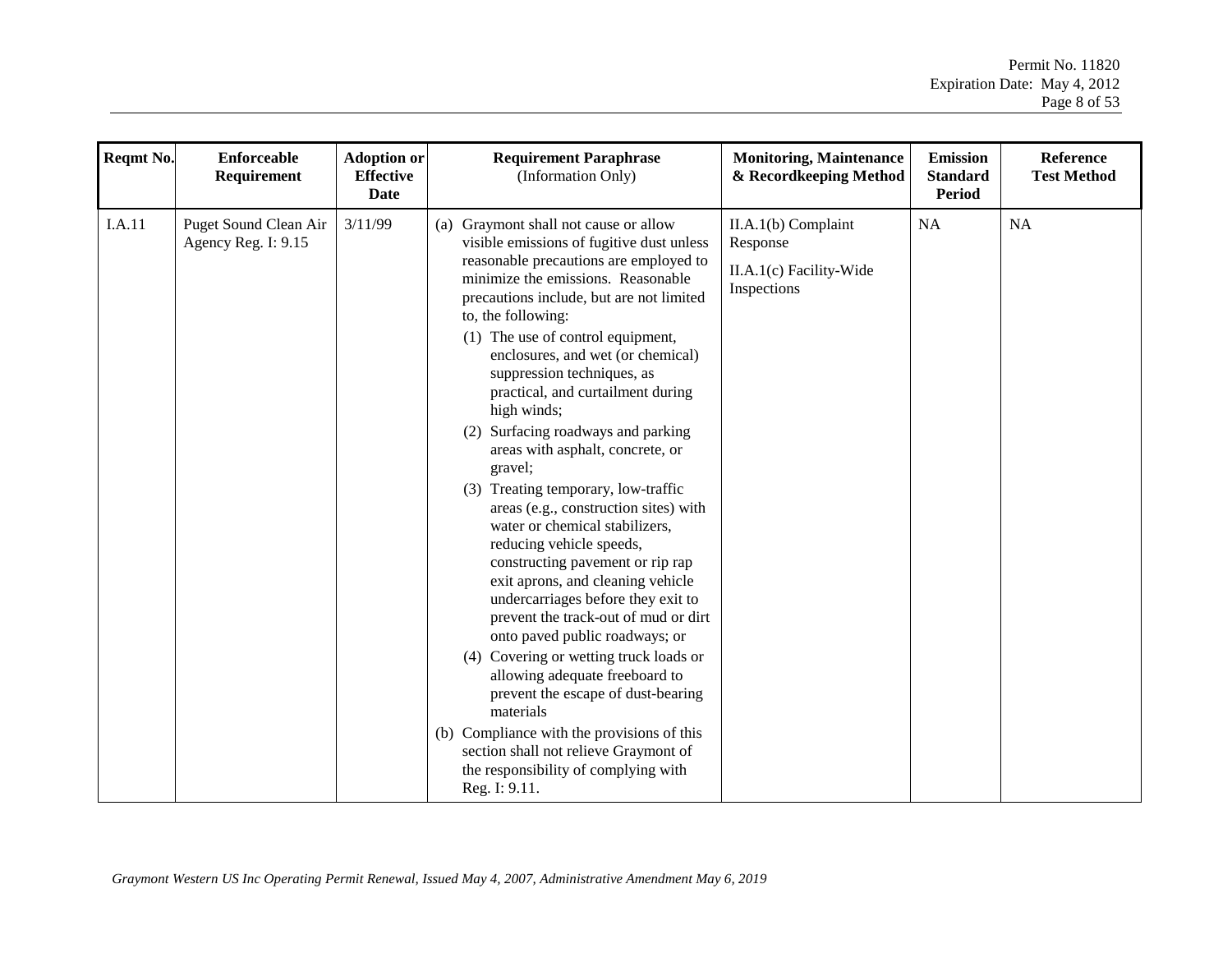| Reqmt No. | Enforceable Requirement | Adoption or Effective Date | Requirement Paraphrase (Information Only) | Monitoring, Maintenance & Recordkeeping Method | Emission Standard Period | Reference Test Method |
|---|---|---|---|---|---|---|
| I.A.11 | Puget Sound Clean Air Agency Reg. I: 9.15 | 3/11/99 | (a) Graymont shall not cause or allow visible emissions of fugitive dust unless reasonable precautions are employed to minimize the emissions. Reasonable precautions include, but are not limited to, the following:<br>(1) The use of control equipment, enclosures, and wet (or chemical) suppression techniques, as practical, and curtailment during high winds;<br>(2) Surfacing roadways and parking areas with asphalt, concrete, or gravel;<br>(3) Treating temporary, low-traffic areas (e.g., construction sites) with water or chemical stabilizers, reducing vehicle speeds, constructing pavement or rip rap exit aprons, and cleaning vehicle undercarriages before they exit to prevent the track-out of mud or dirt onto paved public roadways; or<br>(4) Covering or wetting truck loads or allowing adequate freeboard to prevent the escape of dust-bearing materials<br>(b) Compliance with the provisions of this section shall not relieve Graymont of the responsibility of complying with Reg. I: 9.11. | II.A.1(b) Complaint Response<br><br>II.A.1(c) Facility-Wide Inspections | NA | NA |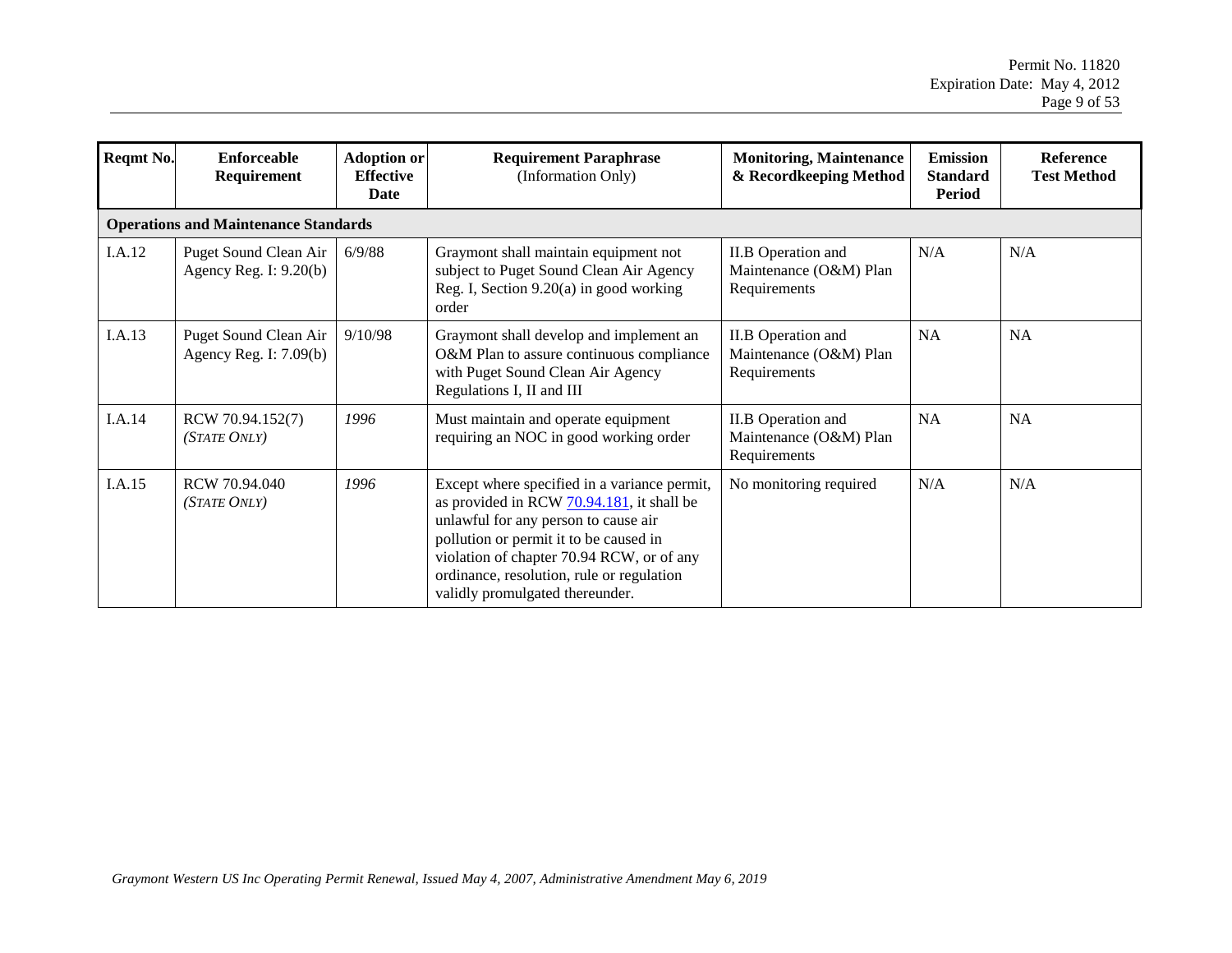| Reqmt No. | Enforceable Requirement | Adoption or Effective Date | Requirement Paraphrase (Information Only) | Monitoring, Maintenance & Recordkeeping Method | Emission Standard Period | Reference Test Method |
|---|---|---|---|---|---|---|
| **Operations and Maintenance Standards** | | | | | | |
| I.A.12 | Puget Sound Clean Air Agency Reg. I: 9.20(b) | 6/9/88 | Graymont shall maintain equipment not subject to Puget Sound Clean Air Agency Reg. I, Section 9.20(a) in good working order | II.B Operation and Maintenance (O&M) Plan Requirements | N/A | N/A |
| I.A.13 | Puget Sound Clean Air Agency Reg. I: 7.09(b) | 9/10/98 | Graymont shall develop and implement an O&M Plan to assure continuous compliance with Puget Sound Clean Air Agency Regulations I, II and III | II.B Operation and Maintenance (O&M) Plan Requirements | NA | NA |
| I.A.14 | RCW 70.94.152(7) *(STATE ONLY)* | *1996* | Must maintain and operate equipment requiring an NOC in good working order | II.B Operation and Maintenance (O&M) Plan Requirements | NA | NA |
| I.A.15 | RCW 70.94.040 *(STATE ONLY)* | *1996* | Except where specified in a variance permit, as provided in RCW 70.94.181, it shall be unlawful for any person to cause air pollution or permit it to be caused in violation of chapter 70.94 RCW, or of any ordinance, resolution, rule or regulation validly promulgated thereunder. | No monitoring required | N/A | N/A |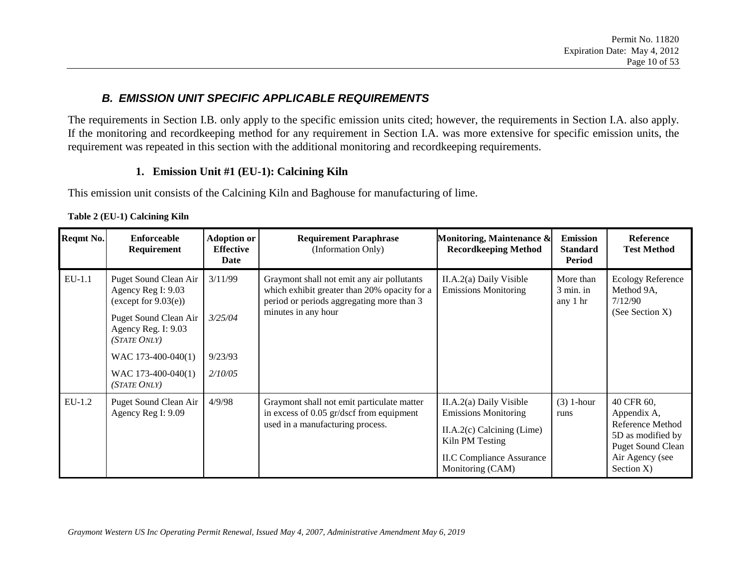## *B. EMISSION UNIT SPECIFIC APPLICABLE REQUIREMENTS*

The requirements in Section I.B. only apply to the specific emission units cited; however, the requirements in Section I.A. also apply. If the monitoring and recordkeeping method for any requirement in Section I.A. was more extensive for specific emission units, the requirement was repeated in this section with the additional monitoring and recordkeeping requirements.

### 1. Emission Unit #1 (EU-1): Calcining Kiln

This emission unit consists of the Calcining Kiln and Baghouse for manufacturing of lime.

**Table 2 (EU-1) Calcining Kiln**

| Reqmt No. | Enforceable Requirement | Adoption or Effective Date | Requirement Paraphrase (Information Only) | Monitoring, Maintenance & Recordkeeping Method | Emission Standard Period | Reference Test Method |
|---|---|---|---|---|---|---|
| EU-1.1 | Puget Sound Clean Air Agency Reg I: 9.03 (except for 9.03(e))<br>Puget Sound Clean Air Agency Reg. I: 9.03 *(STATE ONLY)*<br>WAC 173-400-040(1)<br>WAC 173-400-040(1) *(STATE ONLY)* | 3/11/99<br>*3/25/04*<br>9/23/93<br>*2/10/05* | Graymont shall not emit any air pollutants which exhibit greater than 20% opacity for a period or periods aggregating more than 3 minutes in any hour | II.A.2(a) Daily Visible Emissions Monitoring | More than 3 min. in any 1 hr | Ecology Reference Method 9A, 7/12/90 (See Section X) |
| EU-1.2 | Puget Sound Clean Air Agency Reg I: 9.09 | 4/9/98 | Graymont shall not emit particulate matter in excess of 0.05 gr/dscf from equipment used in a manufacturing process. | II.A.2(a) Daily Visible Emissions Monitoring<br>II.A.2(c) Calcining (Lime) Kiln PM Testing<br>II.C Compliance Assurance Monitoring (CAM) | (3) 1-hour runs | 40 CFR 60, Appendix A, Reference Method 5D as modified by Puget Sound Clean Air Agency (see Section X) |

*Graymont Western US Inc Operating Permit Renewal, Issued May 4, 2007, Administrative Amendment May 6, 2019*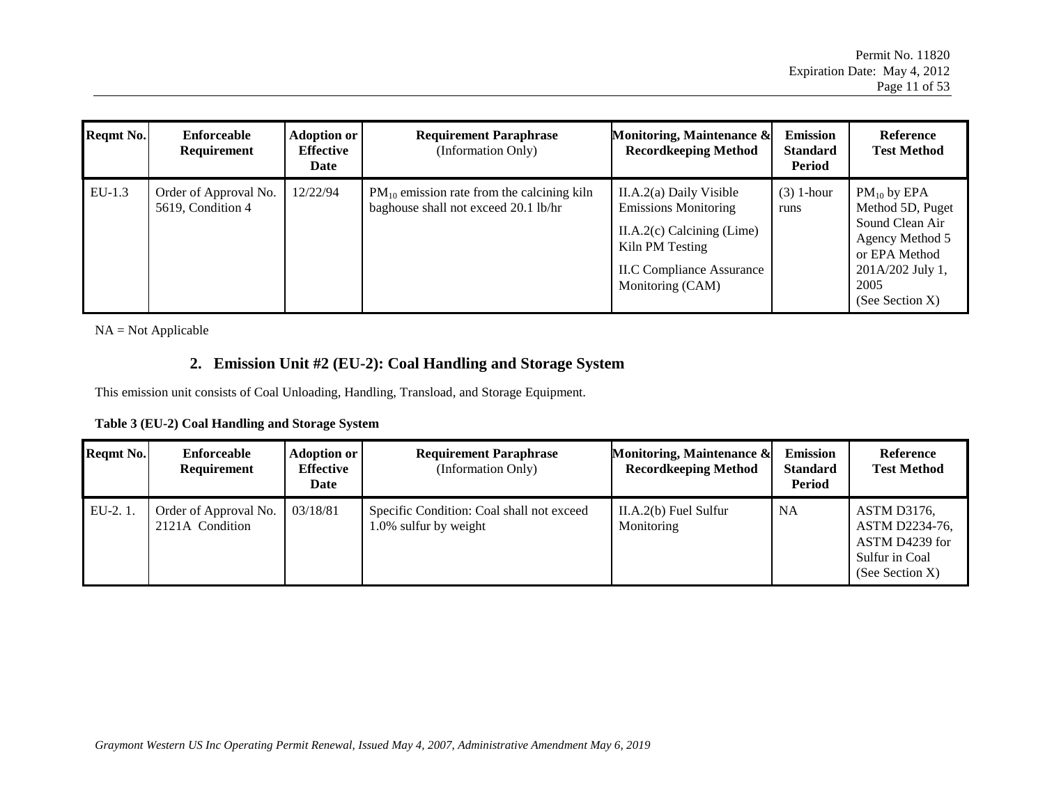| Reqmt No. | Enforceable Requirement | Adoption or Effective Date | Requirement Paraphrase (Information Only) | Monitoring, Maintenance & Recordkeeping Method | Emission Standard Period | Reference Test Method |
|---|---|---|---|---|---|---|
| EU-1.3 | Order of Approval No. 5619, Condition 4 | 12/22/94 | $PM_{10}$ emission rate from the calcining kiln baghouse shall not exceed 20.1 lb/hr | II.A.2(a) Daily Visible Emissions Monitoring<br>II.A.2(c) Calcining (Lime) Kiln PM Testing<br>II.C Compliance Assurance Monitoring (CAM) | (3) 1-hour runs | $PM_{10}$ by EPA Method 5D, Puget Sound Clean Air Agency Method 5 or EPA Method 201A/202 July 1, 2005 (See Section X) |

NA = Not Applicable

## 2. Emission Unit #2 (EU-2): Coal Handling and Storage System

This emission unit consists of Coal Unloading, Handling, Transload, and Storage Equipment.

**Table 3 (EU-2) Coal Handling and Storage System**

| Reqmt No. | Enforceable Requirement | Adoption or Effective Date | Requirement Paraphrase (Information Only) | Monitoring, Maintenance & Recordkeeping Method | Emission Standard Period | Reference Test Method |
|---|---|---|---|---|---|---|
| EU-2. 1. | Order of Approval No. 2121A Condition | 03/18/81 | Specific Condition: Coal shall not exceed 1.0% sulfur by weight | II.A.2(b) Fuel Sulfur Monitoring | NA | ASTM D3176, ASTM D2234-76, ASTM D4239 for Sulfur in Coal (See Section X) |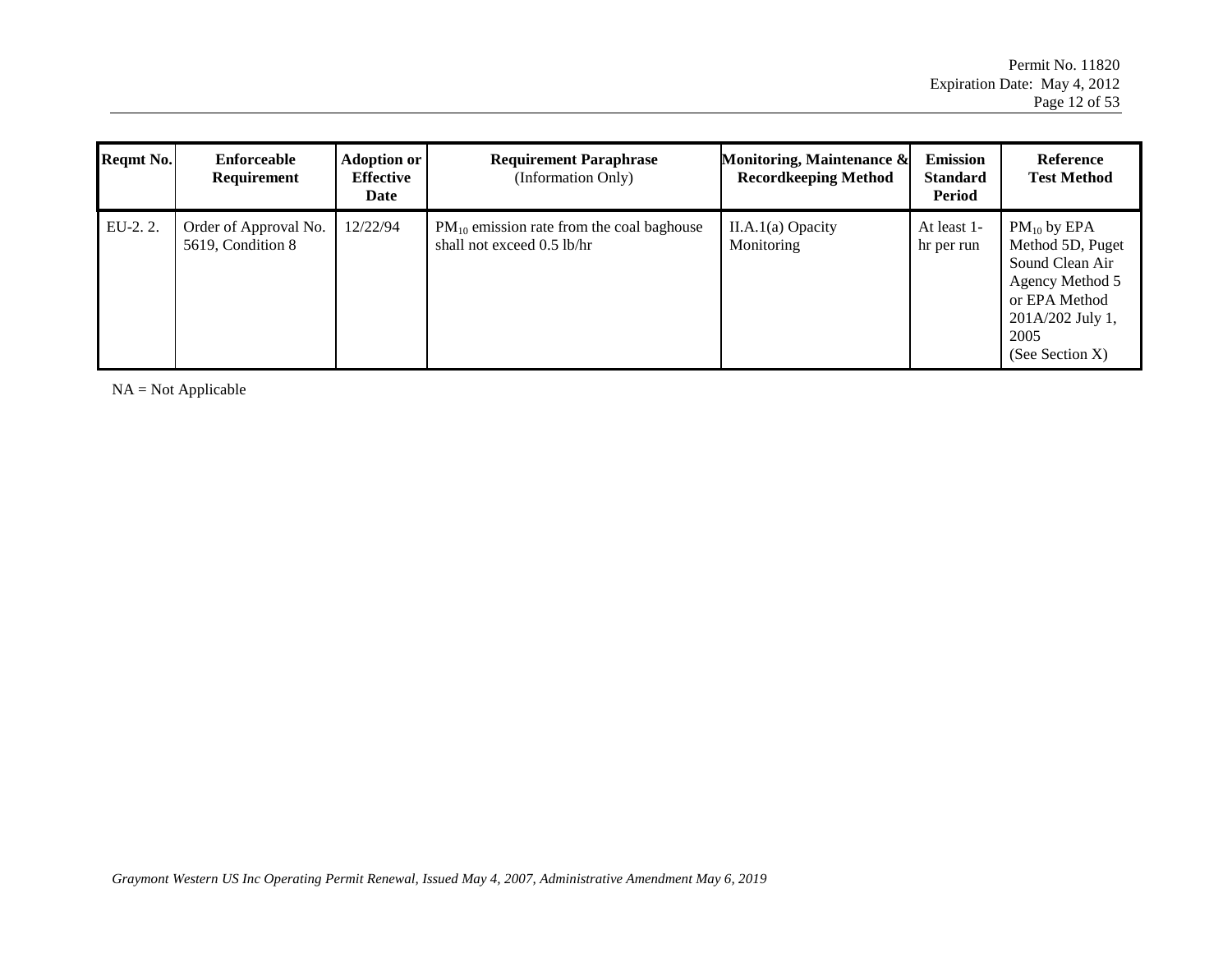| Reqmt No. | Enforceable Requirement | Adoption or Effective Date | Requirement Paraphrase (Information Only) | Monitoring, Maintenance & Recordkeeping Method | Emission Standard Period | Reference Test Method |
|---|---|---|---|---|---|---|
| EU-2. 2. | Order of Approval No. 5619, Condition 8 | 12/22/94 | $PM_{10}$ emission rate from the coal baghouse shall not exceed 0.5 lb/hr | II.A.1(a) Opacity Monitoring | At least 1-hr per run | $PM_{10}$ by EPA Method 5D, Puget Sound Clean Air Agency Method 5 or EPA Method 201A/202 July 1, 2005 (See Section X) |

NA = Not Applicable

*Graymont Western US Inc Operating Permit Renewal, Issued May 4, 2007, Administrative Amendment May 6, 2019*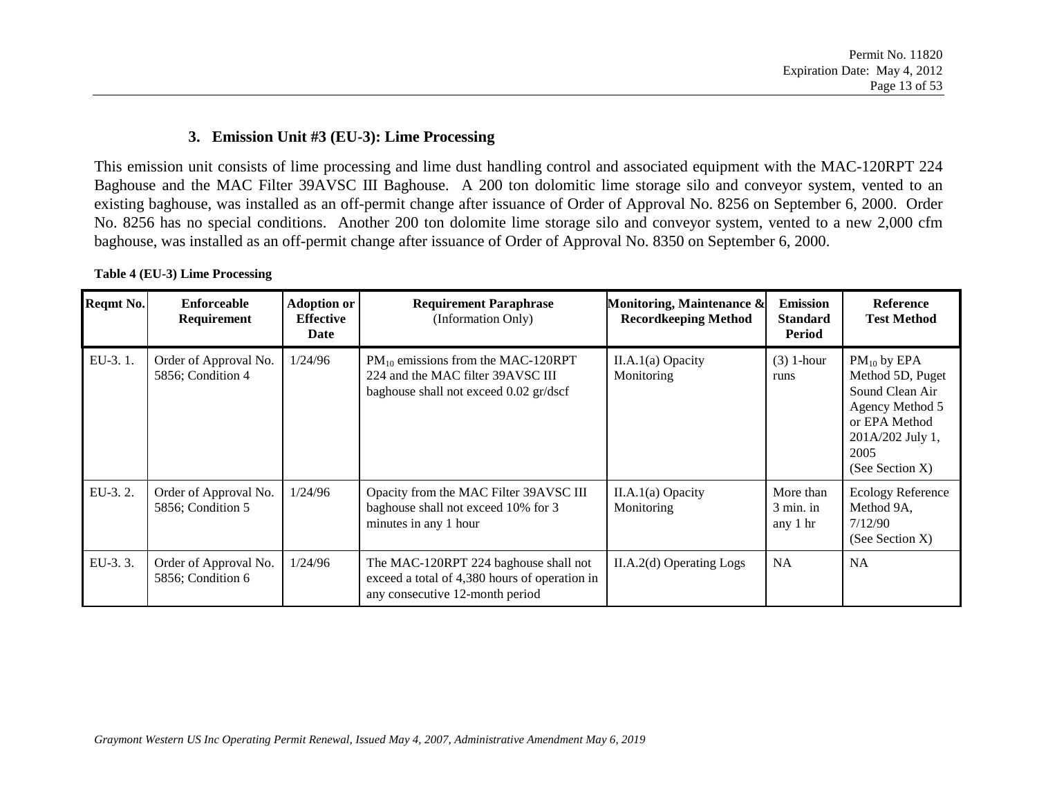### 3. Emission Unit #3 (EU-3): Lime Processing

This emission unit consists of lime processing and lime dust handling control and associated equipment with the MAC-120RPT 224 Baghouse and the MAC Filter 39AVSC III Baghouse. A 200 ton dolomitic lime storage silo and conveyor system, vented to an existing baghouse, was installed as an off-permit change after issuance of Order of Approval No. 8256 on September 6, 2000. Order No. 8256 has no special conditions. Another 200 ton dolomite lime storage silo and conveyor system, vented to a new 2,000 cfm baghouse, was installed as an off-permit change after issuance of Order of Approval No. 8350 on September 6, 2000.

**Table 4 (EU-3) Lime Processing**

| Reqmt No. | Enforceable Requirement | Adoption or Effective Date | Requirement Paraphrase (Information Only) | Monitoring, Maintenance & Recordkeeping Method | Emission Standard Period | Reference Test Method |
|---|---|---|---|---|---|---|
| EU-3. 1. | Order of Approval No. 5856; Condition 4 | 1/24/96 | $PM_{10}$ emissions from the MAC-120RPT 224 and the MAC filter 39AVSC III baghouse shall not exceed 0.02 gr/dscf | II.A.1(a) Opacity Monitoring | (3) 1-hour runs | $PM_{10}$ by EPA Method 5D, Puget Sound Clean Air Agency Method 5 or EPA Method 201A/202 July 1, 2005 (See Section X) |
| EU-3. 2. | Order of Approval No. 5856; Condition 5 | 1/24/96 | Opacity from the MAC Filter 39AVSC III baghouse shall not exceed 10% for 3 minutes in any 1 hour | II.A.1(a) Opacity Monitoring | More than 3 min. in any 1 hr | Ecology Reference Method 9A, 7/12/90 (See Section X) |
| EU-3. 3. | Order of Approval No. 5856; Condition 6 | 1/24/96 | The MAC-120RPT 224 baghouse shall not exceed a total of 4,380 hours of operation in any consecutive 12-month period | II.A.2(d) Operating Logs | NA | NA |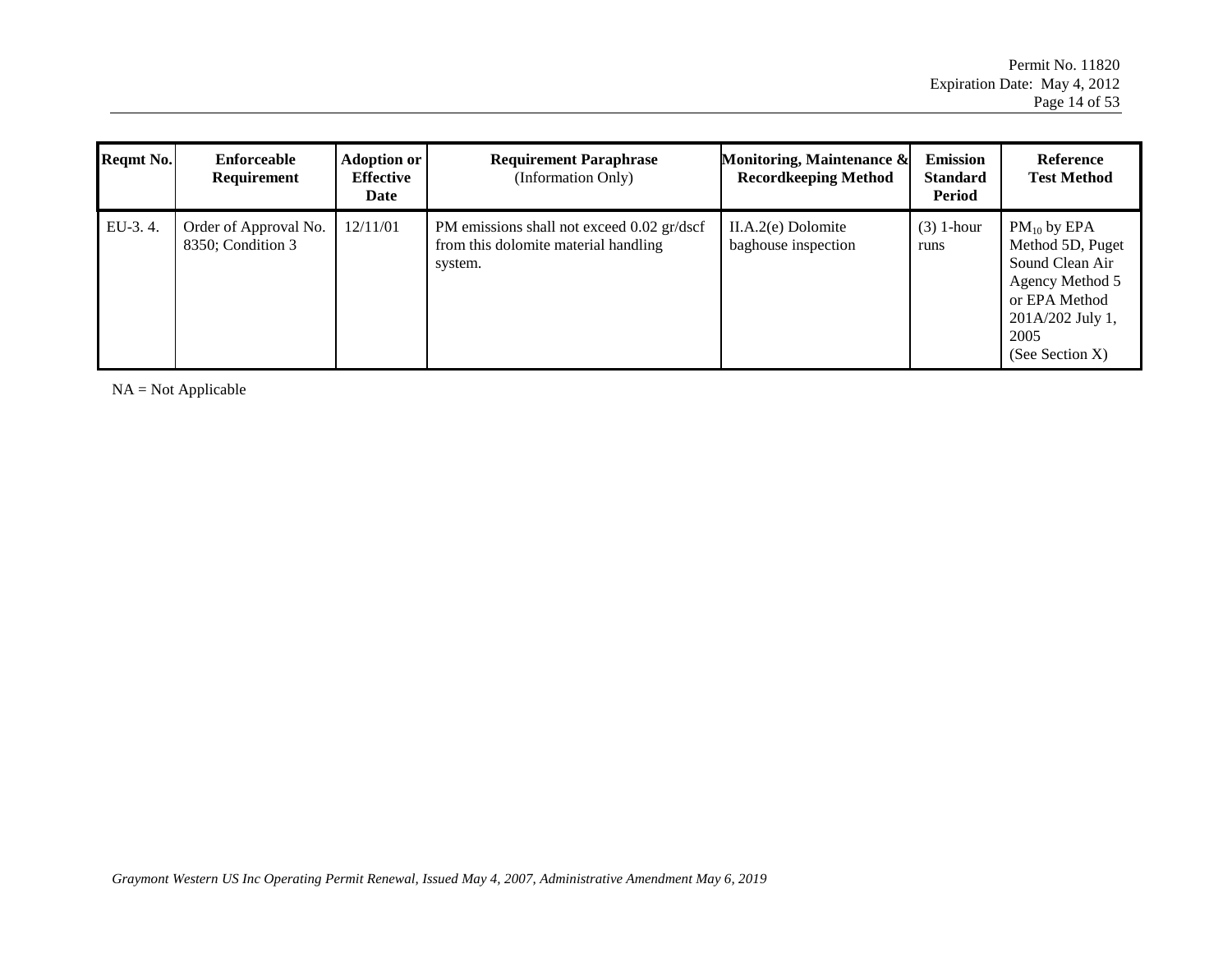| Reqmt No. | Enforceable Requirement | Adoption or Effective Date | Requirement Paraphrase (Information Only) | Monitoring, Maintenance & Recordkeeping Method | Emission Standard Period | Reference Test Method |
|---|---|---|---|---|---|---|
| EU-3. 4. | Order of Approval No. 8350; Condition 3 | 12/11/01 | PM emissions shall not exceed 0.02 gr/dscf from this dolomite material handling system. | II.A.2(e) Dolomite baghouse inspection | (3) 1-hour runs | $PM_{10}$ by EPA Method 5D, Puget Sound Clean Air Agency Method 5 or EPA Method 201A/202 July 1, 2005 (See Section X) |

NA = Not Applicable

*Graymont Western US Inc Operating Permit Renewal, Issued May 4, 2007, Administrative Amendment May 6, 2019*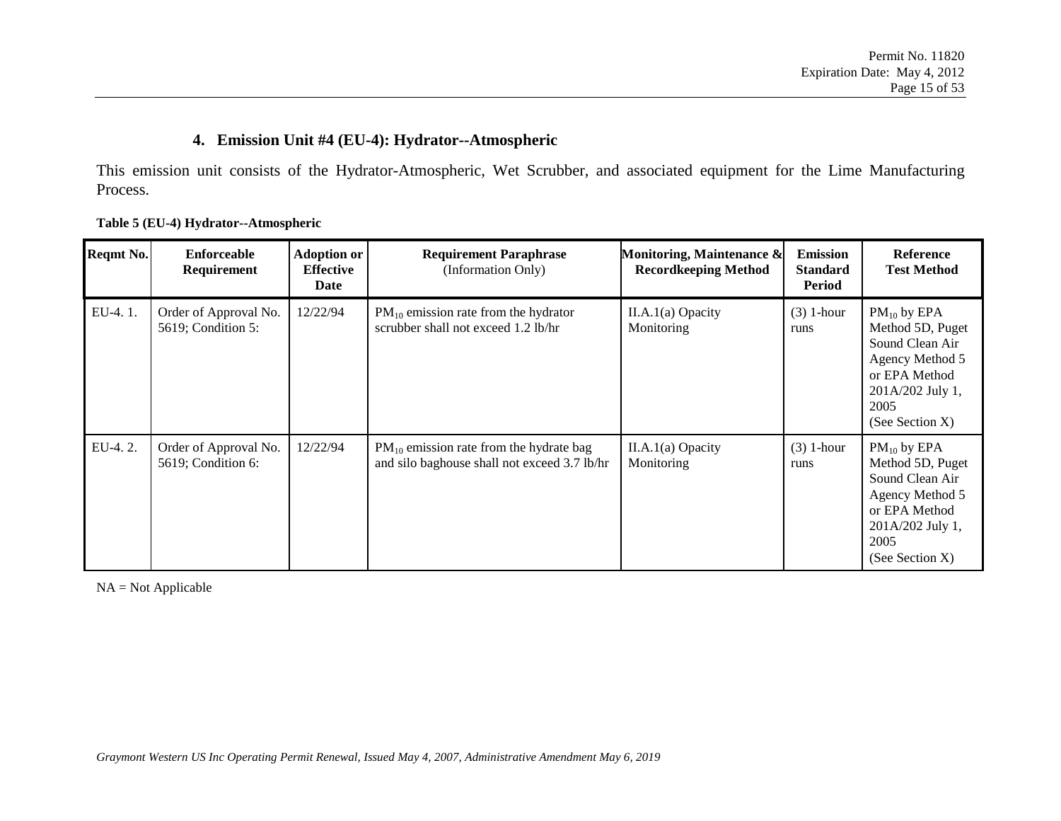## 4. Emission Unit #4 (EU-4): Hydrator--Atmospheric

This emission unit consists of the Hydrator-Atmospheric, Wet Scrubber, and associated equipment for the Lime Manufacturing Process.

**Table 5 (EU-4) Hydrator--Atmospheric**

| Reqmt No. | Enforceable Requirement | Adoption or Effective Date | Requirement Paraphrase (Information Only) | Monitoring, Maintenance & Recordkeeping Method | Emission Standard Period | Reference Test Method |
|---|---|---|---|---|---|---|
| EU-4. 1. | Order of Approval No. 5619; Condition 5: | 12/22/94 | $PM_{10}$ emission rate from the hydrator scrubber shall not exceed 1.2 lb/hr | II.A.1(a) Opacity Monitoring | (3) 1-hour runs | $PM_{10}$ by EPA Method 5D, Puget Sound Clean Air Agency Method 5 or EPA Method 201A/202 July 1, 2005 (See Section X) |
| EU-4. 2. | Order of Approval No. 5619; Condition 6: | 12/22/94 | $PM_{10}$ emission rate from the hydrate bag and silo baghouse shall not exceed 3.7 lb/hr | II.A.1(a) Opacity Monitoring | (3) 1-hour runs | $PM_{10}$ by EPA Method 5D, Puget Sound Clean Air Agency Method 5 or EPA Method 201A/202 July 1, 2005 (See Section X) |

NA = Not Applicable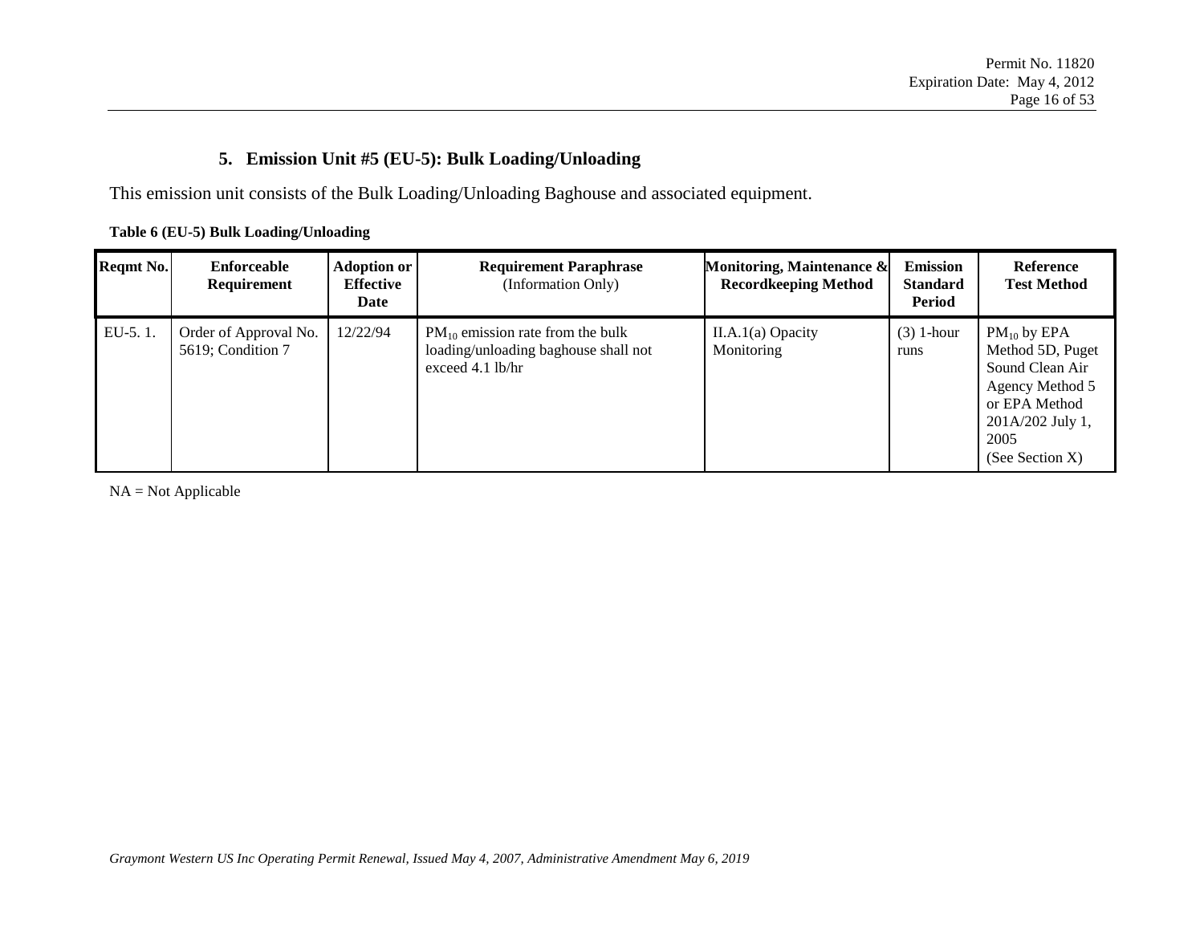## 5. Emission Unit #5 (EU-5): Bulk Loading/Unloading

This emission unit consists of the Bulk Loading/Unloading Baghouse and associated equipment.

**Table 6 (EU-5) Bulk Loading/Unloading**

| Reqmt No. | Enforceable Requirement | Adoption or Effective Date | Requirement Paraphrase (Information Only) | Monitoring, Maintenance & Recordkeeping Method | Emission Standard Period | Reference Test Method |
|---|---|---|---|---|---|---|
| EU-5. 1. | Order of Approval No. 5619; Condition 7 | 12/22/94 | $PM_{10}$ emission rate from the bulk loading/unloading baghouse shall not exceed 4.1 lb/hr | II.A.1(a) Opacity Monitoring | (3) 1-hour runs | $PM_{10}$ by EPA Method 5D, Puget Sound Clean Air Agency Method 5 or EPA Method 201A/202 July 1, 2005 (See Section X) |

NA = Not Applicable

*Graymont Western US Inc Operating Permit Renewal, Issued May 4, 2007, Administrative Amendment May 6, 2019*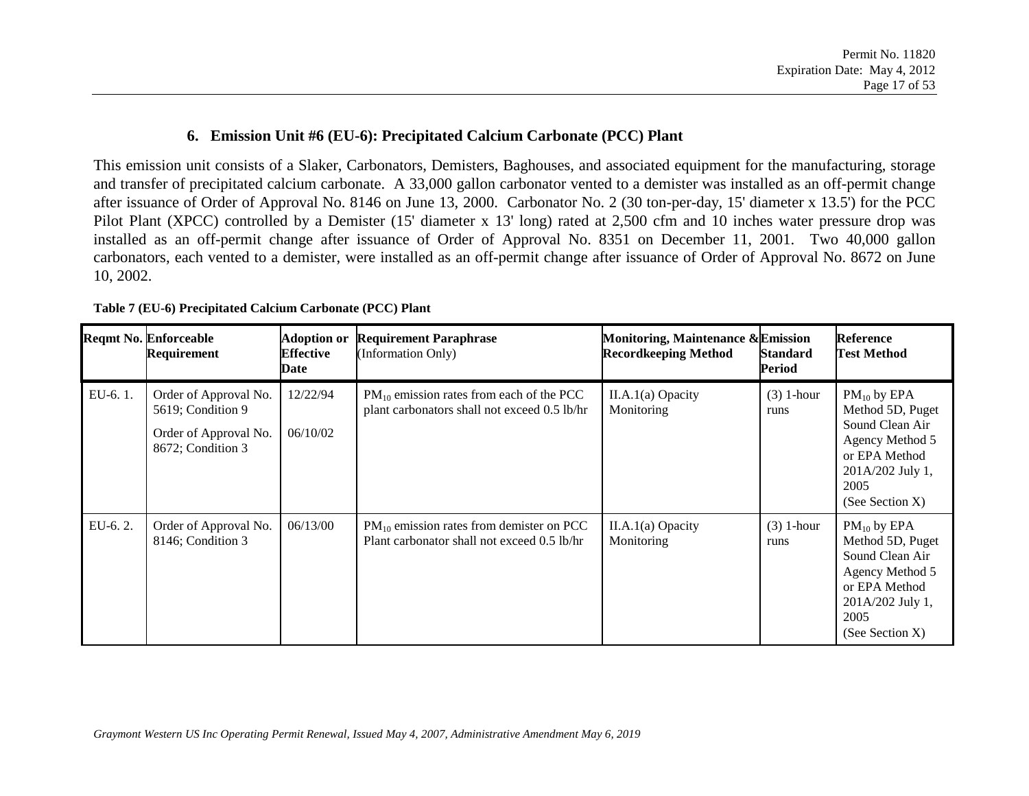### 6. Emission Unit #6 (EU-6): Precipitated Calcium Carbonate (PCC) Plant

This emission unit consists of a Slaker, Carbonators, Demisters, Baghouses, and associated equipment for the manufacturing, storage and transfer of precipitated calcium carbonate. A 33,000 gallon carbonator vented to a demister was installed as an off-permit change after issuance of Order of Approval No. 8146 on June 13, 2000. Carbonator No. 2 (30 ton-per-day, 15' diameter x 13.5') for the PCC Pilot Plant (XPCC) controlled by a Demister (15' diameter x 13' long) rated at 2,500 cfm and 10 inches water pressure drop was installed as an off-permit change after issuance of Order of Approval No. 8351 on December 11, 2001. Two 40,000 gallon carbonators, each vented to a demister, were installed as an off-permit change after issuance of Order of Approval No. 8672 on June 10, 2002.

**Table 7 (EU-6) Precipitated Calcium Carbonate (PCC) Plant**

| Reqmt No. | Enforceable Requirement | Adoption or Effective Date | Requirement Paraphrase (Information Only) | Monitoring, Maintenance & Recordkeeping Method | Emission Standard Period | Reference Test Method |
|---|---|---|---|---|---|---|
| EU-6. 1. | Order of Approval No. 5619; Condition 9<br><br>Order of Approval No. 8672; Condition 3 | 12/22/94<br><br>06/10/02 | $PM_{10}$ emission rates from each of the PCC plant carbonators shall not exceed 0.5 lb/hr | II.A.1(a) Opacity Monitoring | (3) 1-hour runs | $PM_{10}$ by EPA Method 5D, Puget Sound Clean Air Agency Method 5 or EPA Method 201A/202 July 1, 2005 (See Section X) |
| EU-6. 2. | Order of Approval No. 8146; Condition 3 | 06/13/00 | $PM_{10}$ emission rates from demister on PCC Plant carbonator shall not exceed 0.5 lb/hr | II.A.1(a) Opacity Monitoring | (3) 1-hour runs | $PM_{10}$ by EPA Method 5D, Puget Sound Clean Air Agency Method 5 or EPA Method 201A/202 July 1, 2005 (See Section X) |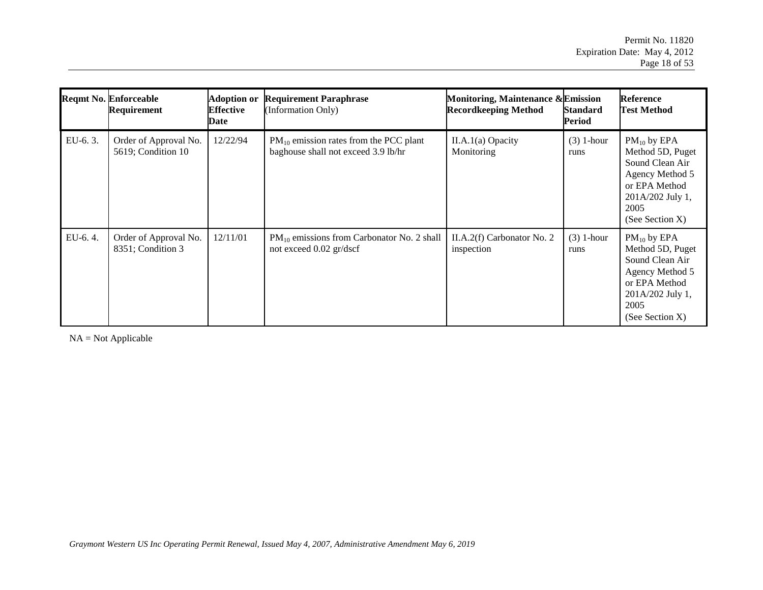| Reqmt No. | Enforceable Requirement | Adoption or Effective Date | Requirement Paraphrase (Information Only) | Monitoring, Maintenance & Recordkeeping Method | Emission Standard Period | Reference Test Method |
|---|---|---|---|---|---|---|
| EU-6. 3. | Order of Approval No. 5619; Condition 10 | 12/22/94 | $PM_{10}$ emission rates from the PCC plant baghouse shall not exceed 3.9 lb/hr | II.A.1(a) Opacity Monitoring | (3) 1-hour runs | $PM_{10}$ by EPA Method 5D, Puget Sound Clean Air Agency Method 5 or EPA Method 201A/202 July 1, 2005 (See Section X) |
| EU-6. 4. | Order of Approval No. 8351; Condition 3 | 12/11/01 | $PM_{10}$ emissions from Carbonator No. 2 shall not exceed 0.02 gr/dscf | II.A.2(f) Carbonator No. 2 inspection | (3) 1-hour runs | $PM_{10}$ by EPA Method 5D, Puget Sound Clean Air Agency Method 5 or EPA Method 201A/202 July 1, 2005 (See Section X) |

NA = Not Applicable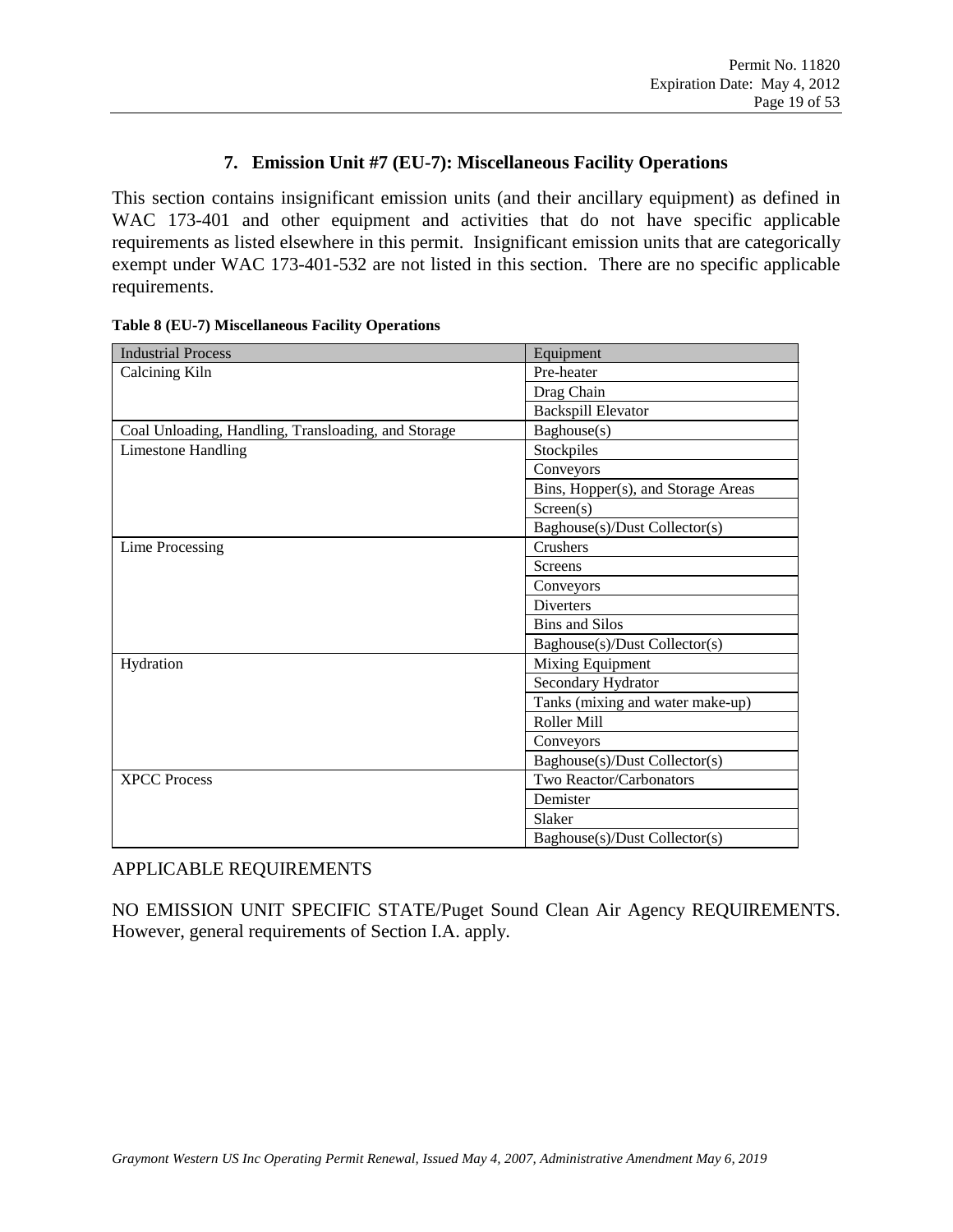## 7. Emission Unit #7 (EU-7): Miscellaneous Facility Operations

This section contains insignificant emission units (and their ancillary equipment) as defined in WAC 173-401 and other equipment and activities that do not have specific applicable requirements as listed elsewhere in this permit. Insignificant emission units that are categorically exempt under WAC 173-401-532 are not listed in this section. There are no specific applicable requirements.

**Table 8 (EU-7) Miscellaneous Facility Operations**

| Industrial Process | Equipment |
|---|---|
| Calcining Kiln | Pre-heater |
| | Drag Chain |
| | Backspill Elevator |
| Coal Unloading, Handling, Transloading, and Storage | Baghouse(s) |
| Limestone Handling | Stockpiles |
| | Conveyors |
| | Bins, Hopper(s), and Storage Areas |
| | Screen(s) |
| | Baghouse(s)/Dust Collector(s) |
| Lime Processing | Crushers |
| | Screens |
| | Conveyors |
| | Diverters |
| | Bins and Silos |
| | Baghouse(s)/Dust Collector(s) |
| Hydration | Mixing Equipment |
| | Secondary Hydrator |
| | Tanks (mixing and water make-up) |
| | Roller Mill |
| | Conveyors |
| | Baghouse(s)/Dust Collector(s) |
| XPCC Process | Two Reactor/Carbonators |
| | Demister |
| | Slaker |
| | Baghouse(s)/Dust Collector(s) |

APPLICABLE REQUIREMENTS

NO EMISSION UNIT SPECIFIC STATE/Puget Sound Clean Air Agency REQUIREMENTS. However, general requirements of Section I.A. apply.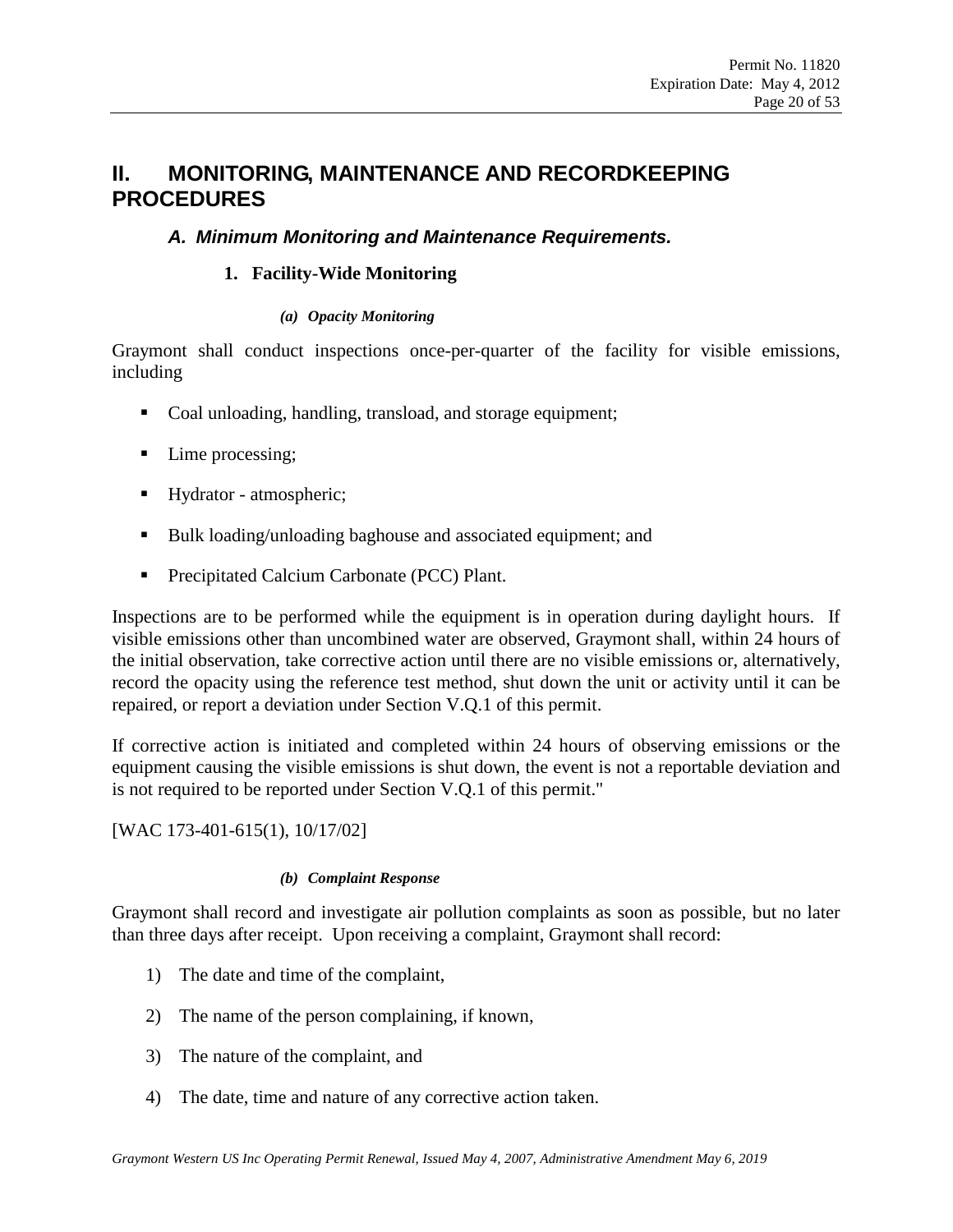# II. MONITORING, MAINTENANCE AND RECORDKEEPING PROCEDURES

## *A. Minimum Monitoring and Maintenance Requirements.*

### 1. Facility-Wide Monitoring

##### *(a) Opacity Monitoring*

Graymont shall conduct inspections once-per-quarter of the facility for visible emissions, including

- Coal unloading, handling, transload, and storage equipment;
- Lime processing;
- Hydrator - atmospheric;
- Bulk loading/unloading baghouse and associated equipment; and
- Precipitated Calcium Carbonate (PCC) Plant.

Inspections are to be performed while the equipment is in operation during daylight hours. If visible emissions other than uncombined water are observed, Graymont shall, within 24 hours of the initial observation, take corrective action until there are no visible emissions or, alternatively, record the opacity using the reference test method, shut down the unit or activity until it can be repaired, or report a deviation under Section V.Q.1 of this permit.

If corrective action is initiated and completed within 24 hours of observing emissions or the equipment causing the visible emissions is shut down, the event is not a reportable deviation and is not required to be reported under Section V.Q.1 of this permit."

[WAC 173-401-615(1), 10/17/02]

##### *(b) Complaint Response*

Graymont shall record and investigate air pollution complaints as soon as possible, but no later than three days after receipt. Upon receiving a complaint, Graymont shall record:

1) The date and time of the complaint,
2) The name of the person complaining, if known,
3) The nature of the complaint, and
4) The date, time and nature of any corrective action taken.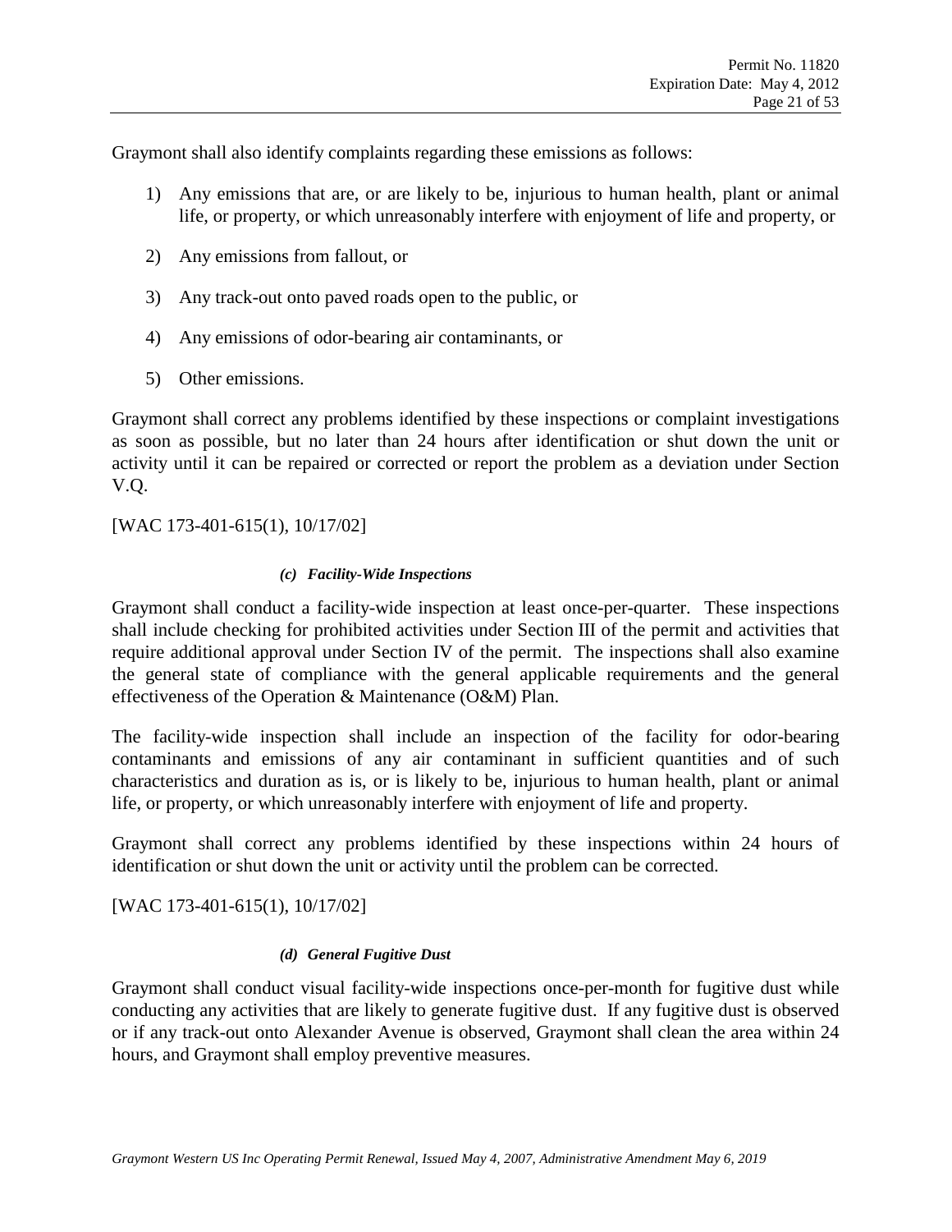Graymont shall also identify complaints regarding these emissions as follows:

1) Any emissions that are, or are likely to be, injurious to human health, plant or animal life, or property, or which unreasonably interfere with enjoyment of life and property, or

2) Any emissions from fallout, or

3) Any track-out onto paved roads open to the public, or

4) Any emissions of odor-bearing air contaminants, or

5) Other emissions.

Graymont shall correct any problems identified by these inspections or complaint investigations as soon as possible, but no later than 24 hours after identification or shut down the unit or activity until it can be repaired or corrected or report the problem as a deviation under Section V.Q.

[WAC 173-401-615(1), 10/17/02]

##### *(c) Facility-Wide Inspections*

Graymont shall conduct a facility-wide inspection at least once-per-quarter. These inspections shall include checking for prohibited activities under Section III of the permit and activities that require additional approval under Section IV of the permit. The inspections shall also examine the general state of compliance with the general applicable requirements and the general effectiveness of the Operation & Maintenance (O&M) Plan.

The facility-wide inspection shall include an inspection of the facility for odor-bearing contaminants and emissions of any air contaminant in sufficient quantities and of such characteristics and duration as is, or is likely to be, injurious to human health, plant or animal life, or property, or which unreasonably interfere with enjoyment of life and property.

Graymont shall correct any problems identified by these inspections within 24 hours of identification or shut down the unit or activity until the problem can be corrected.

[WAC 173-401-615(1), 10/17/02]

##### *(d) General Fugitive Dust*

Graymont shall conduct visual facility-wide inspections once-per-month for fugitive dust while conducting any activities that are likely to generate fugitive dust. If any fugitive dust is observed or if any track-out onto Alexander Avenue is observed, Graymont shall clean the area within 24 hours, and Graymont shall employ preventive measures.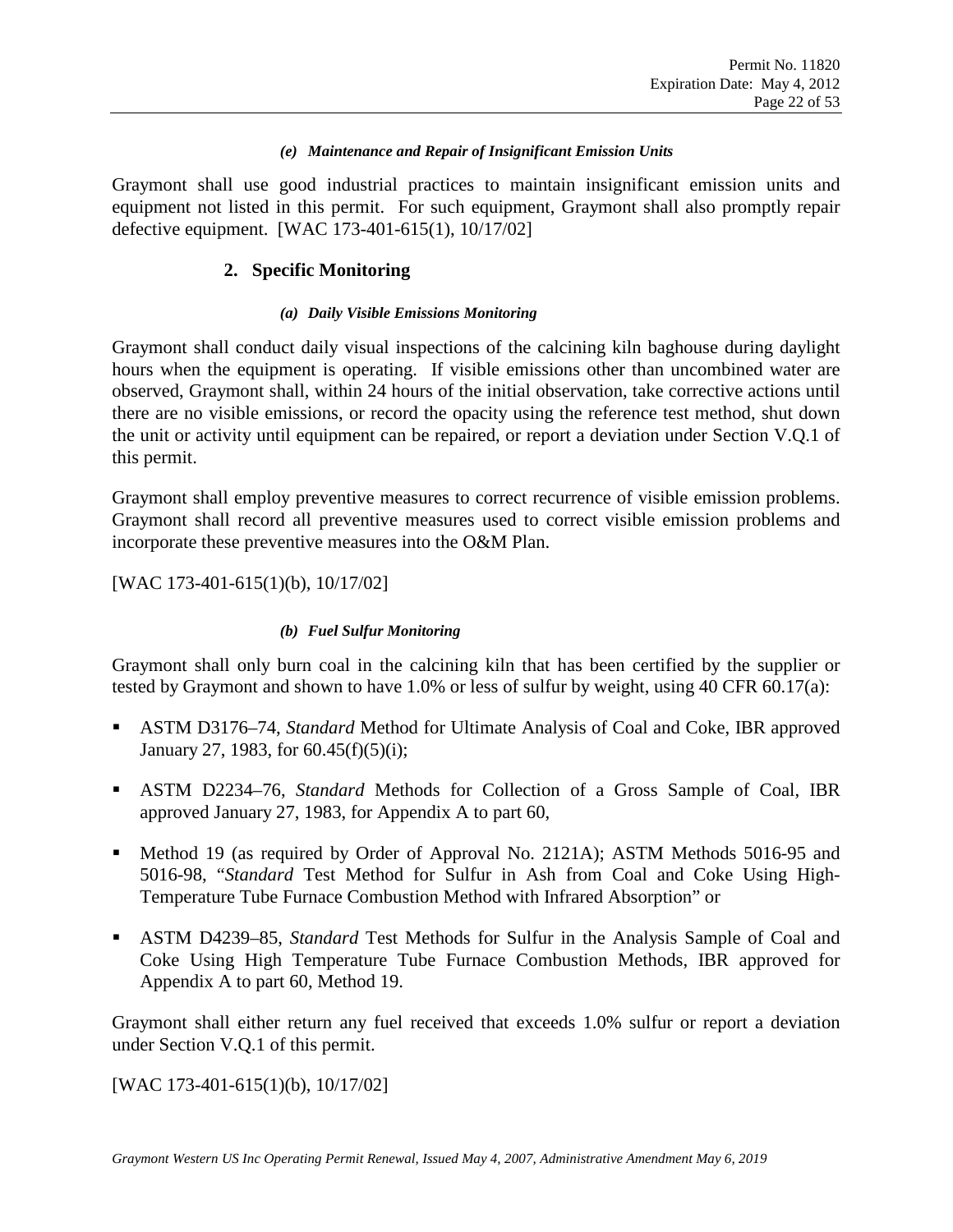#### *(e) Maintenance and Repair of Insignificant Emission Units*

Graymont shall use good industrial practices to maintain insignificant emission units and equipment not listed in this permit. For such equipment, Graymont shall also promptly repair defective equipment. [WAC 173-401-615(1), 10/17/02]

### 2. Specific Monitoring

#### *(a) Daily Visible Emissions Monitoring*

Graymont shall conduct daily visual inspections of the calcining kiln baghouse during daylight hours when the equipment is operating. If visible emissions other than uncombined water are observed, Graymont shall, within 24 hours of the initial observation, take corrective actions until there are no visible emissions, or record the opacity using the reference test method, shut down the unit or activity until equipment can be repaired, or report a deviation under Section V.Q.1 of this permit.

Graymont shall employ preventive measures to correct recurrence of visible emission problems. Graymont shall record all preventive measures used to correct visible emission problems and incorporate these preventive measures into the O&M Plan.

[WAC 173-401-615(1)(b), 10/17/02]

#### *(b) Fuel Sulfur Monitoring*

Graymont shall only burn coal in the calcining kiln that has been certified by the supplier or tested by Graymont and shown to have 1.0% or less of sulfur by weight, using 40 CFR 60.17(a):

- ASTM D3176–74, *Standard* Method for Ultimate Analysis of Coal and Coke, IBR approved January 27, 1983, for 60.45(f)(5)(i);
- ASTM D2234–76, *Standard* Methods for Collection of a Gross Sample of Coal, IBR approved January 27, 1983, for Appendix A to part 60,
- Method 19 (as required by Order of Approval No. 2121A); ASTM Methods 5016-95 and 5016-98, "*Standard* Test Method for Sulfur in Ash from Coal and Coke Using High-Temperature Tube Furnace Combustion Method with Infrared Absorption" or
- ASTM D4239–85, *Standard* Test Methods for Sulfur in the Analysis Sample of Coal and Coke Using High Temperature Tube Furnace Combustion Methods, IBR approved for Appendix A to part 60, Method 19.

Graymont shall either return any fuel received that exceeds 1.0% sulfur or report a deviation under Section V.Q.1 of this permit.

[WAC 173-401-615(1)(b), 10/17/02]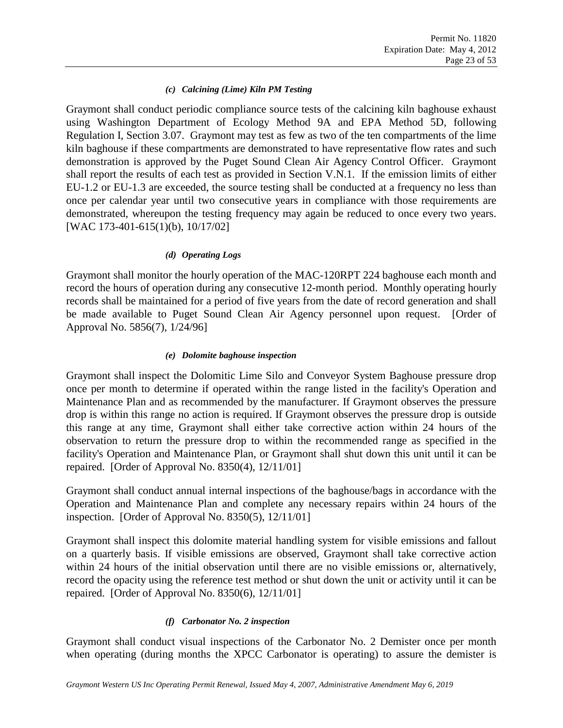#### *(c) Calcining (Lime) Kiln PM Testing*

Graymont shall conduct periodic compliance source tests of the calcining kiln baghouse exhaust using Washington Department of Ecology Method 9A and EPA Method 5D, following Regulation I, Section 3.07. Graymont may test as few as two of the ten compartments of the lime kiln baghouse if these compartments are demonstrated to have representative flow rates and such demonstration is approved by the Puget Sound Clean Air Agency Control Officer. Graymont shall report the results of each test as provided in Section V.N.1. If the emission limits of either EU-1.2 or EU-1.3 are exceeded, the source testing shall be conducted at a frequency no less than once per calendar year until two consecutive years in compliance with those requirements are demonstrated, whereupon the testing frequency may again be reduced to once every two years. [WAC 173-401-615(1)(b), 10/17/02]

#### *(d) Operating Logs*

Graymont shall monitor the hourly operation of the MAC-120RPT 224 baghouse each month and record the hours of operation during any consecutive 12-month period. Monthly operating hourly records shall be maintained for a period of five years from the date of record generation and shall be made available to Puget Sound Clean Air Agency personnel upon request. [Order of Approval No. 5856(7), 1/24/96]

#### *(e) Dolomite baghouse inspection*

Graymont shall inspect the Dolomitic Lime Silo and Conveyor System Baghouse pressure drop once per month to determine if operated within the range listed in the facility's Operation and Maintenance Plan and as recommended by the manufacturer. If Graymont observes the pressure drop is within this range no action is required. If Graymont observes the pressure drop is outside this range at any time, Graymont shall either take corrective action within 24 hours of the observation to return the pressure drop to within the recommended range as specified in the facility's Operation and Maintenance Plan, or Graymont shall shut down this unit until it can be repaired. [Order of Approval No. 8350(4), 12/11/01]

Graymont shall conduct annual internal inspections of the baghouse/bags in accordance with the Operation and Maintenance Plan and complete any necessary repairs within 24 hours of the inspection. [Order of Approval No. 8350(5), 12/11/01]

Graymont shall inspect this dolomite material handling system for visible emissions and fallout on a quarterly basis. If visible emissions are observed, Graymont shall take corrective action within 24 hours of the initial observation until there are no visible emissions or, alternatively, record the opacity using the reference test method or shut down the unit or activity until it can be repaired. [Order of Approval No. 8350(6), 12/11/01]

#### *(f) Carbonator No. 2 inspection*

Graymont shall conduct visual inspections of the Carbonator No. 2 Demister once per month when operating (during months the XPCC Carbonator is operating) to assure the demister is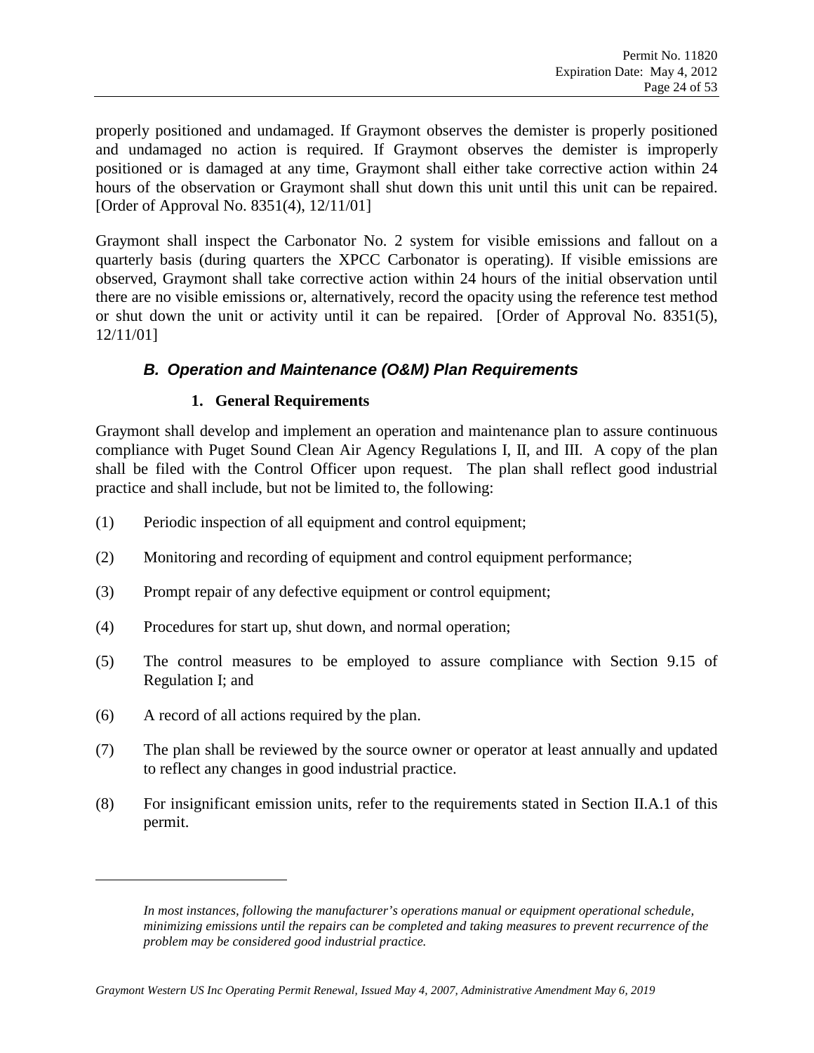properly positioned and undamaged. If Graymont observes the demister is properly positioned and undamaged no action is required. If Graymont observes the demister is improperly positioned or is damaged at any time, Graymont shall either take corrective action within 24 hours of the observation or Graymont shall shut down this unit until this unit can be repaired. [Order of Approval No. 8351(4), 12/11/01]

Graymont shall inspect the Carbonator No. 2 system for visible emissions and fallout on a quarterly basis (during quarters the XPCC Carbonator is operating). If visible emissions are observed, Graymont shall take corrective action within 24 hours of the initial observation until there are no visible emissions or, alternatively, record the opacity using the reference test method or shut down the unit or activity until it can be repaired. [Order of Approval No. 8351(5), 12/11/01]

### *B. Operation and Maintenance (O&M) Plan Requirements*

#### 1. General Requirements

Graymont shall develop and implement an operation and maintenance plan to assure continuous compliance with Puget Sound Clean Air Agency Regulations I, II, and III. A copy of the plan shall be filed with the Control Officer upon request. The plan shall reflect good industrial practice and shall include, but not be limited to, the following:

(1) Periodic inspection of all equipment and control equipment;

(2) Monitoring and recording of equipment and control equipment performance;

(3) Prompt repair of any defective equipment or control equipment;

(4) Procedures for start up, shut down, and normal operation;

(5) The control measures to be employed to assure compliance with Section 9.15 of Regulation I; and

(6) A record of all actions required by the plan.

(7) The plan shall be reviewed by the source owner or operator at least annually and updated to reflect any changes in good industrial practice.

(8) For insignificant emission units, refer to the requirements stated in Section II.A.1 of this permit.

---

*In most instances, following the manufacturer's operations manual or equipment operational schedule, minimizing emissions until the repairs can be completed and taking measures to prevent recurrence of the problem may be considered good industrial practice.*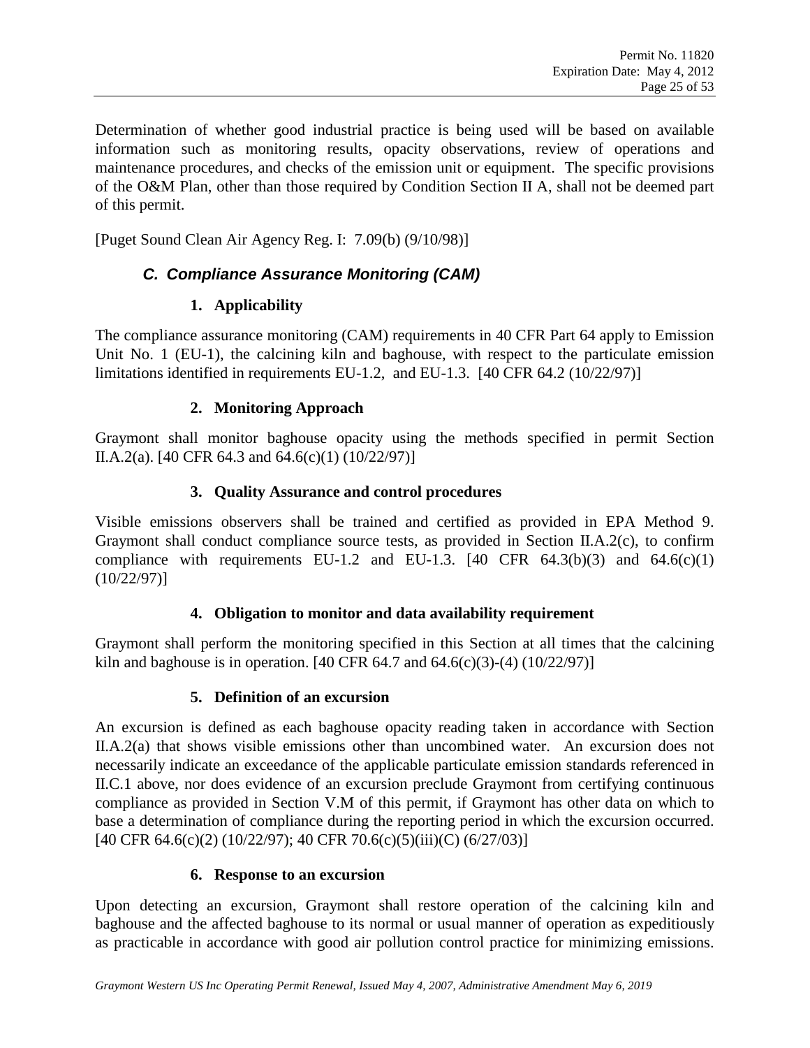Determination of whether good industrial practice is being used will be based on available information such as monitoring results, opacity observations, review of operations and maintenance procedures, and checks of the emission unit or equipment. The specific provisions of the O&M Plan, other than those required by Condition Section II A, shall not be deemed part of this permit.

[Puget Sound Clean Air Agency Reg. I: 7.09(b) (9/10/98)]

### *C. Compliance Assurance Monitoring (CAM)*

#### 1. Applicability

The compliance assurance monitoring (CAM) requirements in 40 CFR Part 64 apply to Emission Unit No. 1 (EU-1), the calcining kiln and baghouse, with respect to the particulate emission limitations identified in requirements EU-1.2, and EU-1.3. [40 CFR 64.2 (10/22/97)]

#### 2. Monitoring Approach

Graymont shall monitor baghouse opacity using the methods specified in permit Section II.A.2(a). [40 CFR 64.3 and 64.6(c)(1) (10/22/97)]

#### 3. Quality Assurance and control procedures

Visible emissions observers shall be trained and certified as provided in EPA Method 9. Graymont shall conduct compliance source tests, as provided in Section II.A.2(c), to confirm compliance with requirements EU-1.2 and EU-1.3. [40 CFR 64.3(b)(3) and 64.6(c)(1) (10/22/97)]

#### 4. Obligation to monitor and data availability requirement

Graymont shall perform the monitoring specified in this Section at all times that the calcining kiln and baghouse is in operation. [40 CFR 64.7 and 64.6(c)(3)-(4) (10/22/97)]

#### 5. Definition of an excursion

An excursion is defined as each baghouse opacity reading taken in accordance with Section II.A.2(a) that shows visible emissions other than uncombined water. An excursion does not necessarily indicate an exceedance of the applicable particulate emission standards referenced in II.C.1 above, nor does evidence of an excursion preclude Graymont from certifying continuous compliance as provided in Section V.M of this permit, if Graymont has other data on which to base a determination of compliance during the reporting period in which the excursion occurred. [40 CFR 64.6(c)(2) (10/22/97); 40 CFR 70.6(c)(5)(iii)(C) (6/27/03)]

#### 6. Response to an excursion

Upon detecting an excursion, Graymont shall restore operation of the calcining kiln and baghouse and the affected baghouse to its normal or usual manner of operation as expeditiously as practicable in accordance with good air pollution control practice for minimizing emissions.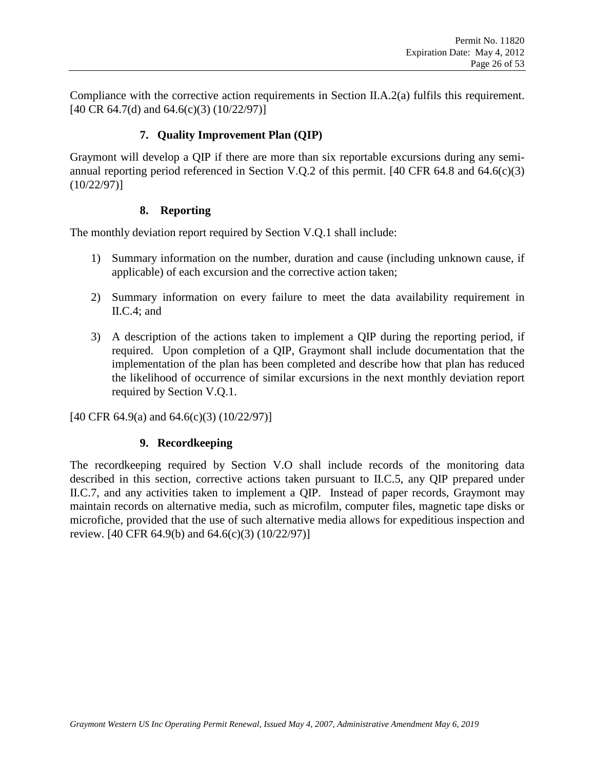Compliance with the corrective action requirements in Section II.A.2(a) fulfils this requirement. [40 CR 64.7(d) and 64.6(c)(3) (10/22/97)]

### 7. Quality Improvement Plan (QIP)

Graymont will develop a QIP if there are more than six reportable excursions during any semi-annual reporting period referenced in Section V.Q.2 of this permit. [40 CFR 64.8 and 64.6(c)(3) (10/22/97)]

### 8. Reporting

The monthly deviation report required by Section V.Q.1 shall include:

1) Summary information on the number, duration and cause (including unknown cause, if applicable) of each excursion and the corrective action taken;

2) Summary information on every failure to meet the data availability requirement in II.C.4; and

3) A description of the actions taken to implement a QIP during the reporting period, if required. Upon completion of a QIP, Graymont shall include documentation that the implementation of the plan has been completed and describe how that plan has reduced the likelihood of occurrence of similar excursions in the next monthly deviation report required by Section V.Q.1.

[40 CFR 64.9(a) and 64.6(c)(3) (10/22/97)]

### 9. Recordkeeping

The recordkeeping required by Section V.O shall include records of the monitoring data described in this section, corrective actions taken pursuant to II.C.5, any QIP prepared under II.C.7, and any activities taken to implement a QIP. Instead of paper records, Graymont may maintain records on alternative media, such as microfilm, computer files, magnetic tape disks or microfiche, provided that the use of such alternative media allows for expeditious inspection and review. [40 CFR 64.9(b) and 64.6(c)(3) (10/22/97)]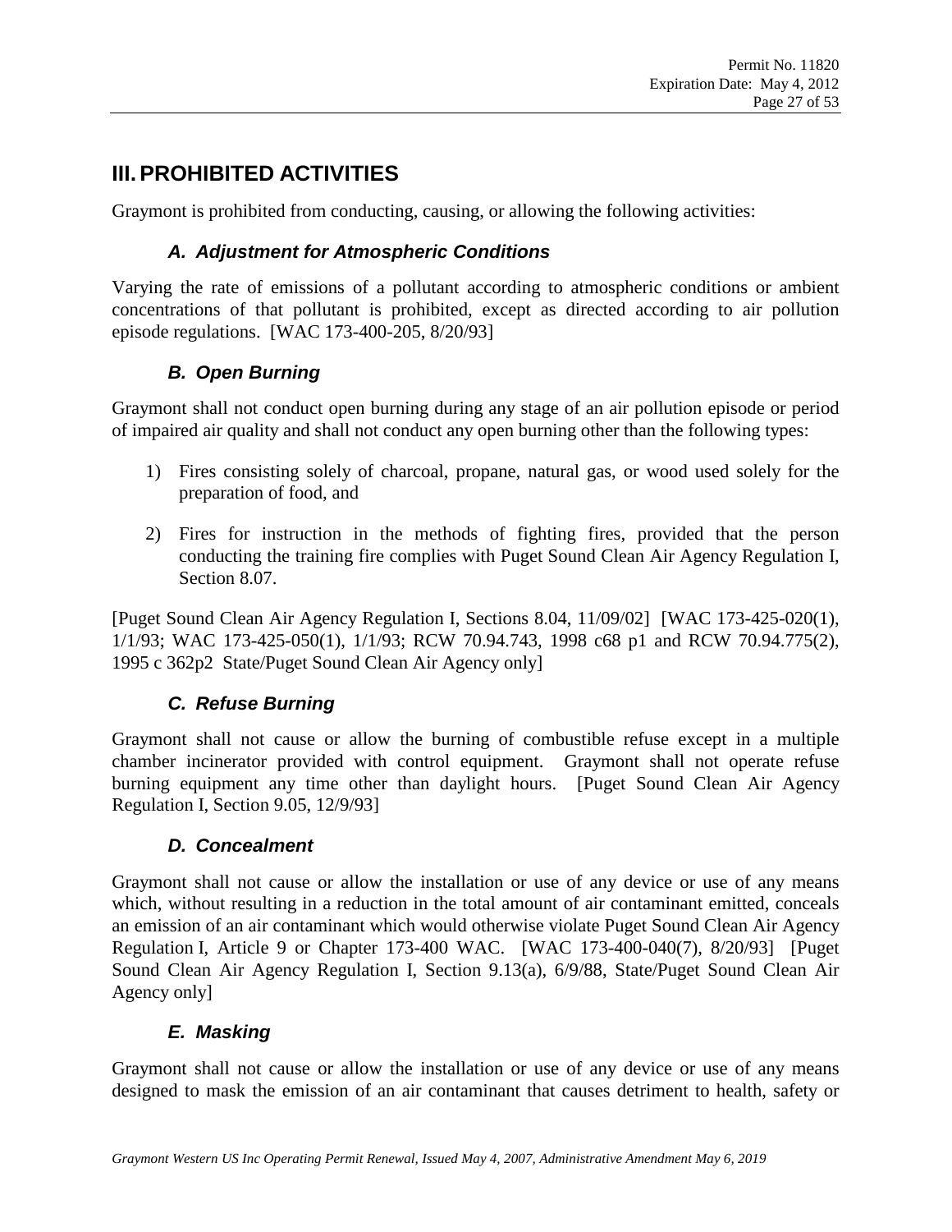# III. PROHIBITED ACTIVITIES

Graymont is prohibited from conducting, causing, or allowing the following activities:

### *A. Adjustment for Atmospheric Conditions*

Varying the rate of emissions of a pollutant according to atmospheric conditions or ambient concentrations of that pollutant is prohibited, except as directed according to air pollution episode regulations. [WAC 173-400-205, 8/20/93]

### *B. Open Burning*

Graymont shall not conduct open burning during any stage of an air pollution episode or period of impaired air quality and shall not conduct any open burning other than the following types:

1) Fires consisting solely of charcoal, propane, natural gas, or wood used solely for the preparation of food, and

2) Fires for instruction in the methods of fighting fires, provided that the person conducting the training fire complies with Puget Sound Clean Air Agency Regulation I, Section 8.07.

[Puget Sound Clean Air Agency Regulation I, Sections 8.04, 11/09/02] [WAC 173-425-020(1), 1/1/93; WAC 173-425-050(1), 1/1/93; RCW 70.94.743, 1998 c68 p1 and RCW 70.94.775(2), 1995 c 362p2 State/Puget Sound Clean Air Agency only]

### *C. Refuse Burning*

Graymont shall not cause or allow the burning of combustible refuse except in a multiple chamber incinerator provided with control equipment. Graymont shall not operate refuse burning equipment any time other than daylight hours. [Puget Sound Clean Air Agency Regulation I, Section 9.05, 12/9/93]

### *D. Concealment*

Graymont shall not cause or allow the installation or use of any device or use of any means which, without resulting in a reduction in the total amount of air contaminant emitted, conceals an emission of an air contaminant which would otherwise violate Puget Sound Clean Air Agency Regulation I, Article 9 or Chapter 173-400 WAC. [WAC 173-400-040(7), 8/20/93] [Puget Sound Clean Air Agency Regulation I, Section 9.13(a), 6/9/88, State/Puget Sound Clean Air Agency only]

### *E. Masking*

Graymont shall not cause or allow the installation or use of any device or use of any means designed to mask the emission of an air contaminant that causes detriment to health, safety or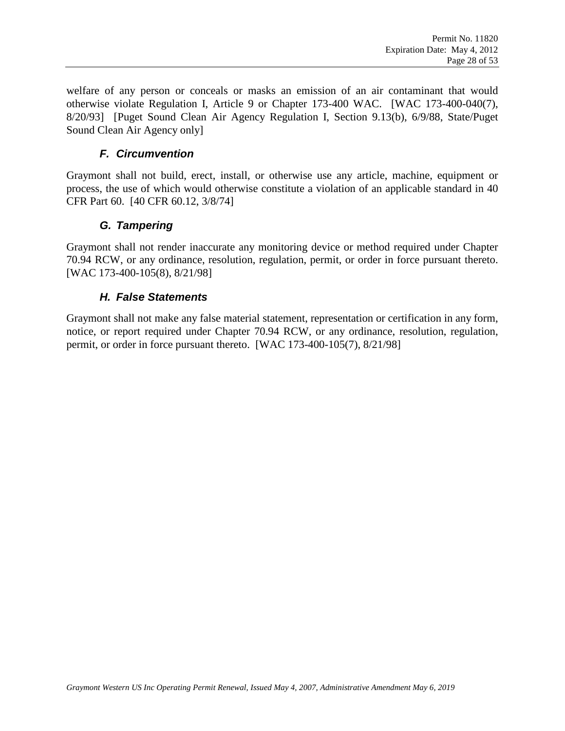welfare of any person or conceals or masks an emission of an air contaminant that would otherwise violate Regulation I, Article 9 or Chapter 173-400 WAC. [WAC 173-400-040(7), 8/20/93] [Puget Sound Clean Air Agency Regulation I, Section 9.13(b), 6/9/88, State/Puget Sound Clean Air Agency only]

### *F. Circumvention*

Graymont shall not build, erect, install, or otherwise use any article, machine, equipment or process, the use of which would otherwise constitute a violation of an applicable standard in 40 CFR Part 60. [40 CFR 60.12, 3/8/74]

### *G. Tampering*

Graymont shall not render inaccurate any monitoring device or method required under Chapter 70.94 RCW, or any ordinance, resolution, regulation, permit, or order in force pursuant thereto. [WAC 173-400-105(8), 8/21/98]

### *H. False Statements*

Graymont shall not make any false material statement, representation or certification in any form, notice, or report required under Chapter 70.94 RCW, or any ordinance, resolution, regulation, permit, or order in force pursuant thereto. [WAC 173-400-105(7), 8/21/98]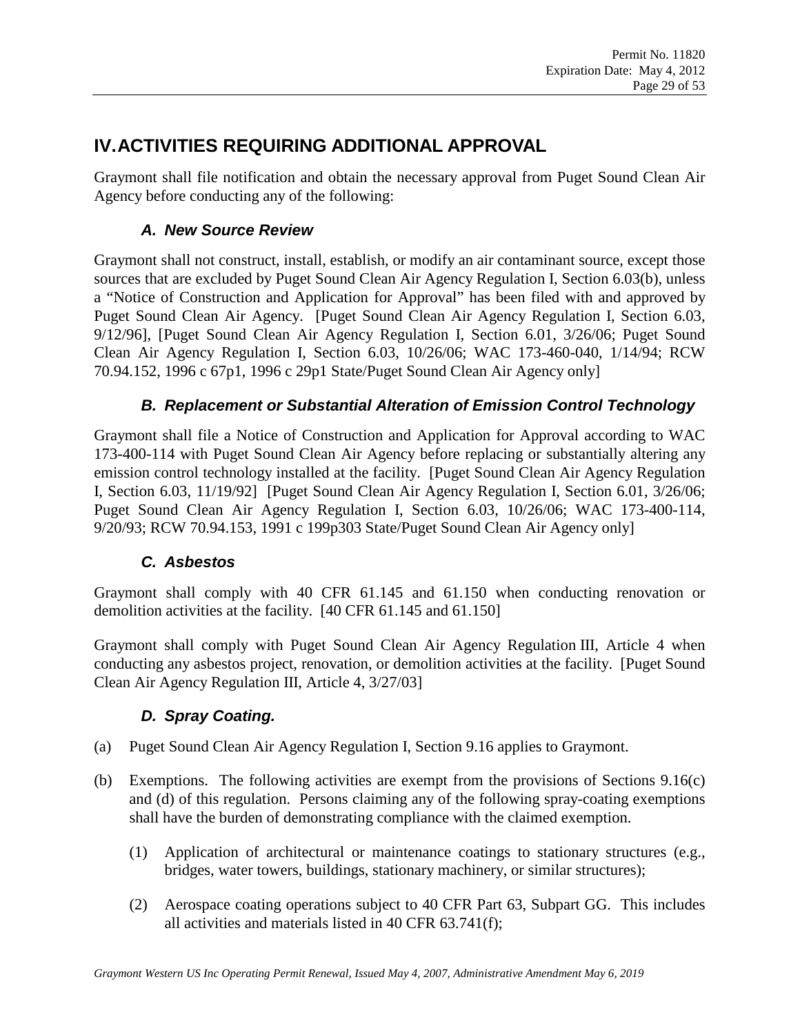# IV. ACTIVITIES REQUIRING ADDITIONAL APPROVAL

Graymont shall file notification and obtain the necessary approval from Puget Sound Clean Air Agency before conducting any of the following:

### *A. New Source Review*

Graymont shall not construct, install, establish, or modify an air contaminant source, except those sources that are excluded by Puget Sound Clean Air Agency Regulation I, Section 6.03(b), unless a "Notice of Construction and Application for Approval" has been filed with and approved by Puget Sound Clean Air Agency. [Puget Sound Clean Air Agency Regulation I, Section 6.03, 9/12/96], [Puget Sound Clean Air Agency Regulation I, Section 6.01, 3/26/06; Puget Sound Clean Air Agency Regulation I, Section 6.03, 10/26/06; WAC 173-460-040, 1/14/94; RCW 70.94.152, 1996 c 67p1, 1996 c 29p1 State/Puget Sound Clean Air Agency only]

### *B. Replacement or Substantial Alteration of Emission Control Technology*

Graymont shall file a Notice of Construction and Application for Approval according to WAC 173-400-114 with Puget Sound Clean Air Agency before replacing or substantially altering any emission control technology installed at the facility. [Puget Sound Clean Air Agency Regulation I, Section 6.03, 11/19/92] [Puget Sound Clean Air Agency Regulation I, Section 6.01, 3/26/06; Puget Sound Clean Air Agency Regulation I, Section 6.03, 10/26/06; WAC 173-400-114, 9/20/93; RCW 70.94.153, 1991 c 199p303 State/Puget Sound Clean Air Agency only]

### *C. Asbestos*

Graymont shall comply with 40 CFR 61.145 and 61.150 when conducting renovation or demolition activities at the facility. [40 CFR 61.145 and 61.150]

Graymont shall comply with Puget Sound Clean Air Agency Regulation III, Article 4 when conducting any asbestos project, renovation, or demolition activities at the facility. [Puget Sound Clean Air Agency Regulation III, Article 4, 3/27/03]

### *D. Spray Coating.*

(a) Puget Sound Clean Air Agency Regulation I, Section 9.16 applies to Graymont.

(b) Exemptions. The following activities are exempt from the provisions of Sections 9.16(c) and (d) of this regulation. Persons claiming any of the following spray-coating exemptions shall have the burden of demonstrating compliance with the claimed exemption.

   (1) Application of architectural or maintenance coatings to stationary structures (e.g., bridges, water towers, buildings, stationary machinery, or similar structures);

   (2) Aerospace coating operations subject to 40 CFR Part 63, Subpart GG. This includes all activities and materials listed in 40 CFR 63.741(f);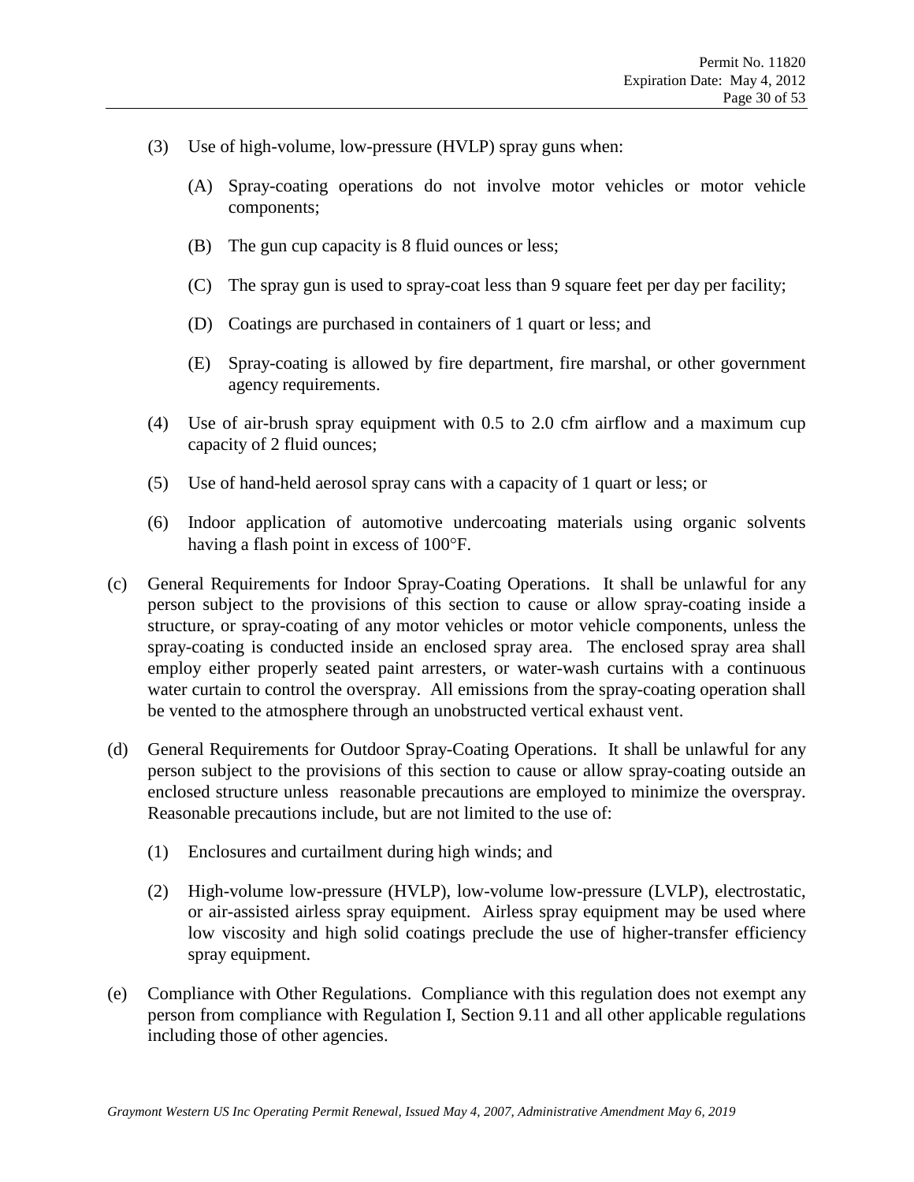(3) Use of high-volume, low-pressure (HVLP) spray guns when:

   (A) Spray-coating operations do not involve motor vehicles or motor vehicle components;

   (B) The gun cup capacity is 8 fluid ounces or less;

   (C) The spray gun is used to spray-coat less than 9 square feet per day per facility;

   (D) Coatings are purchased in containers of 1 quart or less; and

   (E) Spray-coating is allowed by fire department, fire marshal, or other government agency requirements.

(4) Use of air-brush spray equipment with 0.5 to 2.0 cfm airflow and a maximum cup capacity of 2 fluid ounces;

(5) Use of hand-held aerosol spray cans with a capacity of 1 quart or less; or

(6) Indoor application of automotive undercoating materials using organic solvents having a flash point in excess of 100°F.

(c) General Requirements for Indoor Spray-Coating Operations. It shall be unlawful for any person subject to the provisions of this section to cause or allow spray-coating inside a structure, or spray-coating of any motor vehicles or motor vehicle components, unless the spray-coating is conducted inside an enclosed spray area. The enclosed spray area shall employ either properly seated paint arresters, or water-wash curtains with a continuous water curtain to control the overspray. All emissions from the spray-coating operation shall be vented to the atmosphere through an unobstructed vertical exhaust vent.

(d) General Requirements for Outdoor Spray-Coating Operations. It shall be unlawful for any person subject to the provisions of this section to cause or allow spray-coating outside an enclosed structure unless reasonable precautions are employed to minimize the overspray. Reasonable precautions include, but are not limited to the use of:

(1) Enclosures and curtailment during high winds; and

(2) High-volume low-pressure (HVLP), low-volume low-pressure (LVLP), electrostatic, or air-assisted airless spray equipment. Airless spray equipment may be used where low viscosity and high solid coatings preclude the use of higher-transfer efficiency spray equipment.

(e) Compliance with Other Regulations. Compliance with this regulation does not exempt any person from compliance with Regulation I, Section 9.11 and all other applicable regulations including those of other agencies.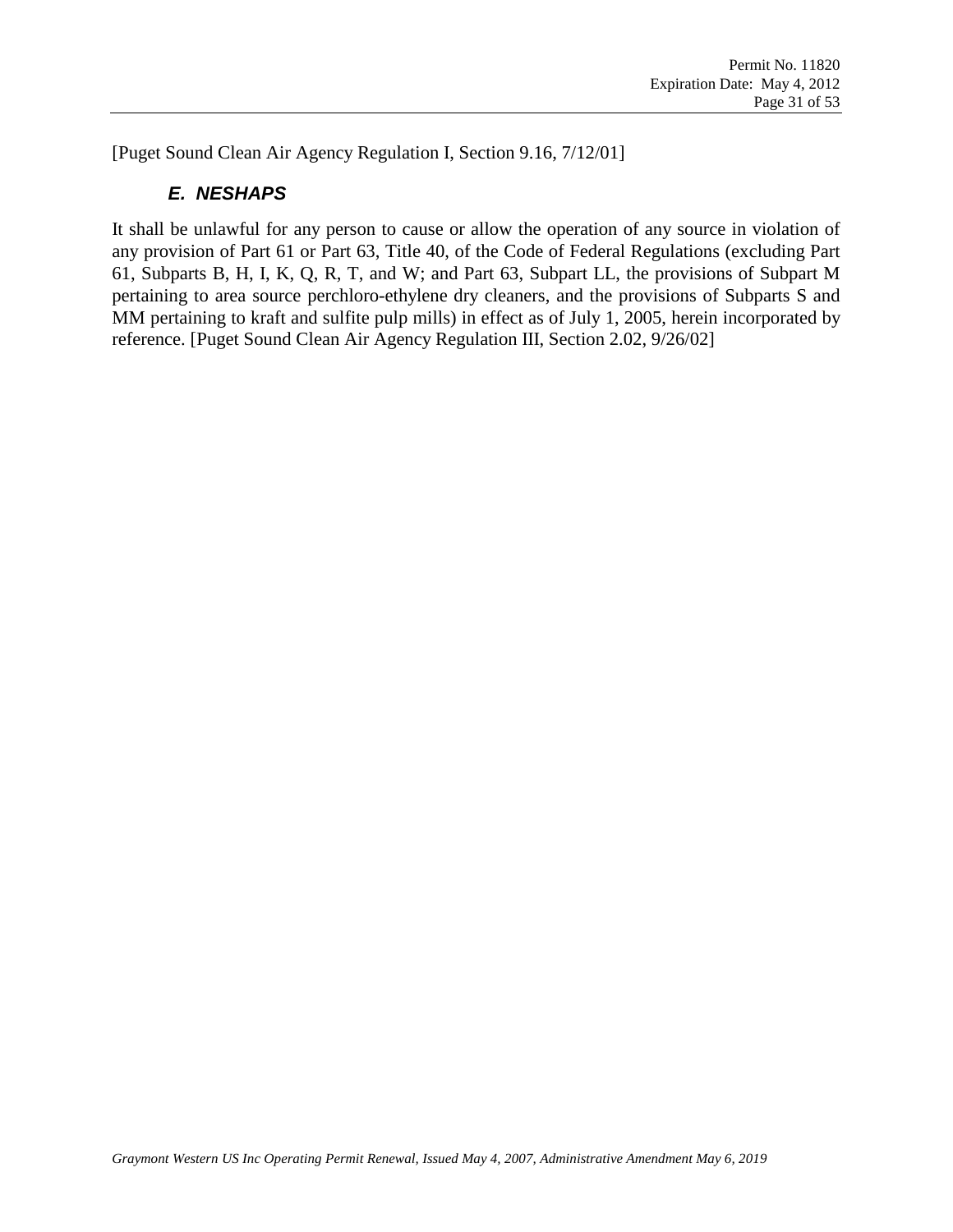[Puget Sound Clean Air Agency Regulation I, Section 9.16, 7/12/01]

### *E. NESHAPS*

It shall be unlawful for any person to cause or allow the operation of any source in violation of any provision of Part 61 or Part 63, Title 40, of the Code of Federal Regulations (excluding Part 61, Subparts B, H, I, K, Q, R, T, and W; and Part 63, Subpart LL, the provisions of Subpart M pertaining to area source perchloro-ethylene dry cleaners, and the provisions of Subparts S and MM pertaining to kraft and sulfite pulp mills) in effect as of July 1, 2005, herein incorporated by reference. [Puget Sound Clean Air Agency Regulation III, Section 2.02, 9/26/02]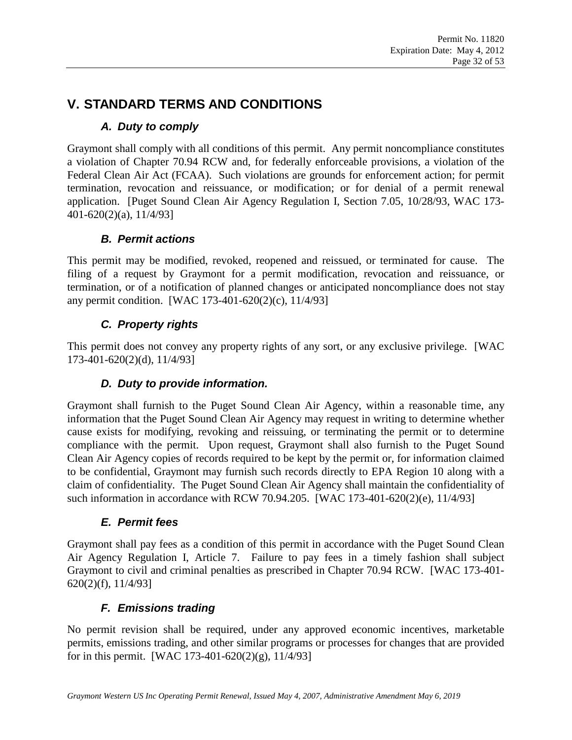# V. STANDARD TERMS AND CONDITIONS

### *A. Duty to comply*

Graymont shall comply with all conditions of this permit. Any permit noncompliance constitutes a violation of Chapter 70.94 RCW and, for federally enforceable provisions, a violation of the Federal Clean Air Act (FCAA). Such violations are grounds for enforcement action; for permit termination, revocation and reissuance, or modification; or for denial of a permit renewal application. [Puget Sound Clean Air Agency Regulation I, Section 7.05, 10/28/93, WAC 173-401-620(2)(a), 11/4/93]

### *B. Permit actions*

This permit may be modified, revoked, reopened and reissued, or terminated for cause. The filing of a request by Graymont for a permit modification, revocation and reissuance, or termination, or of a notification of planned changes or anticipated noncompliance does not stay any permit condition. [WAC 173-401-620(2)(c), 11/4/93]

### *C. Property rights*

This permit does not convey any property rights of any sort, or any exclusive privilege. [WAC 173-401-620(2)(d), 11/4/93]

### *D. Duty to provide information.*

Graymont shall furnish to the Puget Sound Clean Air Agency, within a reasonable time, any information that the Puget Sound Clean Air Agency may request in writing to determine whether cause exists for modifying, revoking and reissuing, or terminating the permit or to determine compliance with the permit. Upon request, Graymont shall also furnish to the Puget Sound Clean Air Agency copies of records required to be kept by the permit or, for information claimed to be confidential, Graymont may furnish such records directly to EPA Region 10 along with a claim of confidentiality. The Puget Sound Clean Air Agency shall maintain the confidentiality of such information in accordance with RCW 70.94.205. [WAC 173-401-620(2)(e), 11/4/93]

### *E. Permit fees*

Graymont shall pay fees as a condition of this permit in accordance with the Puget Sound Clean Air Agency Regulation I, Article 7. Failure to pay fees in a timely fashion shall subject Graymont to civil and criminal penalties as prescribed in Chapter 70.94 RCW. [WAC 173-401-620(2)(f), 11/4/93]

### *F. Emissions trading*

No permit revision shall be required, under any approved economic incentives, marketable permits, emissions trading, and other similar programs or processes for changes that are provided for in this permit. [WAC 173-401-620(2)(g), 11/4/93]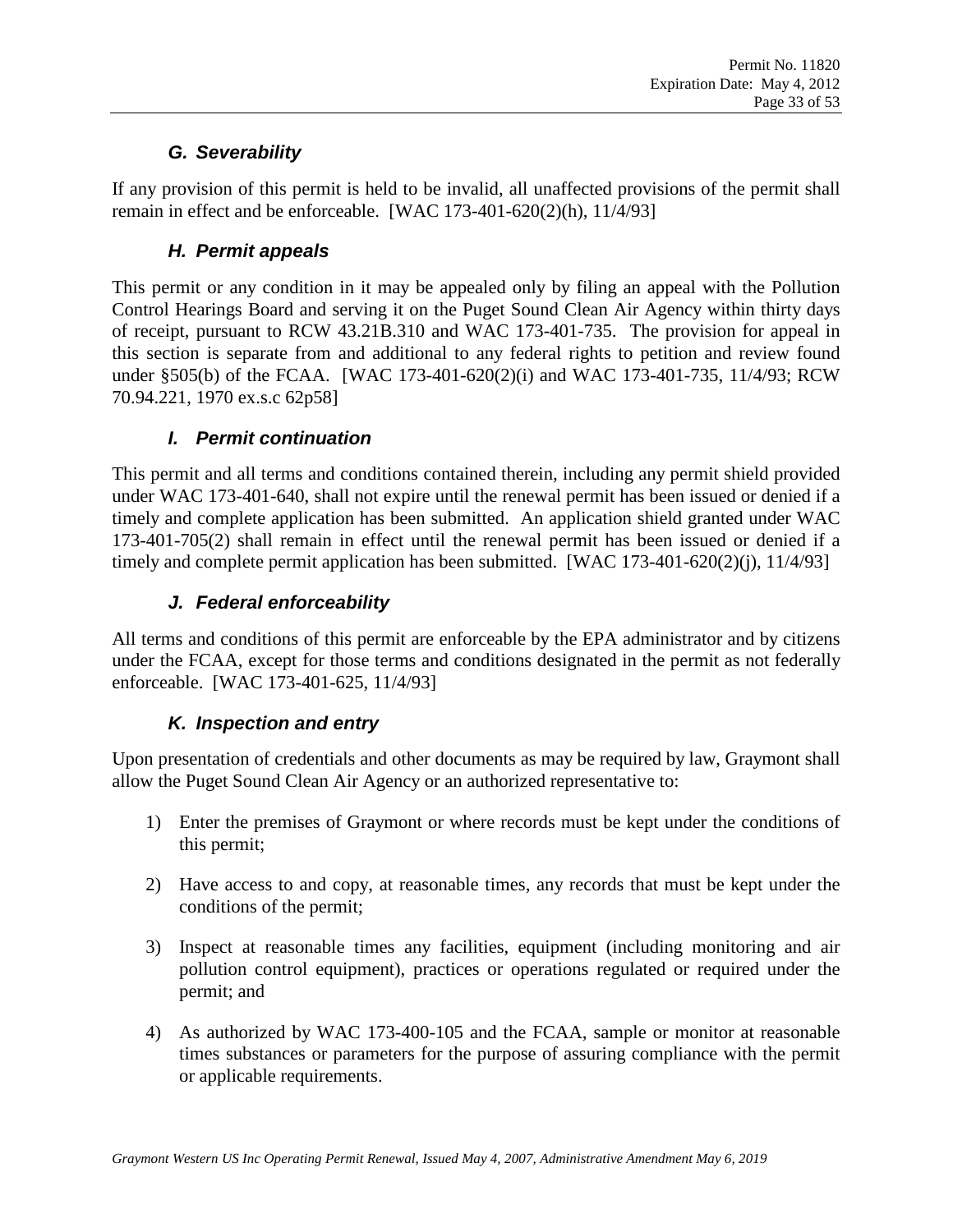### *G. Severability*

If any provision of this permit is held to be invalid, all unaffected provisions of the permit shall remain in effect and be enforceable. [WAC 173-401-620(2)(h), 11/4/93]

### *H. Permit appeals*

This permit or any condition in it may be appealed only by filing an appeal with the Pollution Control Hearings Board and serving it on the Puget Sound Clean Air Agency within thirty days of receipt, pursuant to RCW 43.21B.310 and WAC 173-401-735. The provision for appeal in this section is separate from and additional to any federal rights to petition and review found under §505(b) of the FCAA. [WAC 173-401-620(2)(i) and WAC 173-401-735, 11/4/93; RCW 70.94.221, 1970 ex.s.c 62p58]

### *I. Permit continuation*

This permit and all terms and conditions contained therein, including any permit shield provided under WAC 173-401-640, shall not expire until the renewal permit has been issued or denied if a timely and complete application has been submitted. An application shield granted under WAC 173-401-705(2) shall remain in effect until the renewal permit has been issued or denied if a timely and complete permit application has been submitted. [WAC 173-401-620(2)(j), 11/4/93]

### *J. Federal enforceability*

All terms and conditions of this permit are enforceable by the EPA administrator and by citizens under the FCAA, except for those terms and conditions designated in the permit as not federally enforceable. [WAC 173-401-625, 11/4/93]

### *K. Inspection and entry*

Upon presentation of credentials and other documents as may be required by law, Graymont shall allow the Puget Sound Clean Air Agency or an authorized representative to:

1) Enter the premises of Graymont or where records must be kept under the conditions of this permit;

2) Have access to and copy, at reasonable times, any records that must be kept under the conditions of the permit;

3) Inspect at reasonable times any facilities, equipment (including monitoring and air pollution control equipment), practices or operations regulated or required under the permit; and

4) As authorized by WAC 173-400-105 and the FCAA, sample or monitor at reasonable times substances or parameters for the purpose of assuring compliance with the permit or applicable requirements.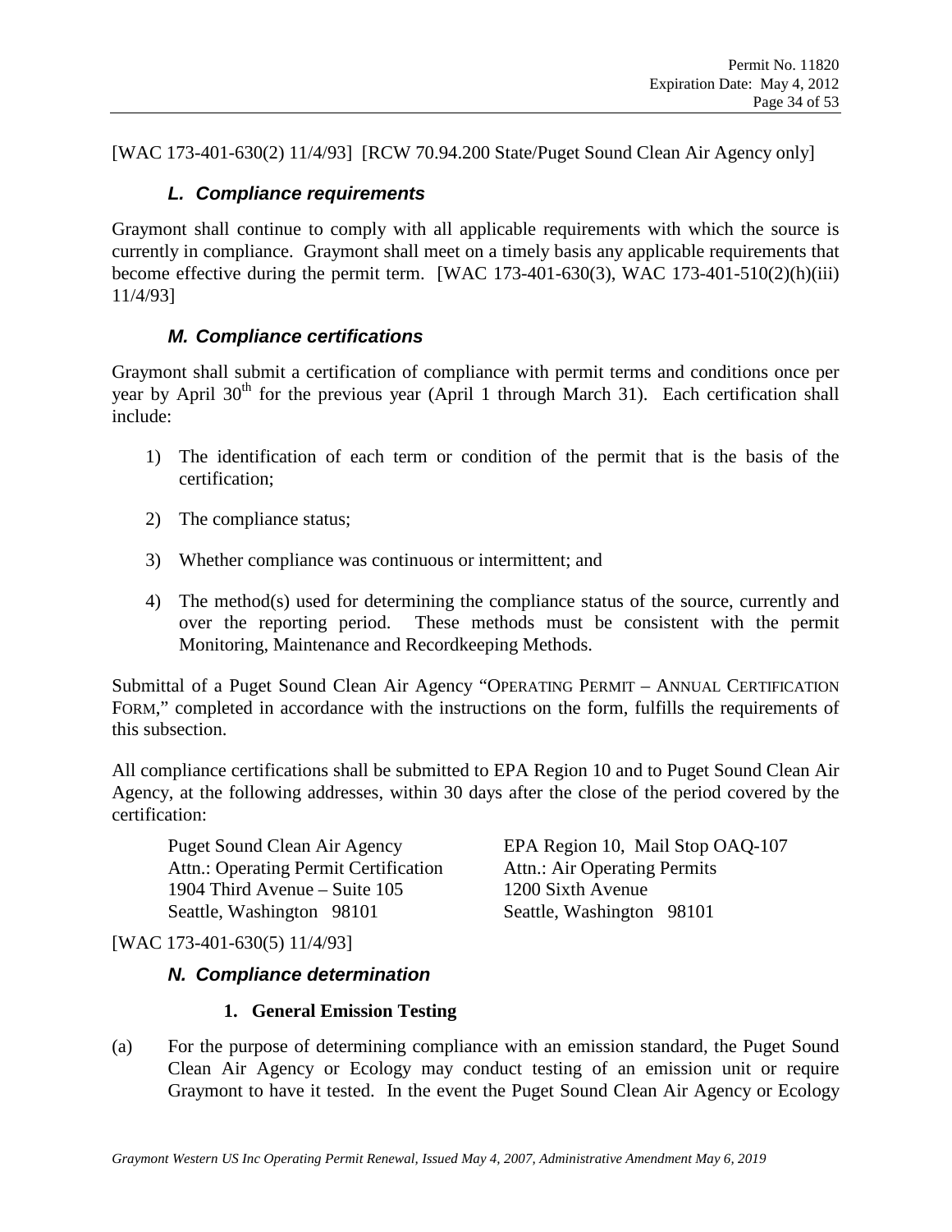[WAC 173-401-630(2) 11/4/93] [RCW 70.94.200 State/Puget Sound Clean Air Agency only]

### *L. Compliance requirements*

Graymont shall continue to comply with all applicable requirements with which the source is currently in compliance. Graymont shall meet on a timely basis any applicable requirements that become effective during the permit term. [WAC 173-401-630(3), WAC 173-401-510(2)(h)(iii) 11/4/93]

### *M. Compliance certifications*

Graymont shall submit a certification of compliance with permit terms and conditions once per year by April 30th for the previous year (April 1 through March 31). Each certification shall include:

1) The identification of each term or condition of the permit that is the basis of the certification;

2) The compliance status;

3) Whether compliance was continuous or intermittent; and

4) The method(s) used for determining the compliance status of the source, currently and over the reporting period. These methods must be consistent with the permit Monitoring, Maintenance and Recordkeeping Methods.

Submittal of a Puget Sound Clean Air Agency "OPERATING PERMIT – ANNUAL CERTIFICATION FORM," completed in accordance with the instructions on the form, fulfills the requirements of this subsection.

All compliance certifications shall be submitted to EPA Region 10 and to Puget Sound Clean Air Agency, at the following addresses, within 30 days after the close of the period covered by the certification:

Puget Sound Clean Air Agency
Attn.: Operating Permit Certification
1904 Third Avenue – Suite 105
Seattle, Washington 98101

EPA Region 10, Mail Stop OAQ-107
Attn.: Air Operating Permits
1200 Sixth Avenue
Seattle, Washington 98101

[WAC 173-401-630(5) 11/4/93]

### *N. Compliance determination*

#### 1. General Emission Testing

(a) For the purpose of determining compliance with an emission standard, the Puget Sound Clean Air Agency or Ecology may conduct testing of an emission unit or require Graymont to have it tested. In the event the Puget Sound Clean Air Agency or Ecology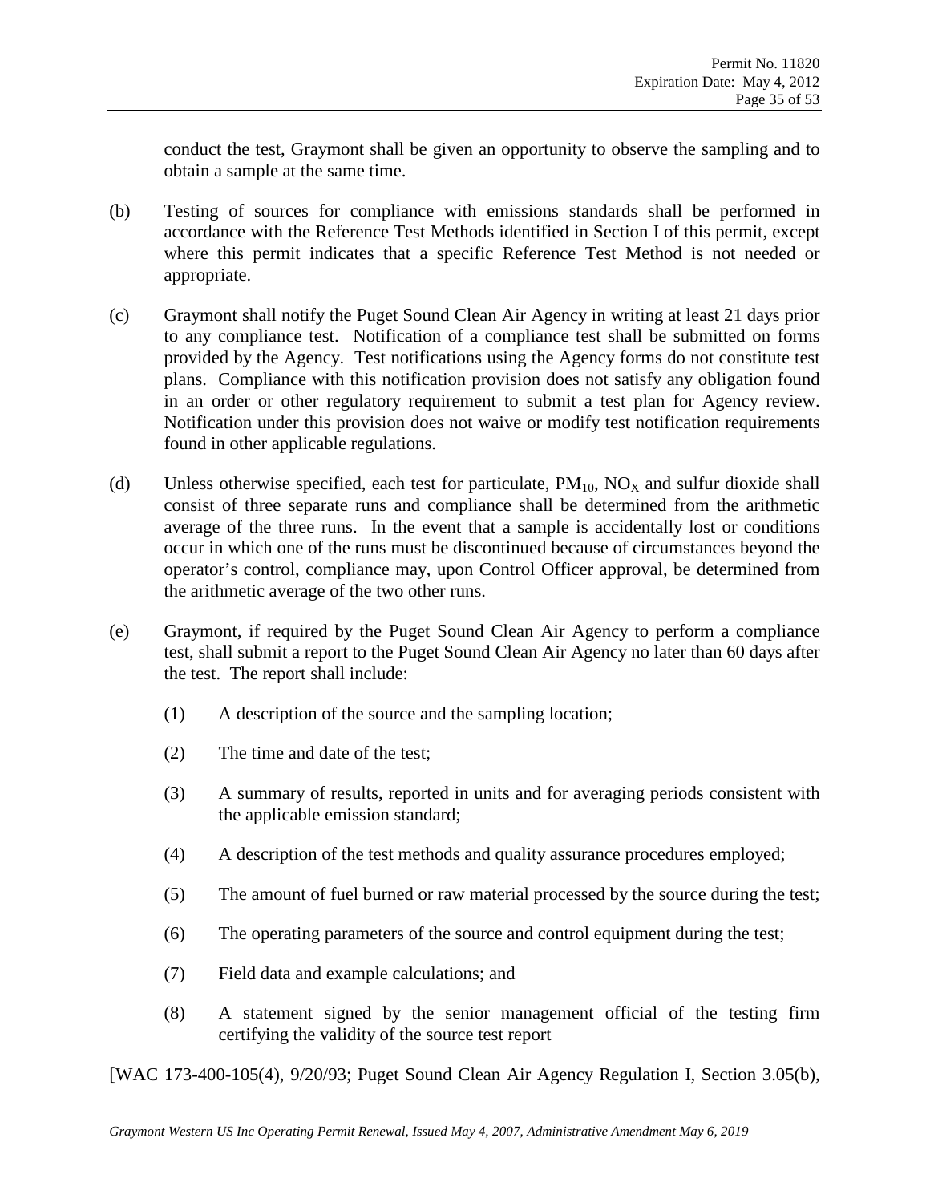conduct the test, Graymont shall be given an opportunity to observe the sampling and to obtain a sample at the same time.

(b) Testing of sources for compliance with emissions standards shall be performed in accordance with the Reference Test Methods identified in Section I of this permit, except where this permit indicates that a specific Reference Test Method is not needed or appropriate.

(c) Graymont shall notify the Puget Sound Clean Air Agency in writing at least 21 days prior to any compliance test. Notification of a compliance test shall be submitted on forms provided by the Agency. Test notifications using the Agency forms do not constitute test plans. Compliance with this notification provision does not satisfy any obligation found in an order or other regulatory requirement to submit a test plan for Agency review. Notification under this provision does not waive or modify test notification requirements found in other applicable regulations.

(d) Unless otherwise specified, each test for particulate, $PM_{10}$, $NO_X$ and sulfur dioxide shall consist of three separate runs and compliance shall be determined from the arithmetic average of the three runs. In the event that a sample is accidentally lost or conditions occur in which one of the runs must be discontinued because of circumstances beyond the operator's control, compliance may, upon Control Officer approval, be determined from the arithmetic average of the two other runs.

(e) Graymont, if required by the Puget Sound Clean Air Agency to perform a compliance test, shall submit a report to the Puget Sound Clean Air Agency no later than 60 days after the test. The report shall include:

(1) A description of the source and the sampling location;

(2) The time and date of the test;

(3) A summary of results, reported in units and for averaging periods consistent with the applicable emission standard;

(4) A description of the test methods and quality assurance procedures employed;

(5) The amount of fuel burned or raw material processed by the source during the test;

(6) The operating parameters of the source and control equipment during the test;

(7) Field data and example calculations; and

(8) A statement signed by the senior management official of the testing firm certifying the validity of the source test report

[WAC 173-400-105(4), 9/20/93; Puget Sound Clean Air Agency Regulation I, Section 3.05(b),

*Graymont Western US Inc Operating Permit Renewal, Issued May 4, 2007, Administrative Amendment May 6, 2019*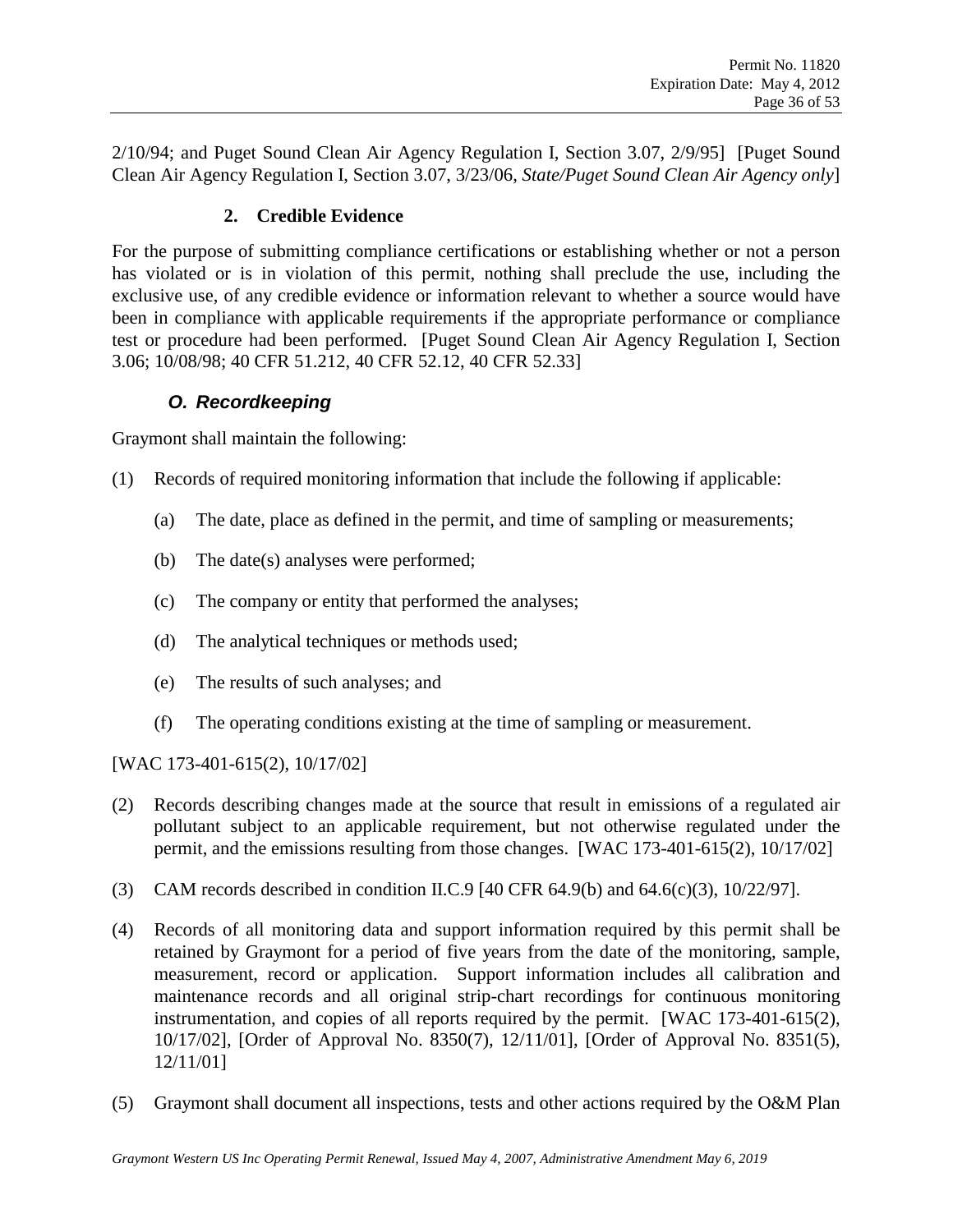2/10/94; and Puget Sound Clean Air Agency Regulation I, Section 3.07, 2/9/95] [Puget Sound Clean Air Agency Regulation I, Section 3.07, 3/23/06, *State/Puget Sound Clean Air Agency only*]

**2. Credible Evidence**

For the purpose of submitting compliance certifications or establishing whether or not a person has violated or is in violation of this permit, nothing shall preclude the use, including the exclusive use, of any credible evidence or information relevant to whether a source would have been in compliance with applicable requirements if the appropriate performance or compliance test or procedure had been performed. [Puget Sound Clean Air Agency Regulation I, Section 3.06; 10/08/98; 40 CFR 51.212, 40 CFR 52.12, 40 CFR 52.33]

### *O. Recordkeeping*

Graymont shall maintain the following:

(1) Records of required monitoring information that include the following if applicable:

  (a) The date, place as defined in the permit, and time of sampling or measurements;

  (b) The date(s) analyses were performed;

  (c) The company or entity that performed the analyses;

  (d) The analytical techniques or methods used;

  (e) The results of such analyses; and

  (f) The operating conditions existing at the time of sampling or measurement.

[WAC 173-401-615(2), 10/17/02]

(2) Records describing changes made at the source that result in emissions of a regulated air pollutant subject to an applicable requirement, but not otherwise regulated under the permit, and the emissions resulting from those changes. [WAC 173-401-615(2), 10/17/02]

(3) CAM records described in condition II.C.9 [40 CFR 64.9(b) and 64.6(c)(3), 10/22/97].

(4) Records of all monitoring data and support information required by this permit shall be retained by Graymont for a period of five years from the date of the monitoring, sample, measurement, record or application. Support information includes all calibration and maintenance records and all original strip-chart recordings for continuous monitoring instrumentation, and copies of all reports required by the permit. [WAC 173-401-615(2), 10/17/02], [Order of Approval No. 8350(7), 12/11/01], [Order of Approval No. 8351(5), 12/11/01]

(5) Graymont shall document all inspections, tests and other actions required by the O&M Plan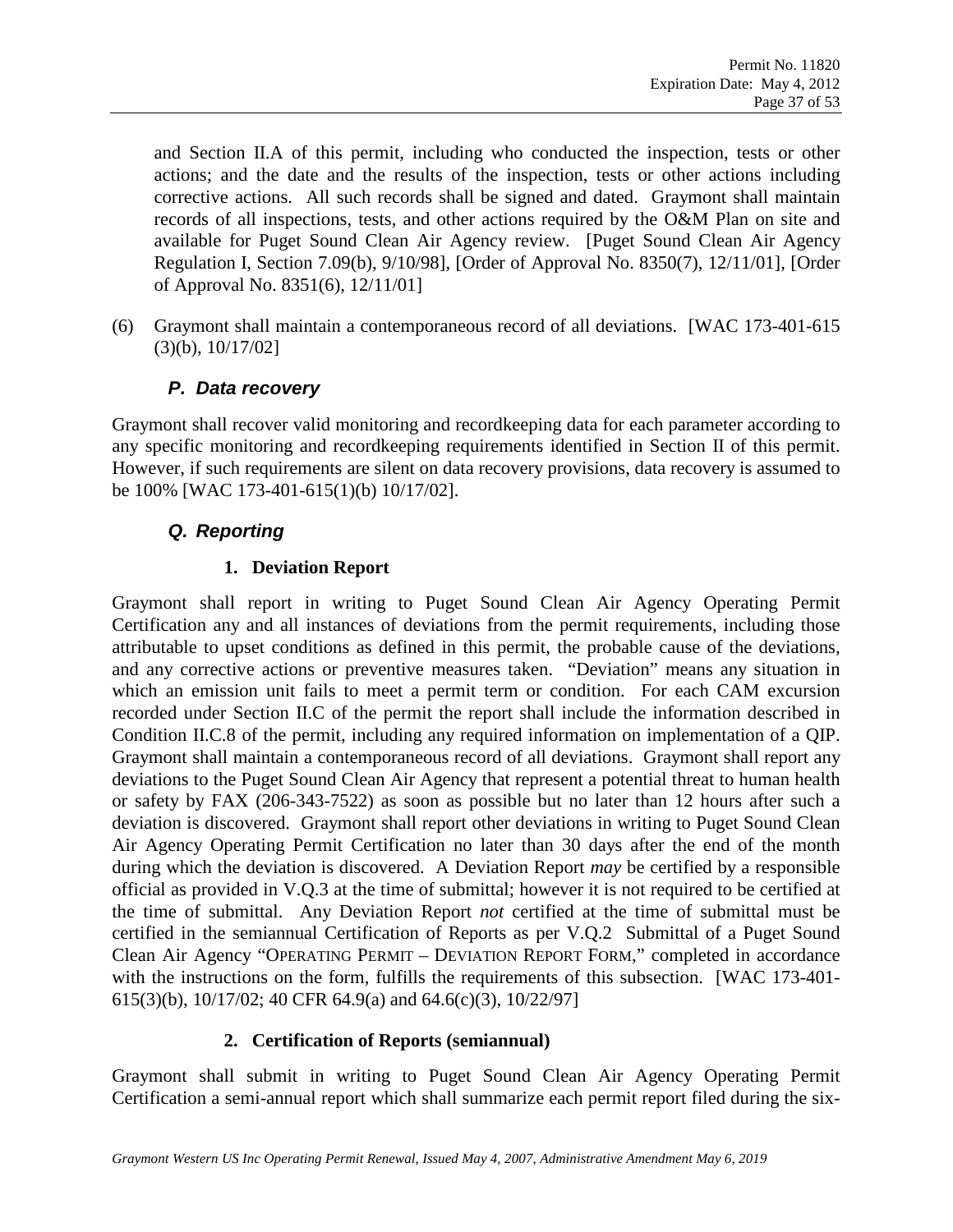and Section II.A of this permit, including who conducted the inspection, tests or other actions; and the date and the results of the inspection, tests or other actions including corrective actions. All such records shall be signed and dated. Graymont shall maintain records of all inspections, tests, and other actions required by the O&M Plan on site and available for Puget Sound Clean Air Agency review. [Puget Sound Clean Air Agency Regulation I, Section 7.09(b), 9/10/98], [Order of Approval No. 8350(7), 12/11/01], [Order of Approval No. 8351(6), 12/11/01]

(6) Graymont shall maintain a contemporaneous record of all deviations. [WAC 173-401-615 (3)(b), 10/17/02]

### *P. Data recovery*

Graymont shall recover valid monitoring and recordkeeping data for each parameter according to any specific monitoring and recordkeeping requirements identified in Section II of this permit. However, if such requirements are silent on data recovery provisions, data recovery is assumed to be 100% [WAC 173-401-615(1)(b) 10/17/02].

### *Q. Reporting*

#### 1. Deviation Report

Graymont shall report in writing to Puget Sound Clean Air Agency Operating Permit Certification any and all instances of deviations from the permit requirements, including those attributable to upset conditions as defined in this permit, the probable cause of the deviations, and any corrective actions or preventive measures taken. "Deviation" means any situation in which an emission unit fails to meet a permit term or condition. For each CAM excursion recorded under Section II.C of the permit the report shall include the information described in Condition II.C.8 of the permit, including any required information on implementation of a QIP. Graymont shall maintain a contemporaneous record of all deviations. Graymont shall report any deviations to the Puget Sound Clean Air Agency that represent a potential threat to human health or safety by FAX (206-343-7522) as soon as possible but no later than 12 hours after such a deviation is discovered. Graymont shall report other deviations in writing to Puget Sound Clean Air Agency Operating Permit Certification no later than 30 days after the end of the month during which the deviation is discovered. A Deviation Report *may* be certified by a responsible official as provided in V.Q.3 at the time of submittal; however it is not required to be certified at the time of submittal. Any Deviation Report *not* certified at the time of submittal must be certified in the semiannual Certification of Reports as per V.Q.2 Submittal of a Puget Sound Clean Air Agency "OPERATING PERMIT – DEVIATION REPORT FORM," completed in accordance with the instructions on the form, fulfills the requirements of this subsection. [WAC 173-401-615(3)(b), 10/17/02; 40 CFR 64.9(a) and 64.6(c)(3), 10/22/97]

#### 2. Certification of Reports (semiannual)

Graymont shall submit in writing to Puget Sound Clean Air Agency Operating Permit Certification a semi-annual report which shall summarize each permit report filed during the six-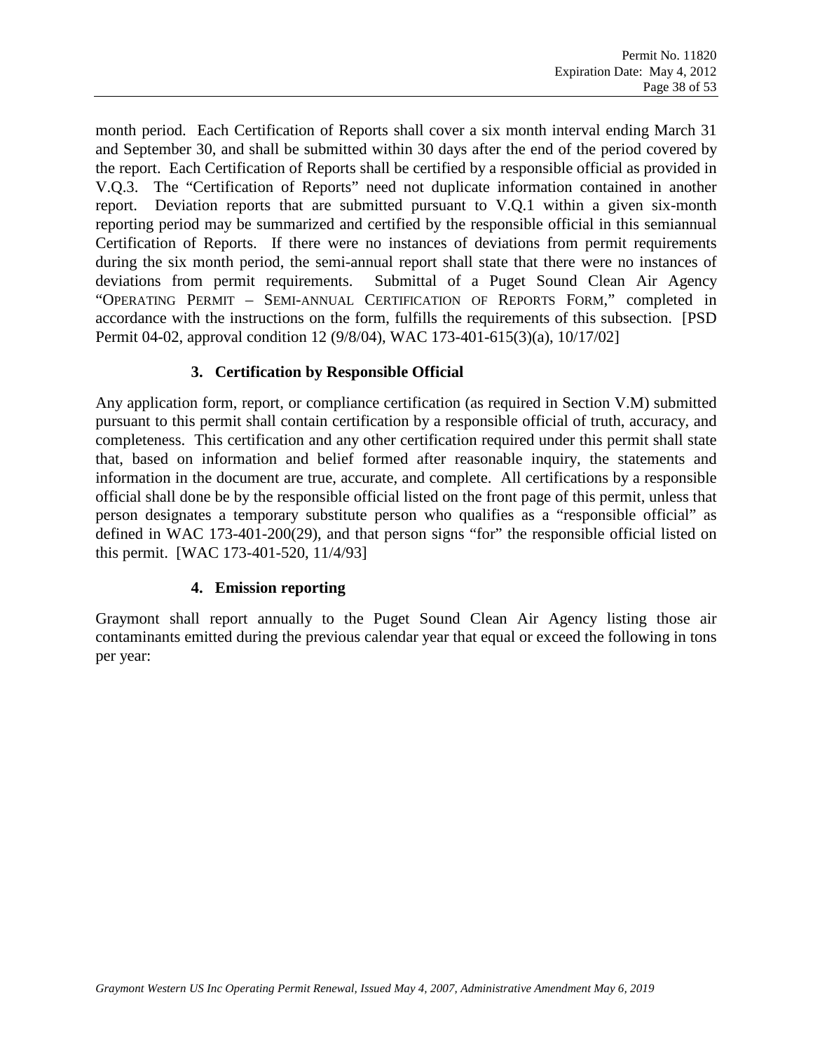month period. Each Certification of Reports shall cover a six month interval ending March 31 and September 30, and shall be submitted within 30 days after the end of the period covered by the report. Each Certification of Reports shall be certified by a responsible official as provided in V.Q.3. The "Certification of Reports" need not duplicate information contained in another report. Deviation reports that are submitted pursuant to V.Q.1 within a given six-month reporting period may be summarized and certified by the responsible official in this semiannual Certification of Reports. If there were no instances of deviations from permit requirements during the six month period, the semi-annual report shall state that there were no instances of deviations from permit requirements. Submittal of a Puget Sound Clean Air Agency "OPERATING PERMIT – SEMI-ANNUAL CERTIFICATION OF REPORTS FORM," completed in accordance with the instructions on the form, fulfills the requirements of this subsection. [PSD Permit 04-02, approval condition 12 (9/8/04), WAC 173-401-615(3)(a), 10/17/02]

#### 3. Certification by Responsible Official

Any application form, report, or compliance certification (as required in Section V.M) submitted pursuant to this permit shall contain certification by a responsible official of truth, accuracy, and completeness. This certification and any other certification required under this permit shall state that, based on information and belief formed after reasonable inquiry, the statements and information in the document are true, accurate, and complete. All certifications by a responsible official shall done be by the responsible official listed on the front page of this permit, unless that person designates a temporary substitute person who qualifies as a "responsible official" as defined in WAC 173-401-200(29), and that person signs "for" the responsible official listed on this permit. [WAC 173-401-520, 11/4/93]

#### 4. Emission reporting

Graymont shall report annually to the Puget Sound Clean Air Agency listing those air contaminants emitted during the previous calendar year that equal or exceed the following in tons per year: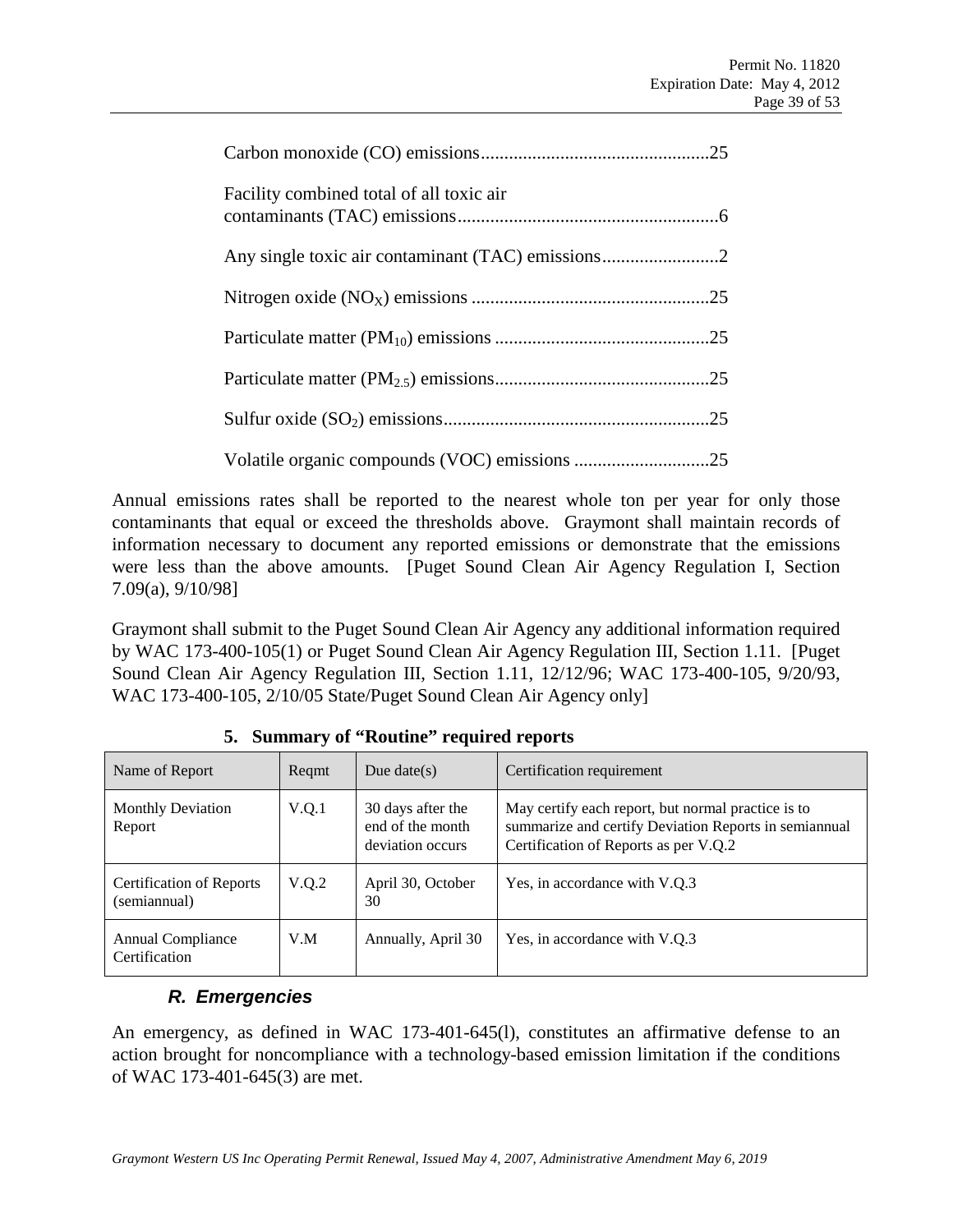Carbon monoxide (CO) emissions................................................25

Facility combined total of all toxic air contaminants (TAC) emissions.......................................................6

Any single toxic air contaminant (TAC) emissions.........................2

Nitrogen oxide ($NO_X$) emissions ..................................................25

Particulate matter ($PM_{10}$) emissions .............................................25

Particulate matter ($PM_{2.5}$) emissions.............................................25

Sulfur oxide ($SO_2$) emissions........................................................25

Volatile organic compounds (VOC) emissions ............................25

Annual emissions rates shall be reported to the nearest whole ton per year for only those contaminants that equal or exceed the thresholds above. Graymont shall maintain records of information necessary to document any reported emissions or demonstrate that the emissions were less than the above amounts. [Puget Sound Clean Air Agency Regulation I, Section 7.09(a), 9/10/98]

Graymont shall submit to the Puget Sound Clean Air Agency any additional information required by WAC 173-400-105(1) or Puget Sound Clean Air Agency Regulation III, Section 1.11. [Puget Sound Clean Air Agency Regulation III, Section 1.11, 12/12/96; WAC 173-400-105, 9/20/93, WAC 173-400-105, 2/10/05 State/Puget Sound Clean Air Agency only]

### 5. Summary of "Routine" required reports

| Name of Report | Reqmt | Due date(s) | Certification requirement |
|---|---|---|---|
| Monthly Deviation Report | V.Q.1 | 30 days after the end of the month deviation occurs | May certify each report, but normal practice is to summarize and certify Deviation Reports in semiannual Certification of Reports as per V.Q.2 |
| Certification of Reports (semiannual) | V.Q.2 | April 30, October 30 | Yes, in accordance with V.Q.3 |
| Annual Compliance Certification | V.M | Annually, April 30 | Yes, in accordance with V.Q.3 |

## *R. Emergencies*

An emergency, as defined in WAC 173-401-645(l), constitutes an affirmative defense to an action brought for noncompliance with a technology-based emission limitation if the conditions of WAC 173-401-645(3) are met.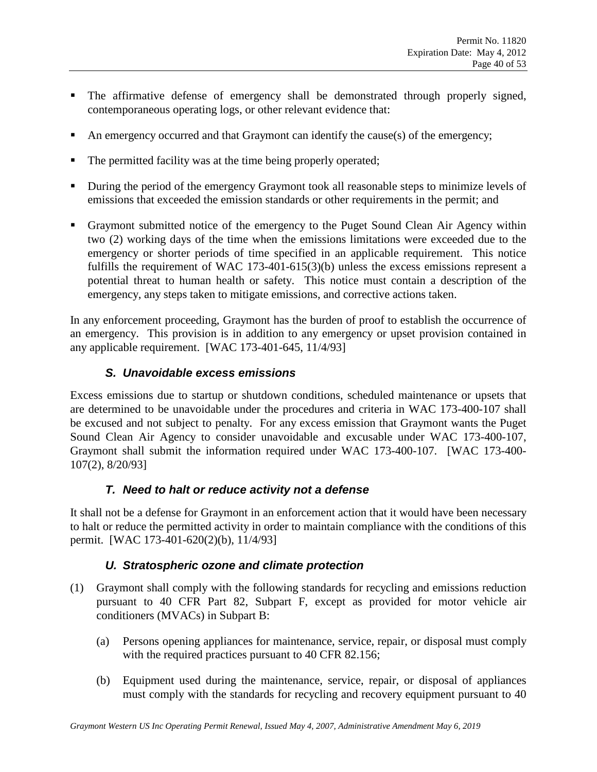- The affirmative defense of emergency shall be demonstrated through properly signed, contemporaneous operating logs, or other relevant evidence that:
- An emergency occurred and that Graymont can identify the cause(s) of the emergency;
- The permitted facility was at the time being properly operated;
- During the period of the emergency Graymont took all reasonable steps to minimize levels of emissions that exceeded the emission standards or other requirements in the permit; and
- Graymont submitted notice of the emergency to the Puget Sound Clean Air Agency within two (2) working days of the time when the emissions limitations were exceeded due to the emergency or shorter periods of time specified in an applicable requirement. This notice fulfills the requirement of WAC 173-401-615(3)(b) unless the excess emissions represent a potential threat to human health or safety. This notice must contain a description of the emergency, any steps taken to mitigate emissions, and corrective actions taken.

In any enforcement proceeding, Graymont has the burden of proof to establish the occurrence of an emergency. This provision is in addition to any emergency or upset provision contained in any applicable requirement. [WAC 173-401-645, 11/4/93]

### *S. Unavoidable excess emissions*

Excess emissions due to startup or shutdown conditions, scheduled maintenance or upsets that are determined to be unavoidable under the procedures and criteria in WAC 173-400-107 shall be excused and not subject to penalty. For any excess emission that Graymont wants the Puget Sound Clean Air Agency to consider unavoidable and excusable under WAC 173-400-107, Graymont shall submit the information required under WAC 173-400-107. [WAC 173-400-107(2), 8/20/93]

### *T. Need to halt or reduce activity not a defense*

It shall not be a defense for Graymont in an enforcement action that it would have been necessary to halt or reduce the permitted activity in order to maintain compliance with the conditions of this permit. [WAC 173-401-620(2)(b), 11/4/93]

### *U. Stratospheric ozone and climate protection*

(1) Graymont shall comply with the following standards for recycling and emissions reduction pursuant to 40 CFR Part 82, Subpart F, except as provided for motor vehicle air conditioners (MVACs) in Subpart B:

 (a) Persons opening appliances for maintenance, service, repair, or disposal must comply with the required practices pursuant to 40 CFR 82.156;

 (b) Equipment used during the maintenance, service, repair, or disposal of appliances must comply with the standards for recycling and recovery equipment pursuant to 40

Graymont Western US Inc Operating Permit Renewal, Issued May 4, 2007, Administrative Amendment May 6, 2019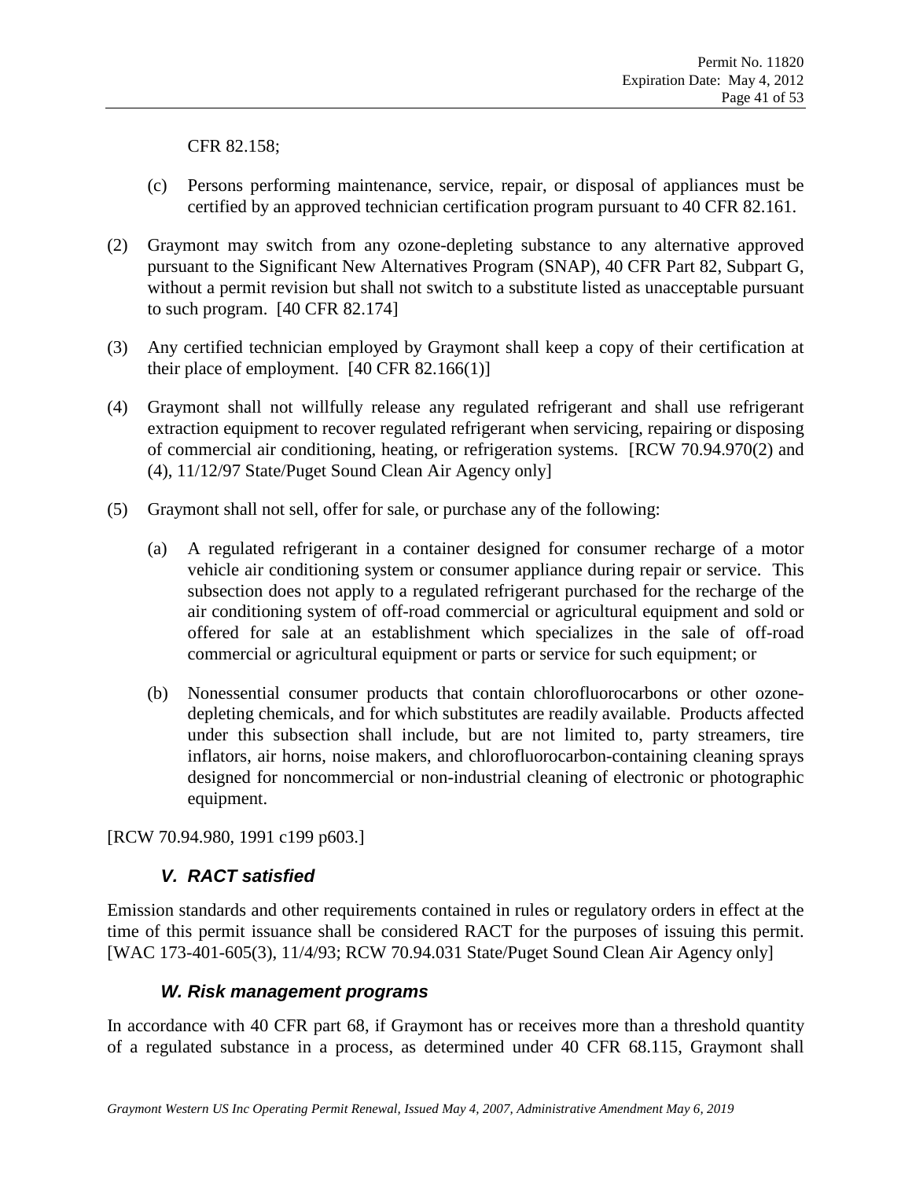CFR 82.158;

(c) Persons performing maintenance, service, repair, or disposal of appliances must be certified by an approved technician certification program pursuant to 40 CFR 82.161.

(2) Graymont may switch from any ozone-depleting substance to any alternative approved pursuant to the Significant New Alternatives Program (SNAP), 40 CFR Part 82, Subpart G, without a permit revision but shall not switch to a substitute listed as unacceptable pursuant to such program. [40 CFR 82.174]

(3) Any certified technician employed by Graymont shall keep a copy of their certification at their place of employment. [40 CFR 82.166(1)]

(4) Graymont shall not willfully release any regulated refrigerant and shall use refrigerant extraction equipment to recover regulated refrigerant when servicing, repairing or disposing of commercial air conditioning, heating, or refrigeration systems. [RCW 70.94.970(2) and (4), 11/12/97 State/Puget Sound Clean Air Agency only]

(5) Graymont shall not sell, offer for sale, or purchase any of the following:

(a) A regulated refrigerant in a container designed for consumer recharge of a motor vehicle air conditioning system or consumer appliance during repair or service. This subsection does not apply to a regulated refrigerant purchased for the recharge of the air conditioning system of off-road commercial or agricultural equipment and sold or offered for sale at an establishment which specializes in the sale of off-road commercial or agricultural equipment or parts or service for such equipment; or

(b) Nonessential consumer products that contain chlorofluorocarbons or other ozone-depleting chemicals, and for which substitutes are readily available. Products affected under this subsection shall include, but are not limited to, party streamers, tire inflators, air horns, noise makers, and chlorofluorocarbon-containing cleaning sprays designed for noncommercial or non-industrial cleaning of electronic or photographic equipment.

[RCW 70.94.980, 1991 c199 p603.]

### *V. RACT satisfied*

Emission standards and other requirements contained in rules or regulatory orders in effect at the time of this permit issuance shall be considered RACT for the purposes of issuing this permit. [WAC 173-401-605(3), 11/4/93; RCW 70.94.031 State/Puget Sound Clean Air Agency only]

### *W. Risk management programs*

In accordance with 40 CFR part 68, if Graymont has or receives more than a threshold quantity of a regulated substance in a process, as determined under 40 CFR 68.115, Graymont shall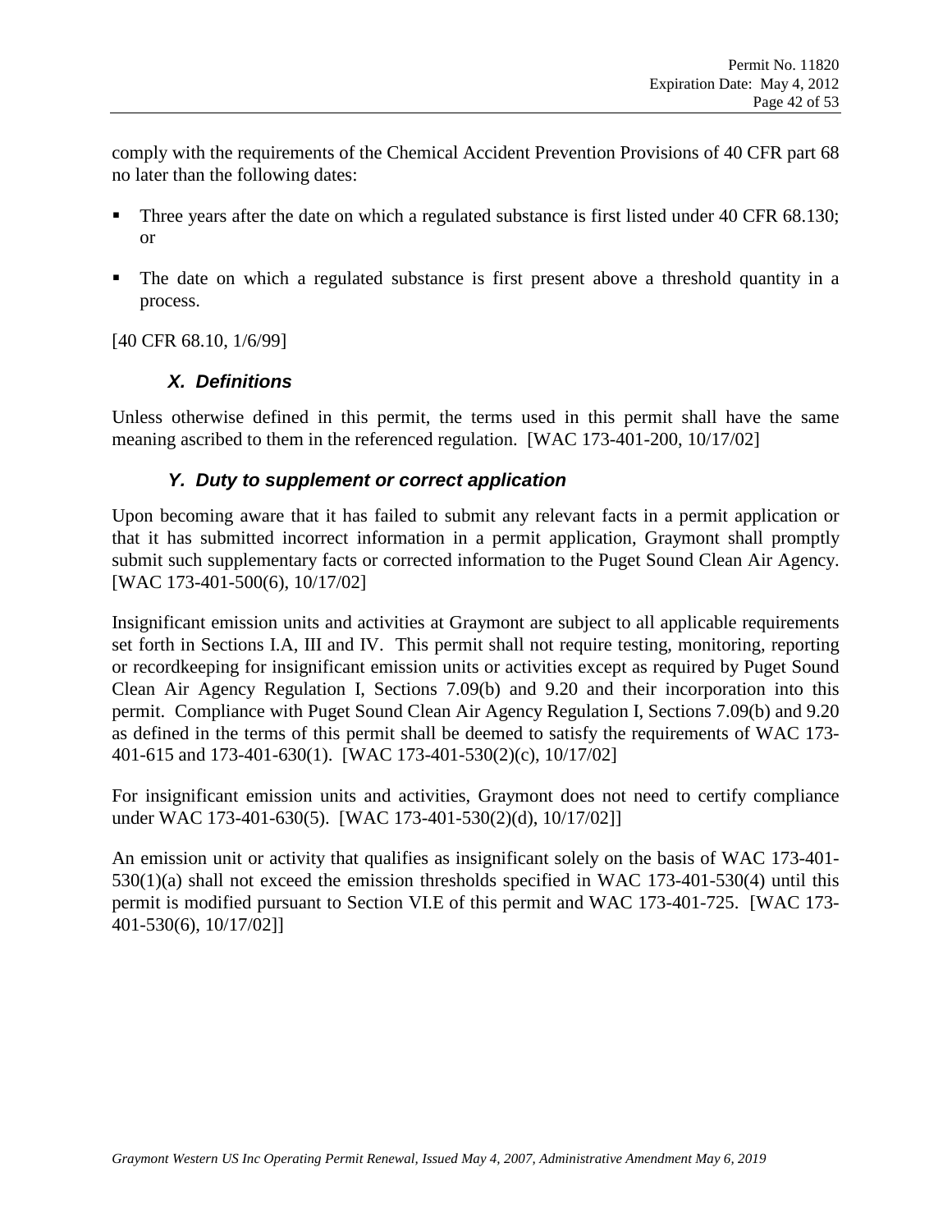comply with the requirements of the Chemical Accident Prevention Provisions of 40 CFR part 68 no later than the following dates:

- Three years after the date on which a regulated substance is first listed under 40 CFR 68.130; or
- The date on which a regulated substance is first present above a threshold quantity in a process.

[40 CFR 68.10, 1/6/99]

### *X. Definitions*

Unless otherwise defined in this permit, the terms used in this permit shall have the same meaning ascribed to them in the referenced regulation. [WAC 173-401-200, 10/17/02]

### *Y. Duty to supplement or correct application*

Upon becoming aware that it has failed to submit any relevant facts in a permit application or that it has submitted incorrect information in a permit application, Graymont shall promptly submit such supplementary facts or corrected information to the Puget Sound Clean Air Agency. [WAC 173-401-500(6), 10/17/02]

Insignificant emission units and activities at Graymont are subject to all applicable requirements set forth in Sections I.A, III and IV. This permit shall not require testing, monitoring, reporting or recordkeeping for insignificant emission units or activities except as required by Puget Sound Clean Air Agency Regulation I, Sections 7.09(b) and 9.20 and their incorporation into this permit. Compliance with Puget Sound Clean Air Agency Regulation I, Sections 7.09(b) and 9.20 as defined in the terms of this permit shall be deemed to satisfy the requirements of WAC 173-401-615 and 173-401-630(1). [WAC 173-401-530(2)(c), 10/17/02]

For insignificant emission units and activities, Graymont does not need to certify compliance under WAC 173-401-630(5). [WAC 173-401-530(2)(d), 10/17/02]]

An emission unit or activity that qualifies as insignificant solely on the basis of WAC 173-401-530(1)(a) shall not exceed the emission thresholds specified in WAC 173-401-530(4) until this permit is modified pursuant to Section VI.E of this permit and WAC 173-401-725. [WAC 173-401-530(6), 10/17/02]]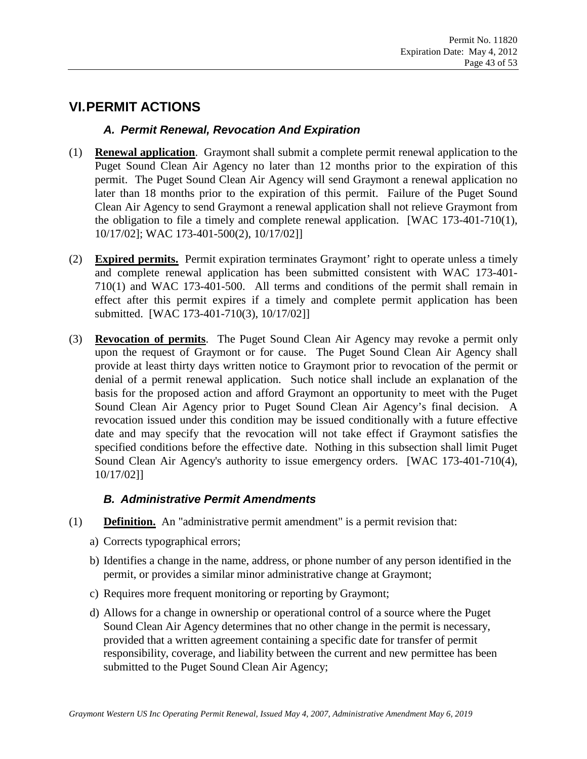# VI. PERMIT ACTIONS

### *A. Permit Renewal, Revocation And Expiration*

(1) **Renewal application**. Graymont shall submit a complete permit renewal application to the Puget Sound Clean Air Agency no later than 12 months prior to the expiration of this permit. The Puget Sound Clean Air Agency will send Graymont a renewal application no later than 18 months prior to the expiration of this permit. Failure of the Puget Sound Clean Air Agency to send Graymont a renewal application shall not relieve Graymont from the obligation to file a timely and complete renewal application. [WAC 173-401-710(1), 10/17/02]; WAC 173-401-500(2), 10/17/02]]

(2) **Expired permits.** Permit expiration terminates Graymont' right to operate unless a timely and complete renewal application has been submitted consistent with WAC 173-401-710(1) and WAC 173-401-500. All terms and conditions of the permit shall remain in effect after this permit expires if a timely and complete permit application has been submitted. [WAC 173-401-710(3), 10/17/02]]

(3) **Revocation of permits**. The Puget Sound Clean Air Agency may revoke a permit only upon the request of Graymont or for cause. The Puget Sound Clean Air Agency shall provide at least thirty days written notice to Graymont prior to revocation of the permit or denial of a permit renewal application. Such notice shall include an explanation of the basis for the proposed action and afford Graymont an opportunity to meet with the Puget Sound Clean Air Agency prior to Puget Sound Clean Air Agency's final decision. A revocation issued under this condition may be issued conditionally with a future effective date and may specify that the revocation will not take effect if Graymont satisfies the specified conditions before the effective date. Nothing in this subsection shall limit Puget Sound Clean Air Agency's authority to issue emergency orders. [WAC 173-401-710(4), 10/17/02]]

### *B. Administrative Permit Amendments*

(1) **Definition.** An "administrative permit amendment" is a permit revision that:

a) Corrects typographical errors;

b) Identifies a change in the name, address, or phone number of any person identified in the permit, or provides a similar minor administrative change at Graymont;

c) Requires more frequent monitoring or reporting by Graymont;

d) Allows for a change in ownership or operational control of a source where the Puget Sound Clean Air Agency determines that no other change in the permit is necessary, provided that a written agreement containing a specific date for transfer of permit responsibility, coverage, and liability between the current and new permittee has been submitted to the Puget Sound Clean Air Agency;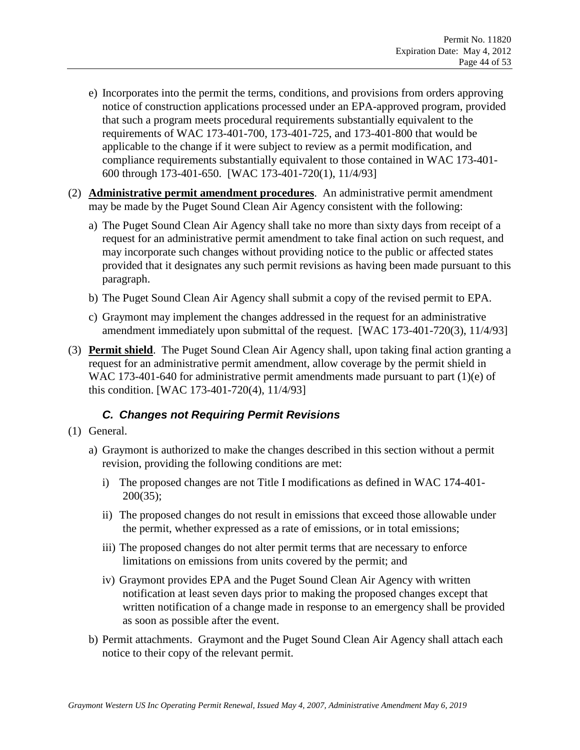e) Incorporates into the permit the terms, conditions, and provisions from orders approving notice of construction applications processed under an EPA-approved program, provided that such a program meets procedural requirements substantially equivalent to the requirements of WAC 173-401-700, 173-401-725, and 173-401-800 that would be applicable to the change if it were subject to review as a permit modification, and compliance requirements substantially equivalent to those contained in WAC 173-401-600 through 173-401-650. [WAC 173-401-720(1), 11/4/93]

(2) **Administrative permit amendment procedures**. An administrative permit amendment may be made by the Puget Sound Clean Air Agency consistent with the following:

a) The Puget Sound Clean Air Agency shall take no more than sixty days from receipt of a request for an administrative permit amendment to take final action on such request, and may incorporate such changes without providing notice to the public or affected states provided that it designates any such permit revisions as having been made pursuant to this paragraph.

b) The Puget Sound Clean Air Agency shall submit a copy of the revised permit to EPA.

c) Graymont may implement the changes addressed in the request for an administrative amendment immediately upon submittal of the request. [WAC 173-401-720(3), 11/4/93]

(3) **Permit shield**. The Puget Sound Clean Air Agency shall, upon taking final action granting a request for an administrative permit amendment, allow coverage by the permit shield in WAC 173-401-640 for administrative permit amendments made pursuant to part (1)(e) of this condition. [WAC 173-401-720(4), 11/4/93]

### *C. Changes not Requiring Permit Revisions*

(1) General.

a) Graymont is authorized to make the changes described in this section without a permit revision, providing the following conditions are met:

i) The proposed changes are not Title I modifications as defined in WAC 174-401-200(35);

ii) The proposed changes do not result in emissions that exceed those allowable under the permit, whether expressed as a rate of emissions, or in total emissions;

iii) The proposed changes do not alter permit terms that are necessary to enforce limitations on emissions from units covered by the permit; and

iv) Graymont provides EPA and the Puget Sound Clean Air Agency with written notification at least seven days prior to making the proposed changes except that written notification of a change made in response to an emergency shall be provided as soon as possible after the event.

b) Permit attachments. Graymont and the Puget Sound Clean Air Agency shall attach each notice to their copy of the relevant permit.

*Graymont Western US Inc Operating Permit Renewal, Issued May 4, 2007, Administrative Amendment May 6, 2019*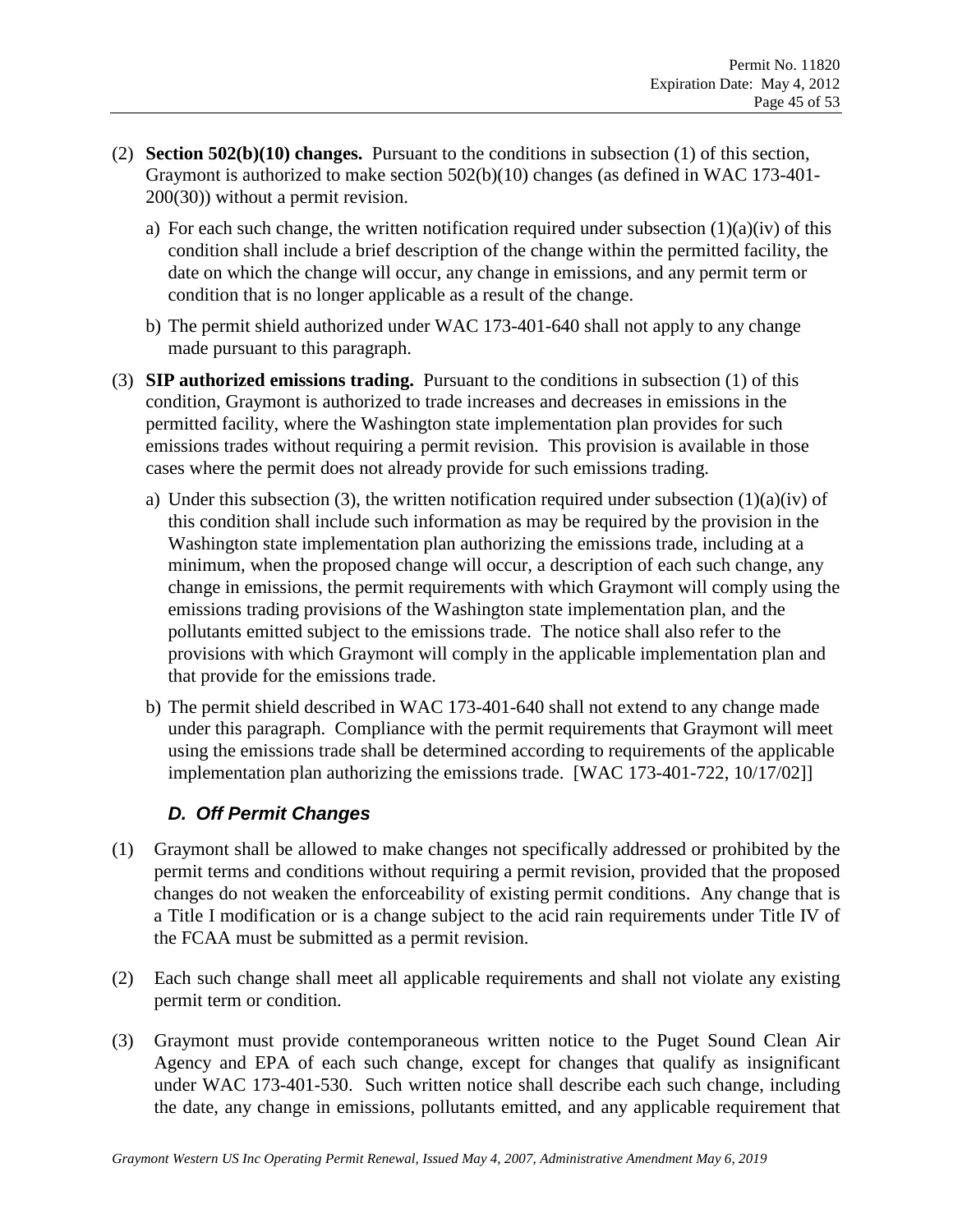(2) **Section 502(b)(10) changes.** Pursuant to the conditions in subsection (1) of this section, Graymont is authorized to make section 502(b)(10) changes (as defined in WAC 173-401-200(30)) without a permit revision.

   a) For each such change, the written notification required under subsection (1)(a)(iv) of this condition shall include a brief description of the change within the permitted facility, the date on which the change will occur, any change in emissions, and any permit term or condition that is no longer applicable as a result of the change.

   b) The permit shield authorized under WAC 173-401-640 shall not apply to any change made pursuant to this paragraph.

(3) **SIP authorized emissions trading.** Pursuant to the conditions in subsection (1) of this condition, Graymont is authorized to trade increases and decreases in emissions in the permitted facility, where the Washington state implementation plan provides for such emissions trades without requiring a permit revision. This provision is available in those cases where the permit does not already provide for such emissions trading.

   a) Under this subsection (3), the written notification required under subsection (1)(a)(iv) of this condition shall include such information as may be required by the provision in the Washington state implementation plan authorizing the emissions trade, including at a minimum, when the proposed change will occur, a description of each such change, any change in emissions, the permit requirements with which Graymont will comply using the emissions trading provisions of the Washington state implementation plan, and the pollutants emitted subject to the emissions trade. The notice shall also refer to the provisions with which Graymont will comply in the applicable implementation plan and that provide for the emissions trade.

   b) The permit shield described in WAC 173-401-640 shall not extend to any change made under this paragraph. Compliance with the permit requirements that Graymont will meet using the emissions trade shall be determined according to requirements of the applicable implementation plan authorizing the emissions trade. [WAC 173-401-722, 10/17/02]]

### *D. Off Permit Changes*

(1) Graymont shall be allowed to make changes not specifically addressed or prohibited by the permit terms and conditions without requiring a permit revision, provided that the proposed changes do not weaken the enforceability of existing permit conditions. Any change that is a Title I modification or is a change subject to the acid rain requirements under Title IV of the FCAA must be submitted as a permit revision.

(2) Each such change shall meet all applicable requirements and shall not violate any existing permit term or condition.

(3) Graymont must provide contemporaneous written notice to the Puget Sound Clean Air Agency and EPA of each such change, except for changes that qualify as insignificant under WAC 173-401-530. Such written notice shall describe each such change, including the date, any change in emissions, pollutants emitted, and any applicable requirement that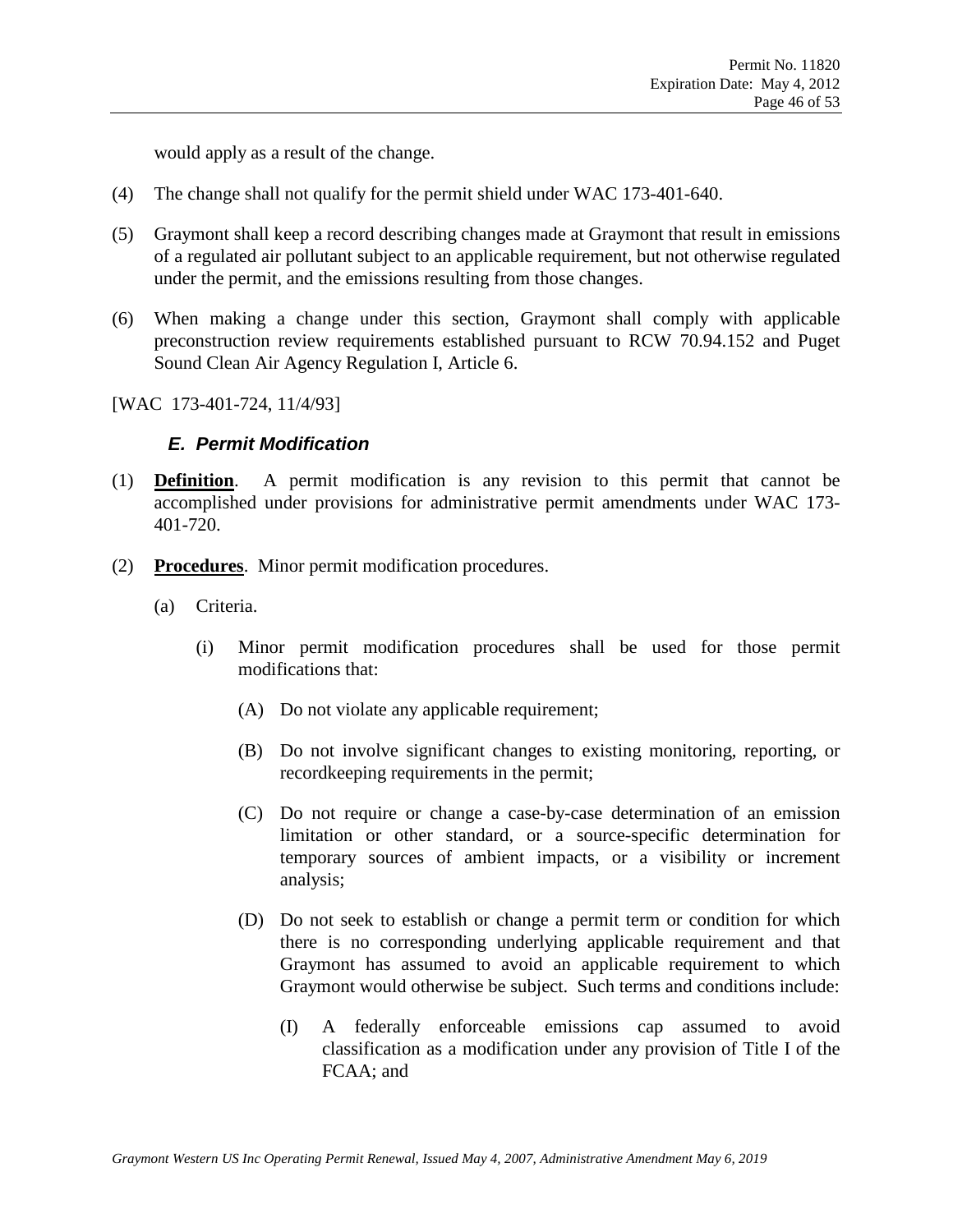would apply as a result of the change.

(4) The change shall not qualify for the permit shield under WAC 173-401-640.

(5) Graymont shall keep a record describing changes made at Graymont that result in emissions of a regulated air pollutant subject to an applicable requirement, but not otherwise regulated under the permit, and the emissions resulting from those changes.

(6) When making a change under this section, Graymont shall comply with applicable preconstruction review requirements established pursuant to RCW 70.94.152 and Puget Sound Clean Air Agency Regulation I, Article 6.

[WAC 173-401-724, 11/4/93]

### *E. Permit Modification*

(1) **Definition**. A permit modification is any revision to this permit that cannot be accomplished under provisions for administrative permit amendments under WAC 173-401-720.

(2) **Procedures**. Minor permit modification procedures.

  (a) Criteria.

    (i) Minor permit modification procedures shall be used for those permit modifications that:

      (A) Do not violate any applicable requirement;

      (B) Do not involve significant changes to existing monitoring, reporting, or recordkeeping requirements in the permit;

      (C) Do not require or change a case-by-case determination of an emission limitation or other standard, or a source-specific determination for temporary sources of ambient impacts, or a visibility or increment analysis;

      (D) Do not seek to establish or change a permit term or condition for which there is no corresponding underlying applicable requirement and that Graymont has assumed to avoid an applicable requirement to which Graymont would otherwise be subject. Such terms and conditions include:

        (I) A federally enforceable emissions cap assumed to avoid classification as a modification under any provision of Title I of the FCAA; and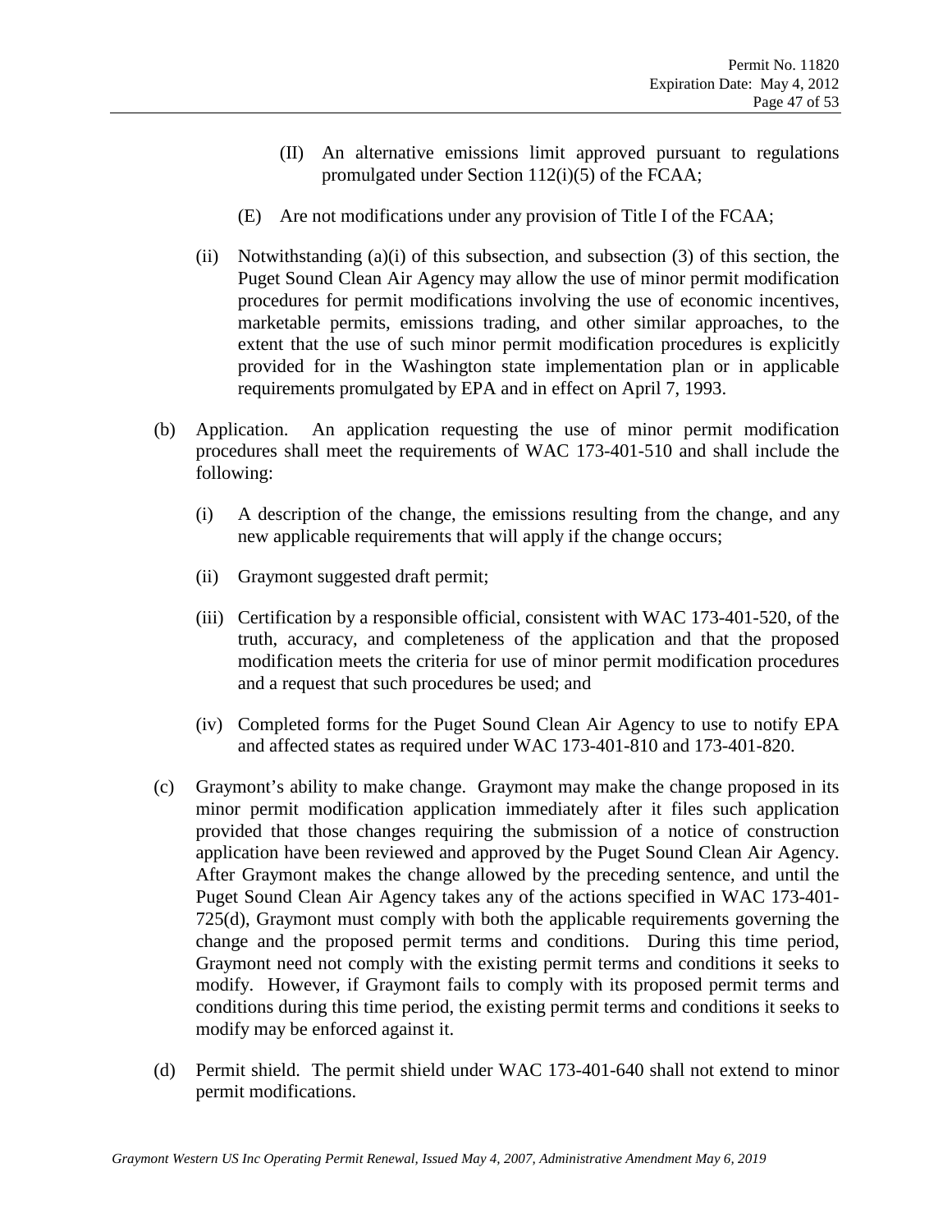(II) An alternative emissions limit approved pursuant to regulations promulgated under Section 112(i)(5) of the FCAA;

(E) Are not modifications under any provision of Title I of the FCAA;

(ii) Notwithstanding (a)(i) of this subsection, and subsection (3) of this section, the Puget Sound Clean Air Agency may allow the use of minor permit modification procedures for permit modifications involving the use of economic incentives, marketable permits, emissions trading, and other similar approaches, to the extent that the use of such minor permit modification procedures is explicitly provided for in the Washington state implementation plan or in applicable requirements promulgated by EPA and in effect on April 7, 1993.

(b) Application. An application requesting the use of minor permit modification procedures shall meet the requirements of WAC 173-401-510 and shall include the following:

(i) A description of the change, the emissions resulting from the change, and any new applicable requirements that will apply if the change occurs;

(ii) Graymont suggested draft permit;

(iii) Certification by a responsible official, consistent with WAC 173-401-520, of the truth, accuracy, and completeness of the application and that the proposed modification meets the criteria for use of minor permit modification procedures and a request that such procedures be used; and

(iv) Completed forms for the Puget Sound Clean Air Agency to use to notify EPA and affected states as required under WAC 173-401-810 and 173-401-820.

(c) Graymont's ability to make change. Graymont may make the change proposed in its minor permit modification application immediately after it files such application provided that those changes requiring the submission of a notice of construction application have been reviewed and approved by the Puget Sound Clean Air Agency. After Graymont makes the change allowed by the preceding sentence, and until the Puget Sound Clean Air Agency takes any of the actions specified in WAC 173-401-725(d), Graymont must comply with both the applicable requirements governing the change and the proposed permit terms and conditions. During this time period, Graymont need not comply with the existing permit terms and conditions it seeks to modify. However, if Graymont fails to comply with its proposed permit terms and conditions during this time period, the existing permit terms and conditions it seeks to modify may be enforced against it.

(d) Permit shield. The permit shield under WAC 173-401-640 shall not extend to minor permit modifications.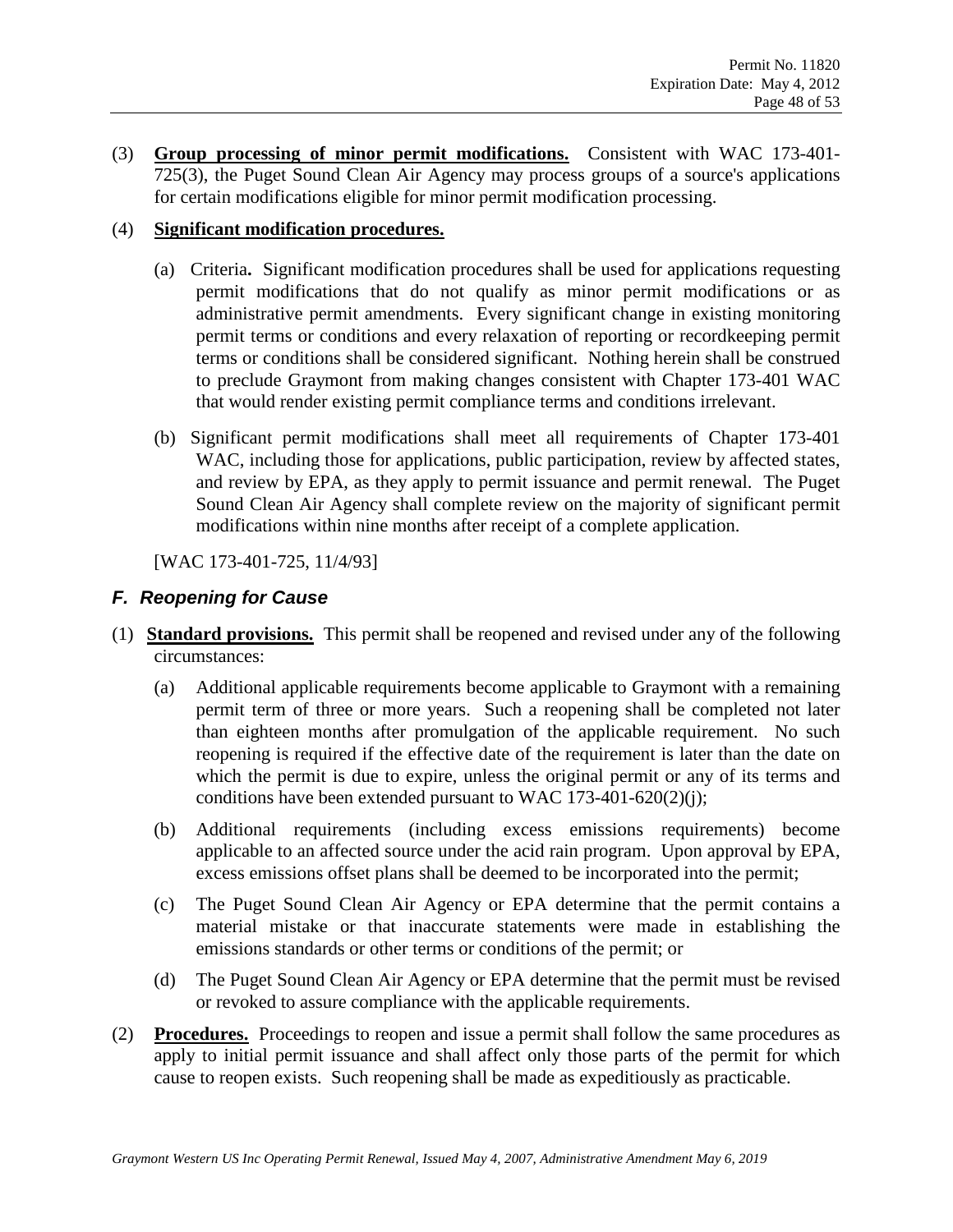(3) **Group processing of minor permit modifications.** Consistent with WAC 173-401-725(3), the Puget Sound Clean Air Agency may process groups of a source's applications for certain modifications eligible for minor permit modification processing.

(4) **Significant modification procedures.**

(a) Criteria**.** Significant modification procedures shall be used for applications requesting permit modifications that do not qualify as minor permit modifications or as administrative permit amendments. Every significant change in existing monitoring permit terms or conditions and every relaxation of reporting or recordkeeping permit terms or conditions shall be considered significant. Nothing herein shall be construed to preclude Graymont from making changes consistent with Chapter 173-401 WAC that would render existing permit compliance terms and conditions irrelevant.

(b) Significant permit modifications shall meet all requirements of Chapter 173-401 WAC, including those for applications, public participation, review by affected states, and review by EPA, as they apply to permit issuance and permit renewal. The Puget Sound Clean Air Agency shall complete review on the majority of significant permit modifications within nine months after receipt of a complete application.

[WAC 173-401-725, 11/4/93]

### *F. Reopening for Cause*

(1) **Standard provisions.** This permit shall be reopened and revised under any of the following circumstances:

(a) Additional applicable requirements become applicable to Graymont with a remaining permit term of three or more years. Such a reopening shall be completed not later than eighteen months after promulgation of the applicable requirement. No such reopening is required if the effective date of the requirement is later than the date on which the permit is due to expire, unless the original permit or any of its terms and conditions have been extended pursuant to WAC 173-401-620(2)(j);

(b) Additional requirements (including excess emissions requirements) become applicable to an affected source under the acid rain program. Upon approval by EPA, excess emissions offset plans shall be deemed to be incorporated into the permit;

(c) The Puget Sound Clean Air Agency or EPA determine that the permit contains a material mistake or that inaccurate statements were made in establishing the emissions standards or other terms or conditions of the permit; or

(d) The Puget Sound Clean Air Agency or EPA determine that the permit must be revised or revoked to assure compliance with the applicable requirements.

(2) **Procedures.** Proceedings to reopen and issue a permit shall follow the same procedures as apply to initial permit issuance and shall affect only those parts of the permit for which cause to reopen exists. Such reopening shall be made as expeditiously as practicable.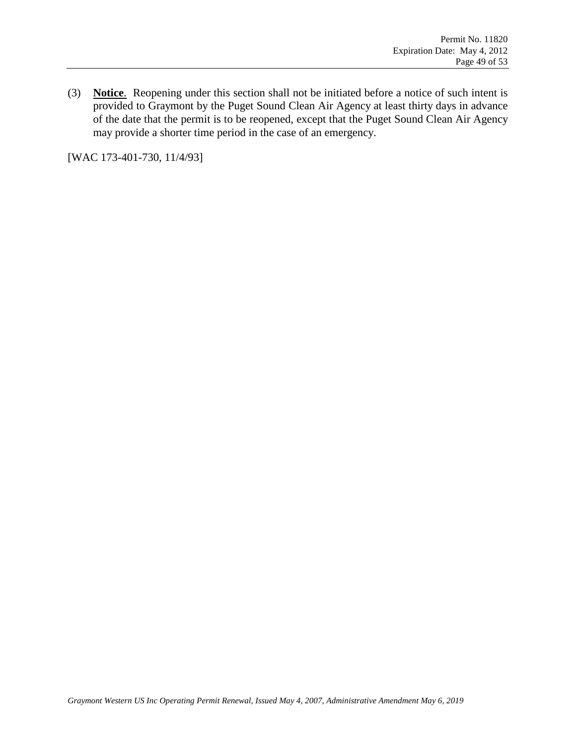(3) **Notice**. Reopening under this section shall not be initiated before a notice of such intent is provided to Graymont by the Puget Sound Clean Air Agency at least thirty days in advance of the date that the permit is to be reopened, except that the Puget Sound Clean Air Agency may provide a shorter time period in the case of an emergency.

[WAC 173-401-730, 11/4/93]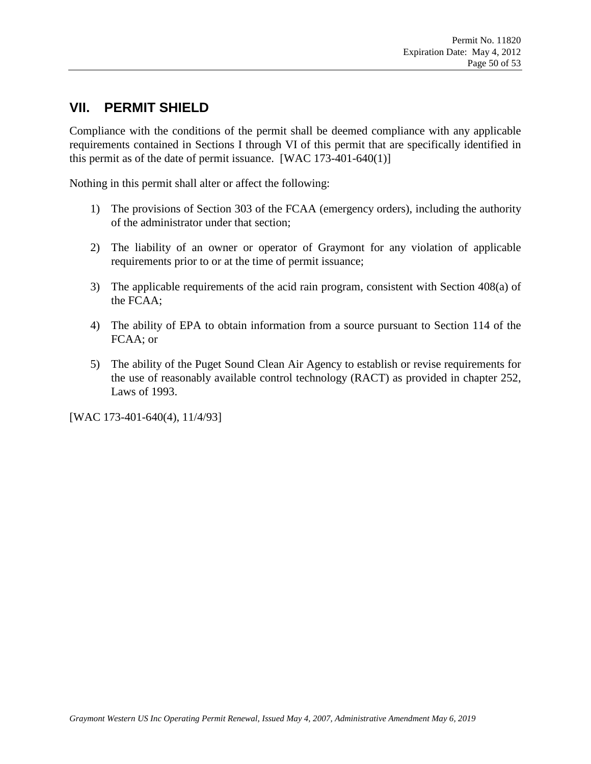## VII. PERMIT SHIELD

Compliance with the conditions of the permit shall be deemed compliance with any applicable requirements contained in Sections I through VI of this permit that are specifically identified in this permit as of the date of permit issuance. [WAC 173-401-640(1)]

Nothing in this permit shall alter or affect the following:

1) The provisions of Section 303 of the FCAA (emergency orders), including the authority of the administrator under that section;

2) The liability of an owner or operator of Graymont for any violation of applicable requirements prior to or at the time of permit issuance;

3) The applicable requirements of the acid rain program, consistent with Section 408(a) of the FCAA;

4) The ability of EPA to obtain information from a source pursuant to Section 114 of the FCAA; or

5) The ability of the Puget Sound Clean Air Agency to establish or revise requirements for the use of reasonably available control technology (RACT) as provided in chapter 252, Laws of 1993.

[WAC 173-401-640(4), 11/4/93]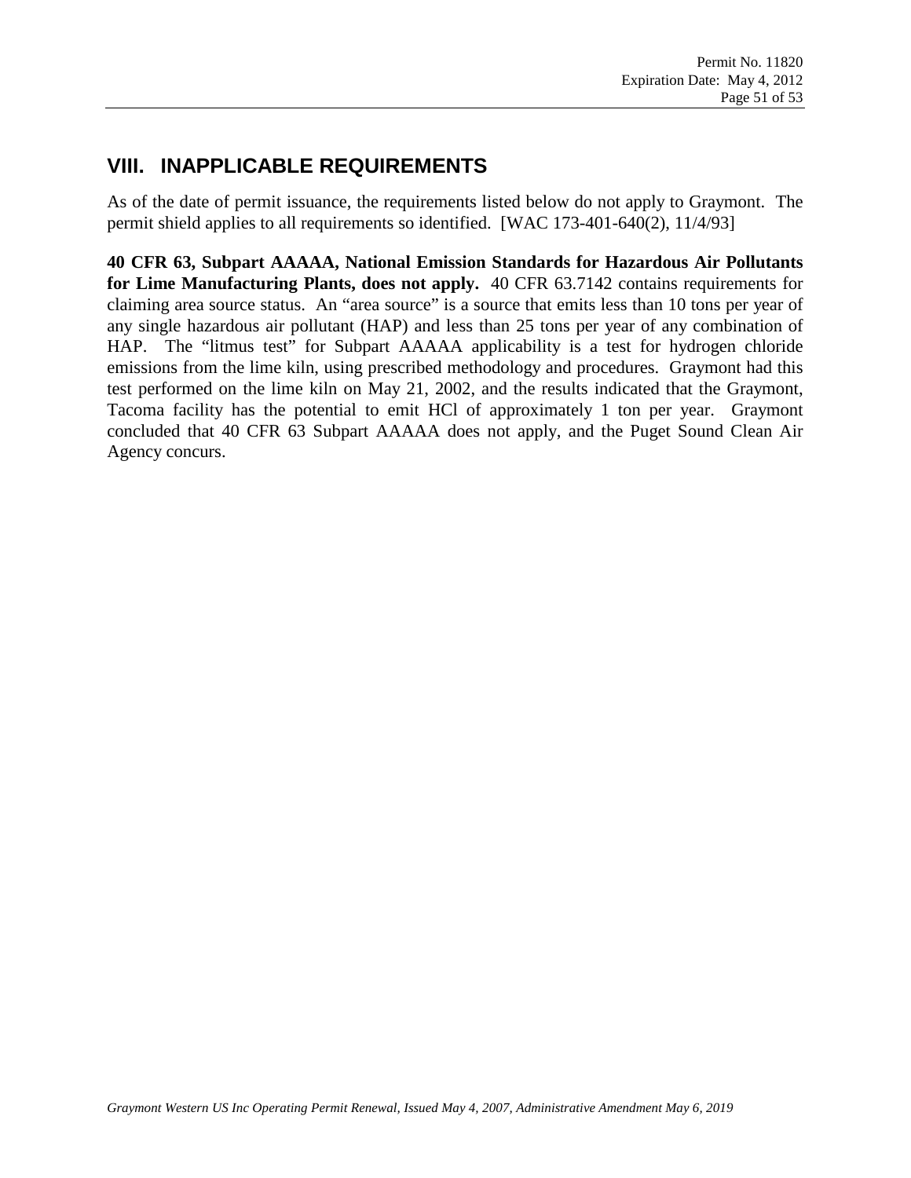## VIII. INAPPLICABLE REQUIREMENTS

As of the date of permit issuance, the requirements listed below do not apply to Graymont. The permit shield applies to all requirements so identified. [WAC 173-401-640(2), 11/4/93]

**40 CFR 63, Subpart AAAAA, National Emission Standards for Hazardous Air Pollutants for Lime Manufacturing Plants, does not apply.** 40 CFR 63.7142 contains requirements for claiming area source status. An "area source" is a source that emits less than 10 tons per year of any single hazardous air pollutant (HAP) and less than 25 tons per year of any combination of HAP. The "litmus test" for Subpart AAAAA applicability is a test for hydrogen chloride emissions from the lime kiln, using prescribed methodology and procedures. Graymont had this test performed on the lime kiln on May 21, 2002, and the results indicated that the Graymont, Tacoma facility has the potential to emit HCl of approximately 1 ton per year. Graymont concluded that 40 CFR 63 Subpart AAAAA does not apply, and the Puget Sound Clean Air Agency concurs.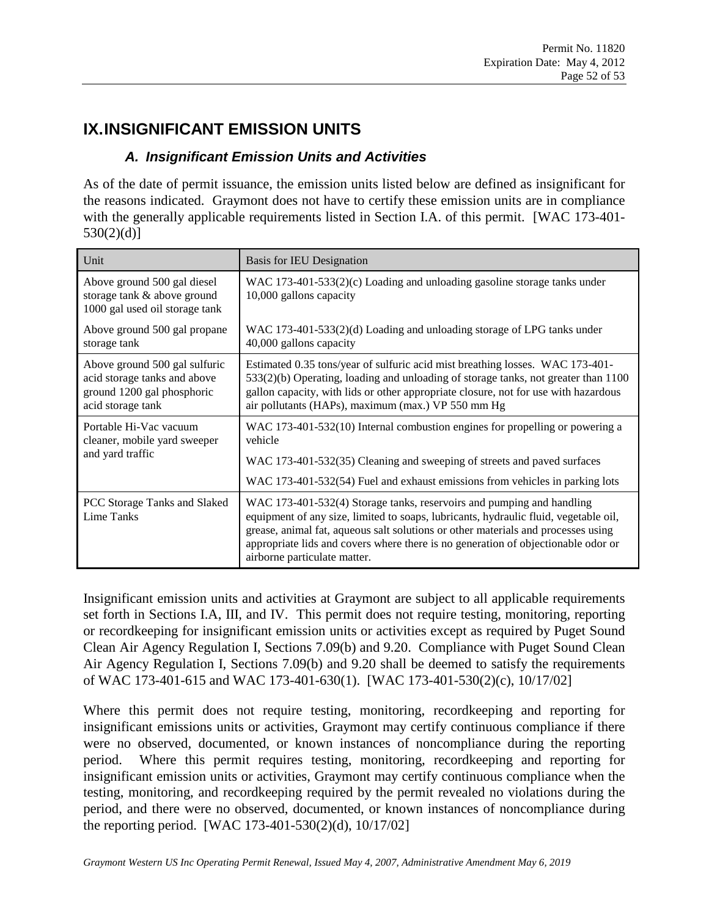# IX. INSIGNIFICANT EMISSION UNITS

## *A. Insignificant Emission Units and Activities*

As of the date of permit issuance, the emission units listed below are defined as insignificant for the reasons indicated. Graymont does not have to certify these emission units are in compliance with the generally applicable requirements listed in Section I.A. of this permit. [WAC 173-401-530(2)(d)]

| Unit | Basis for IEU Designation |
|---|---|
| Above ground 500 gal diesel storage tank & above ground 1000 gal used oil storage tank | WAC 173-401-533(2)(c) Loading and unloading gasoline storage tanks under 10,000 gallons capacity |
| Above ground 500 gal propane storage tank | WAC 173-401-533(2)(d) Loading and unloading storage of LPG tanks under 40,000 gallons capacity |
| Above ground 500 gal sulfuric acid storage tanks and above ground 1200 gal phosphoric acid storage tank | Estimated 0.35 tons/year of sulfuric acid mist breathing losses. WAC 173-401-533(2)(b) Operating, loading and unloading of storage tanks, not greater than 1100 gallon capacity, with lids or other appropriate closure, not for use with hazardous air pollutants (HAPs), maximum (max.) VP 550 mm Hg |
| Portable Hi-Vac vacuum cleaner, mobile yard sweeper and yard traffic | WAC 173-401-532(10) Internal combustion engines for propelling or powering a vehicle<br>WAC 173-401-532(35) Cleaning and sweeping of streets and paved surfaces<br>WAC 173-401-532(54) Fuel and exhaust emissions from vehicles in parking lots |
| PCC Storage Tanks and Slaked Lime Tanks | WAC 173-401-532(4) Storage tanks, reservoirs and pumping and handling equipment of any size, limited to soaps, lubricants, hydraulic fluid, vegetable oil, grease, animal fat, aqueous salt solutions or other materials and processes using appropriate lids and covers where there is no generation of objectionable odor or airborne particulate matter. |

Insignificant emission units and activities at Graymont are subject to all applicable requirements set forth in Sections I.A, III, and IV. This permit does not require testing, monitoring, reporting or recordkeeping for insignificant emission units or activities except as required by Puget Sound Clean Air Agency Regulation I, Sections 7.09(b) and 9.20. Compliance with Puget Sound Clean Air Agency Regulation I, Sections 7.09(b) and 9.20 shall be deemed to satisfy the requirements of WAC 173-401-615 and WAC 173-401-630(1). [WAC 173-401-530(2)(c), 10/17/02]

Where this permit does not require testing, monitoring, recordkeeping and reporting for insignificant emissions units or activities, Graymont may certify continuous compliance if there were no observed, documented, or known instances of noncompliance during the reporting period. Where this permit requires testing, monitoring, recordkeeping and reporting for insignificant emission units or activities, Graymont may certify continuous compliance when the testing, monitoring, and recordkeeping required by the permit revealed no violations during the period, and there were no observed, documented, or known instances of noncompliance during the reporting period. [WAC 173-401-530(2)(d), 10/17/02]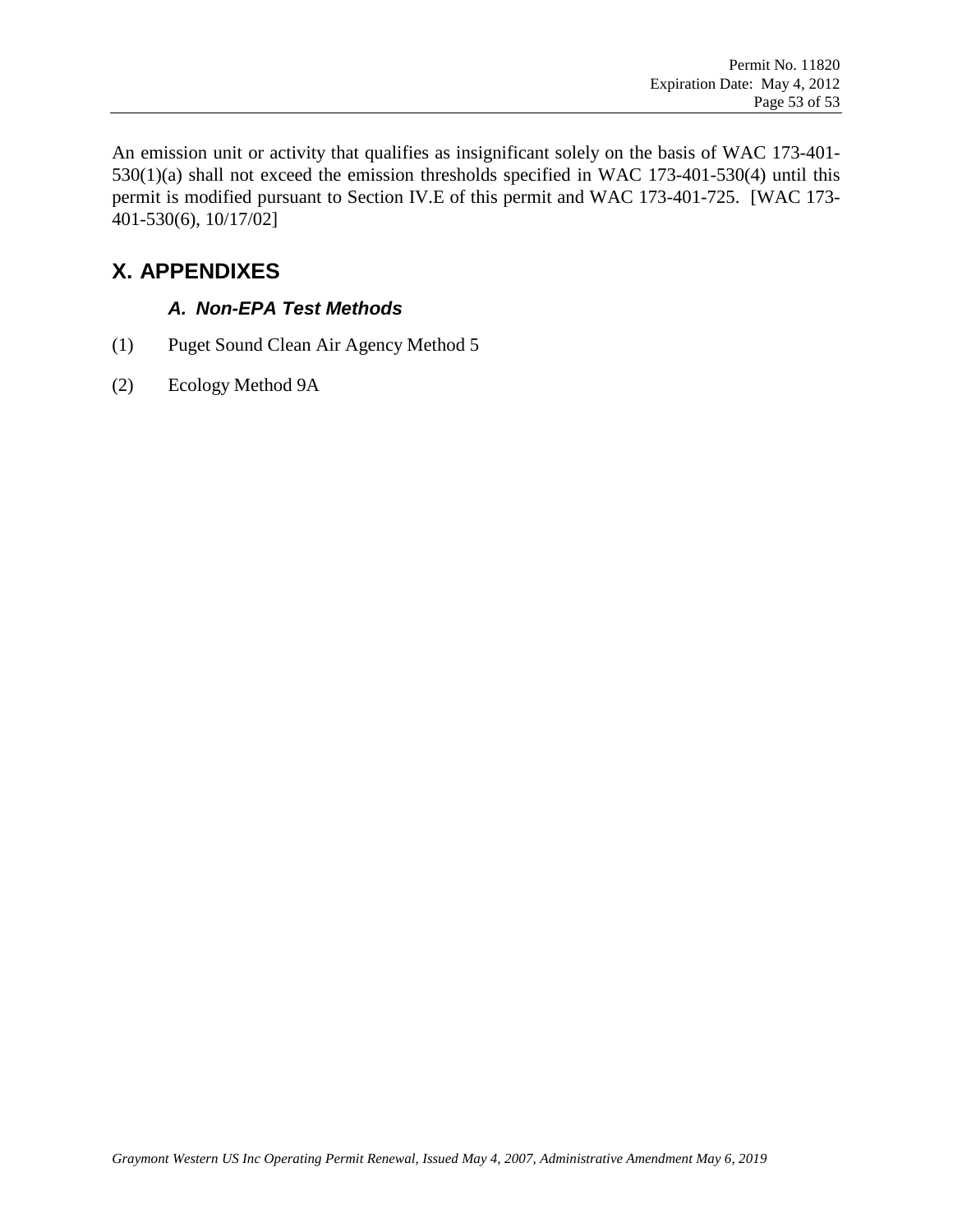An emission unit or activity that qualifies as insignificant solely on the basis of WAC 173-401-530(1)(a) shall not exceed the emission thresholds specified in WAC 173-401-530(4) until this permit is modified pursuant to Section IV.E of this permit and WAC 173-401-725. [WAC 173-401-530(6), 10/17/02]

# X. APPENDIXES

## *A. Non-EPA Test Methods*

(1) Puget Sound Clean Air Agency Method 5

(2) Ecology Method 9A